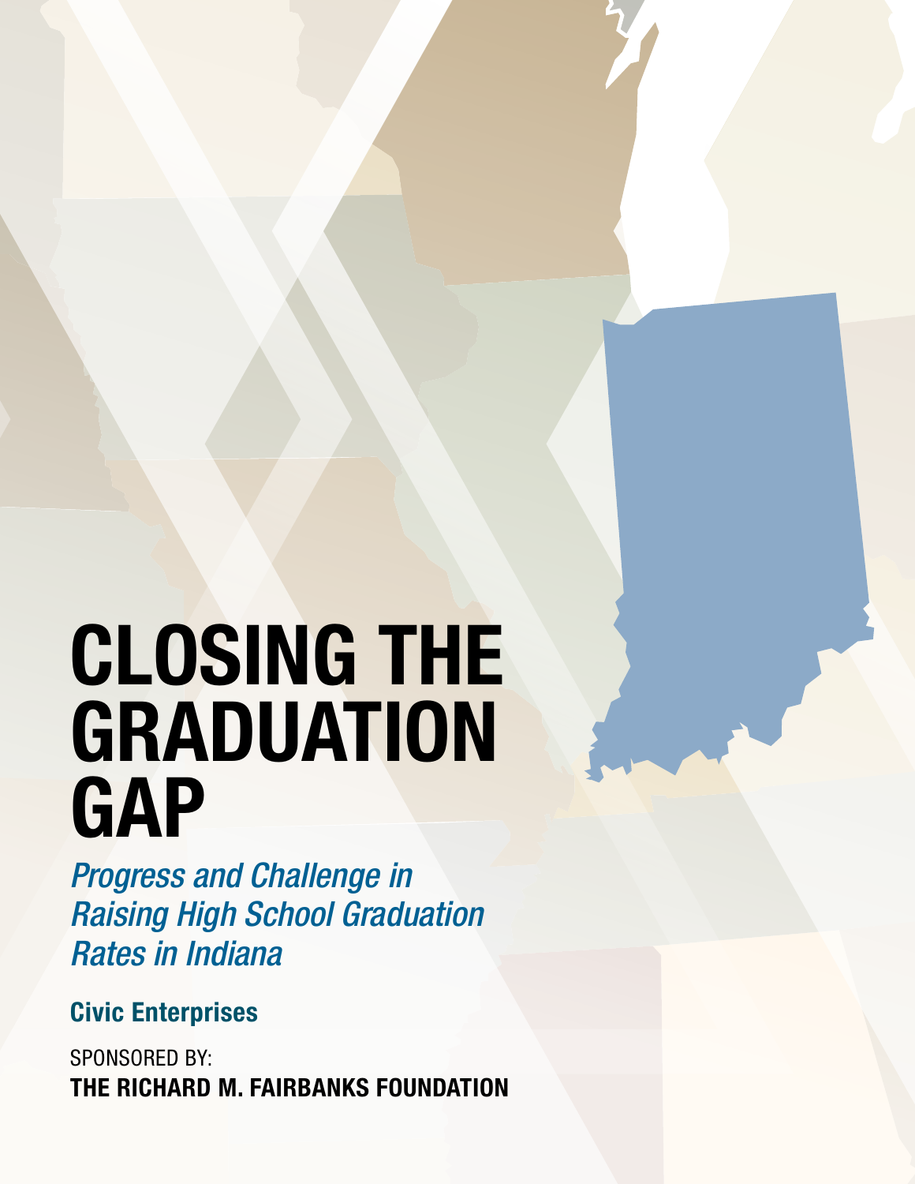# CLOSING THE GRADUATION GAP

*Progress and Challenge in Raising High School Graduation Rates in Indiana*

**Civic Enterprises**

SPONSORED BY:

**THE RICHARD M. FAIRBANKS FOUNDATION**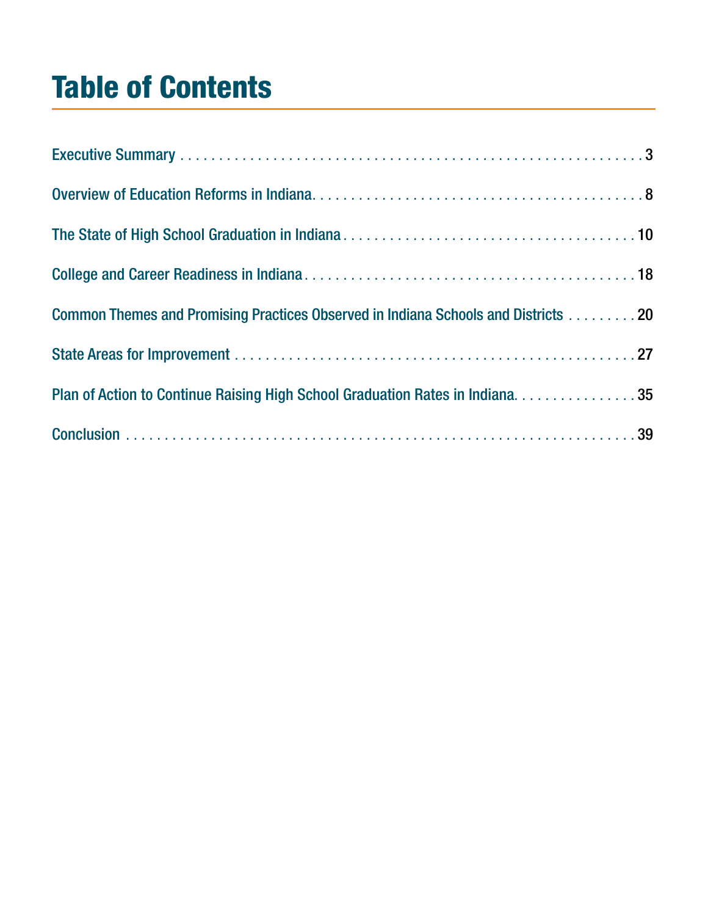# Table of Contents

Executive Summary . . . . . . . . . . . . . . . . . . . . . . . . . . . . . . . . . . . . . . . . . . . . . . . . . . . . . . . . . . . . 3

Overview of Education Reforms in Indiana. . . . . . . . . . . . . . . . . . . . . . . . . . . . . . . . . . . . . . . . . . . 8

The State of High School Graduation in Indiana . . . . . . . . . . . . . . . . . . . . . . . . . . . . . . . . . . . . . . . 10

College and Career Readiness in Indiana . . . . . . . . . . . . . . . . . . . . . . . . . . . . . . . . . . . . . . . . . . . . 18

Common Themes and Promising Practices Observed in Indiana Schools and Districts . . . . . . . . . 20

State Areas for Improvement . . . . . . . . . . . . . . . . . . . . . . . . . . . . . . . . . . . . . . . . . . . . . . . . . . . . . 27

Plan of Action to Continue Raising High School Graduation Rates in Indiana. . . . . . . . . . . . . . . . 35

Conclusion . . . . . . . . . . . . . . . . . . . . . . . . . . . . . . . . . . . . . . . . . . . . . . . . . . . . . . . . . . . . . . . . 39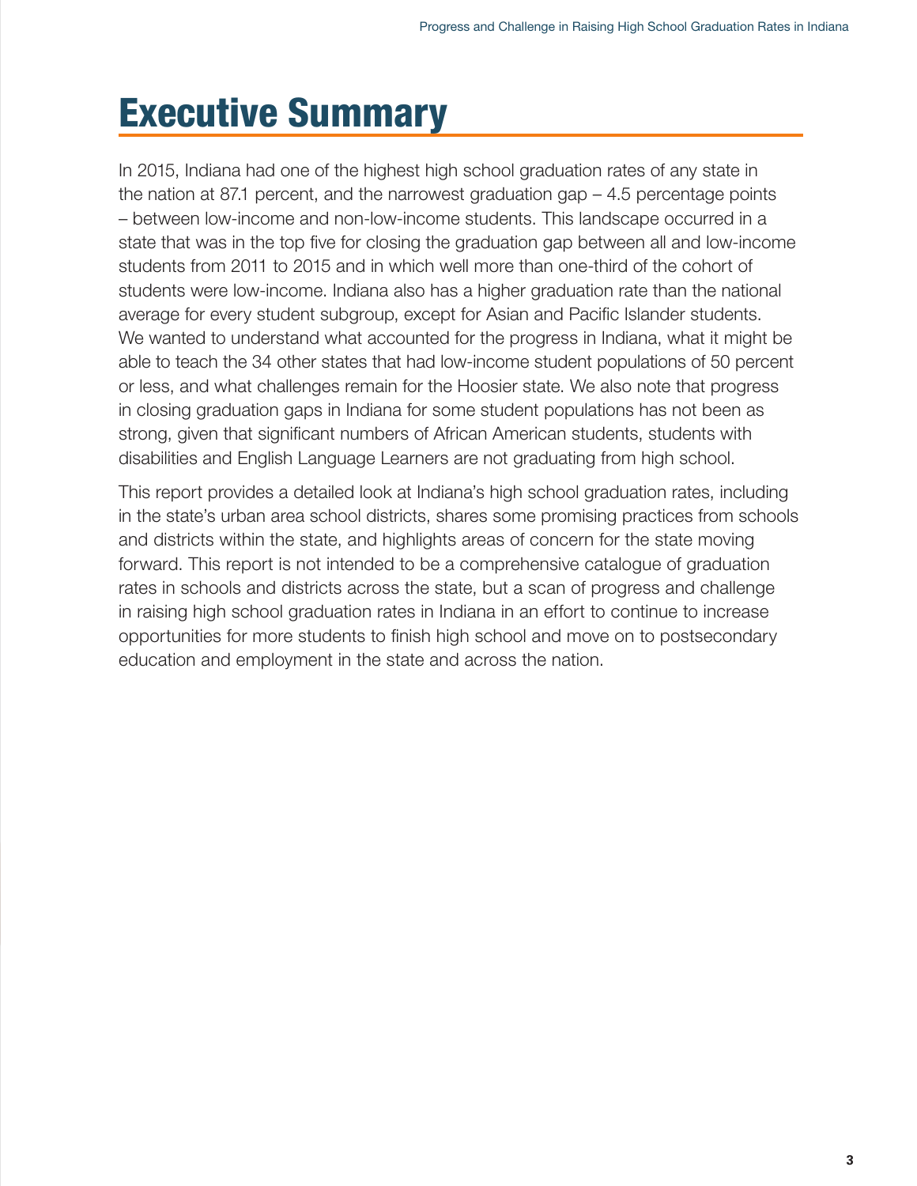# Executive Summary

In 2015, Indiana had one of the highest high school graduation rates of any state in the nation at 87.1 percent, and the narrowest graduation gap – 4.5 percentage points – between low-income and non-low-income students. This landscape occurred in a state that was in the top five for closing the graduation gap between all and low-income students from 2011 to 2015 and in which well more than one-third of the cohort of students were low-income. Indiana also has a higher graduation rate than the national average for every student subgroup, except for Asian and Pacific Islander students. We wanted to understand what accounted for the progress in Indiana, what it might be able to teach the 34 other states that had low-income student populations of 50 percent or less, and what challenges remain for the Hoosier state. We also note that progress in closing graduation gaps in Indiana for some student populations has not been as strong, given that significant numbers of African American students, students with disabilities and English Language Learners are not graduating from high school.

This report provides a detailed look at Indiana's high school graduation rates, including in the state's urban area school districts, shares some promising practices from schools and districts within the state, and highlights areas of concern for the state moving forward. This report is not intended to be a comprehensive catalogue of graduation rates in schools and districts across the state, but a scan of progress and challenge in raising high school graduation rates in Indiana in an effort to continue to increase opportunities for more students to finish high school and move on to postsecondary education and employment in the state and across the nation.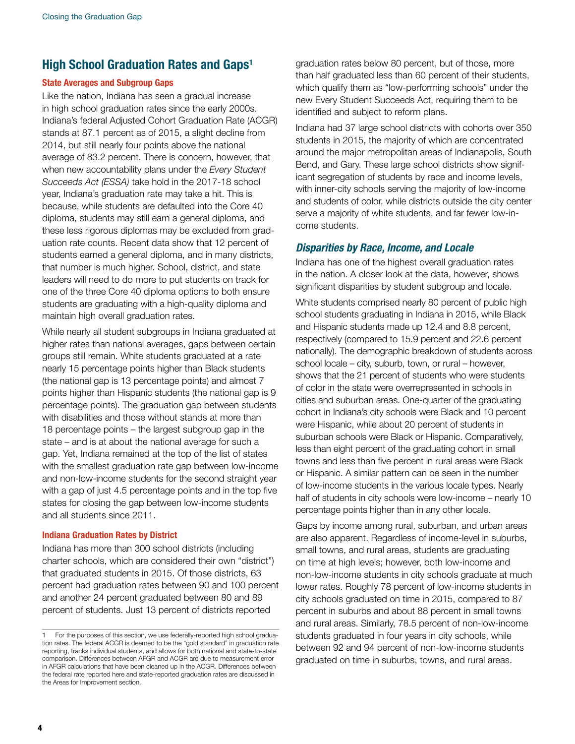## High School Graduation Rates and Gaps[1]

### State Averages and Subgroup Gaps

Like the nation, Indiana has seen a gradual increase in high school graduation rates since the early 2000s. Indiana's federal Adjusted Cohort Graduation Rate (ACGR) stands at 87.1 percent as of 2015, a slight decline from 2014, but still nearly four points above the national average of 83.2 percent. There is concern, however, that when new accountability plans under the *Every Student Succeeds Act (ESSA)* take hold in the 2017-18 school year, Indiana's graduation rate may take a hit. This is because, while students are defaulted into the Core 40 diploma, students may still earn a general diploma, and these less rigorous diplomas may be excluded from graduation rate counts. Recent data show that 12 percent of students earned a general diploma, and in many districts, that number is much higher. School, district, and state leaders will need to do more to put students on track for one of the three Core 40 diploma options to both ensure students are graduating with a high-quality diploma and maintain high overall graduation rates.

While nearly all student subgroups in Indiana graduated at higher rates than national averages, gaps between certain groups still remain. White students graduated at a rate nearly 15 percentage points higher than Black students (the national gap is 13 percentage points) and almost 7 points higher than Hispanic students (the national gap is 9 percentage points). The graduation gap between students with disabilities and those without stands at more than 18 percentage points – the largest subgroup gap in the state – and is at about the national average for such a gap. Yet, Indiana remained at the top of the list of states with the smallest graduation rate gap between low-income and non-low-income students for the second straight year with a gap of just 4.5 percentage points and in the top five states for closing the gap between low-income students and all students since 2011.

### Indiana Graduation Rates by District

Indiana has more than 300 school districts (including charter schools, which are considered their own "district") that graduated students in 2015. Of those districts, 63 percent had graduation rates between 90 and 100 percent and another 24 percent graduated between 80 and 89 percent of students. Just 13 percent of districts reported graduation rates below 80 percent, but of those, more than half graduated less than 60 percent of their students, which qualify them as "low-performing schools" under the new Every Student Succeeds Act, requiring them to be identified and subject to reform plans.

Indiana had 37 large school districts with cohorts over 350 students in 2015, the majority of which are concentrated around the major metropolitan areas of Indianapolis, South Bend, and Gary. These large school districts show significant segregation of students by race and income levels, with inner-city schools serving the majority of low-income and students of color, while districts outside the city center serve a majority of white students, and far fewer low-income students.

### *Disparities by Race, Income, and Locale*

Indiana has one of the highest overall graduation rates in the nation. A closer look at the data, however, shows significant disparities by student subgroup and locale.

White students comprised nearly 80 percent of public high school students graduating in Indiana in 2015, while Black and Hispanic students made up 12.4 and 8.8 percent, respectively (compared to 15.9 percent and 22.6 percent nationally). The demographic breakdown of students across school locale – city, suburb, town, or rural – however, shows that the 21 percent of students who were students of color in the state were overrepresented in schools in cities and suburban areas. One-quarter of the graduating cohort in Indiana's city schools were Black and 10 percent were Hispanic, while about 20 percent of students in suburban schools were Black or Hispanic. Comparatively, less than eight percent of the graduating cohort in small towns and less than five percent in rural areas were Black or Hispanic. A similar pattern can be seen in the number of low-income students in the various locale types. Nearly half of students in city schools were low-income – nearly 10 percentage points higher than in any other locale.

Gaps by income among rural, suburban, and urban areas are also apparent. Regardless of income-level in suburbs, small towns, and rural areas, students are graduating on time at high levels; however, both low-income and non-low-income students in city schools graduate at much lower rates. Roughly 78 percent of low-income students in city schools graduated on time in 2015, compared to 87 percent in suburbs and about 88 percent in small towns and rural areas. Similarly, 78.5 percent of non-low-income students graduated in four years in city schools, while between 92 and 94 percent of non-low-income students graduated on time in suburbs, towns, and rural areas.

---

1 For the purposes of this section, we use federally-reported high school graduation rates. The federal ACGR is deemed to be the "gold standard" in graduation rate reporting, tracks individual students, and allows for both national and state-to-state comparison. Differences between AFGR and ACGR are due to measurement error in AFGR calculations that have been cleaned up in the ACGR. Differences between the federal rate reported here and state-reported graduation rates are discussed in the Areas for Improvement section.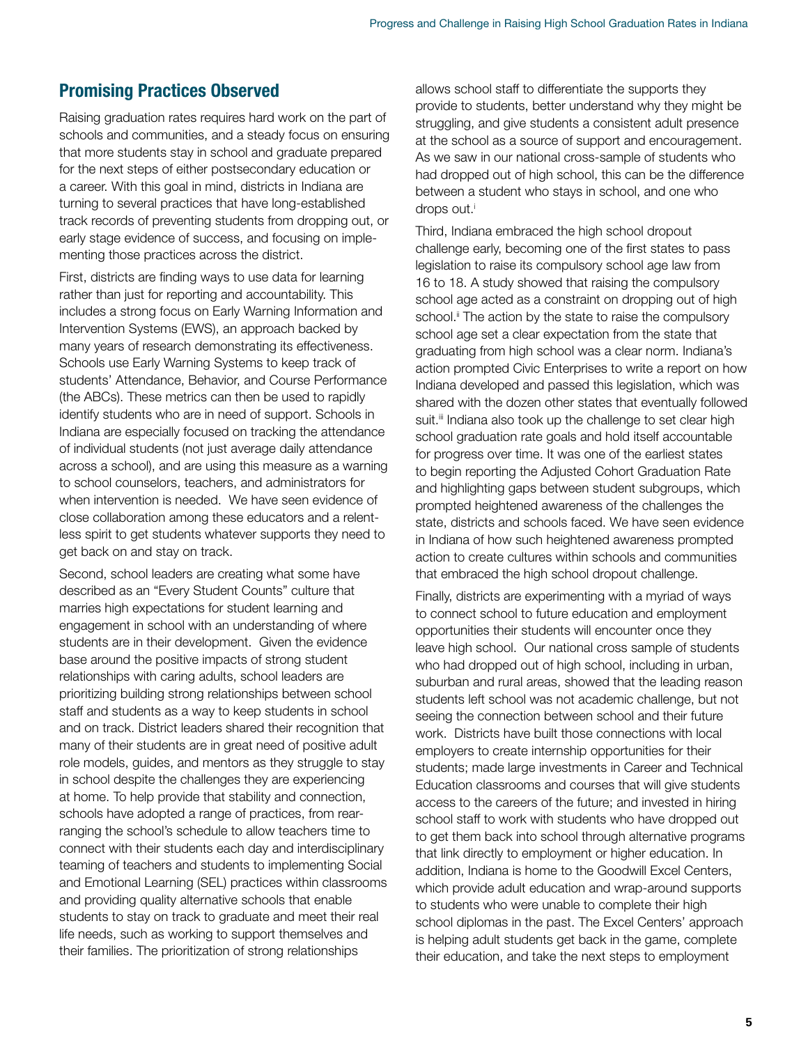## Promising Practices Observed

Raising graduation rates requires hard work on the part of schools and communities, and a steady focus on ensuring that more students stay in school and graduate prepared for the next steps of either postsecondary education or a career. With this goal in mind, districts in Indiana are turning to several practices that have long-established track records of preventing students from dropping out, or early stage evidence of success, and focusing on implementing those practices across the district.

First, districts are finding ways to use data for learning rather than just for reporting and accountability. This includes a strong focus on Early Warning Information and Intervention Systems (EWS), an approach backed by many years of research demonstrating its effectiveness. Schools use Early Warning Systems to keep track of students' Attendance, Behavior, and Course Performance (the ABCs). These metrics can then be used to rapidly identify students who are in need of support. Schools in Indiana are especially focused on tracking the attendance of individual students (not just average daily attendance across a school), and are using this measure as a warning to school counselors, teachers, and administrators for when intervention is needed. We have seen evidence of close collaboration among these educators and a relentless spirit to get students whatever supports they need to get back on and stay on track.

Second, school leaders are creating what some have described as an "Every Student Counts" culture that marries high expectations for student learning and engagement in school with an understanding of where students are in their development. Given the evidence base around the positive impacts of strong student relationships with caring adults, school leaders are prioritizing building strong relationships between school staff and students as a way to keep students in school and on track. District leaders shared their recognition that many of their students are in great need of positive adult role models, guides, and mentors as they struggle to stay in school despite the challenges they are experiencing at home. To help provide that stability and connection, schools have adopted a range of practices, from rearranging the school's schedule to allow teachers time to connect with their students each day and interdisciplinary teaming of teachers and students to implementing Social and Emotional Learning (SEL) practices within classrooms and providing quality alternative schools that enable students to stay on track to graduate and meet their real life needs, such as working to support themselves and their families. The prioritization of strong relationships allows school staff to differentiate the supports they provide to students, better understand why they might be struggling, and give students a consistent adult presence at the school as a source of support and encouragement. As we saw in our national cross-sample of students who had dropped out of high school, this can be the difference between a student who stays in school, and one who drops out.[i]

Third, Indiana embraced the high school dropout challenge early, becoming one of the first states to pass legislation to raise its compulsory school age law from 16 to 18. A study showed that raising the compulsory school age acted as a constraint on dropping out of high school.[ii] The action by the state to raise the compulsory school age set a clear expectation from the state that graduating from high school was a clear norm. Indiana's action prompted Civic Enterprises to write a report on how Indiana developed and passed this legislation, which was shared with the dozen other states that eventually followed suit.[iii] Indiana also took up the challenge to set clear high school graduation rate goals and hold itself accountable for progress over time. It was one of the earliest states to begin reporting the Adjusted Cohort Graduation Rate and highlighting gaps between student subgroups, which prompted heightened awareness of the challenges the state, districts and schools faced. We have seen evidence in Indiana of how such heightened awareness prompted action to create cultures within schools and communities that embraced the high school dropout challenge.

Finally, districts are experimenting with a myriad of ways to connect school to future education and employment opportunities their students will encounter once they leave high school. Our national cross sample of students who had dropped out of high school, including in urban, suburban and rural areas, showed that the leading reason students left school was not academic challenge, but not seeing the connection between school and their future work. Districts have built those connections with local employers to create internship opportunities for their students; made large investments in Career and Technical Education classrooms and courses that will give students access to the careers of the future; and invested in hiring school staff to work with students who have dropped out to get them back into school through alternative programs that link directly to employment or higher education. In addition, Indiana is home to the Goodwill Excel Centers, which provide adult education and wrap-around supports to students who were unable to complete their high school diplomas in the past. The Excel Centers' approach is helping adult students get back in the game, complete their education, and take the next steps to employment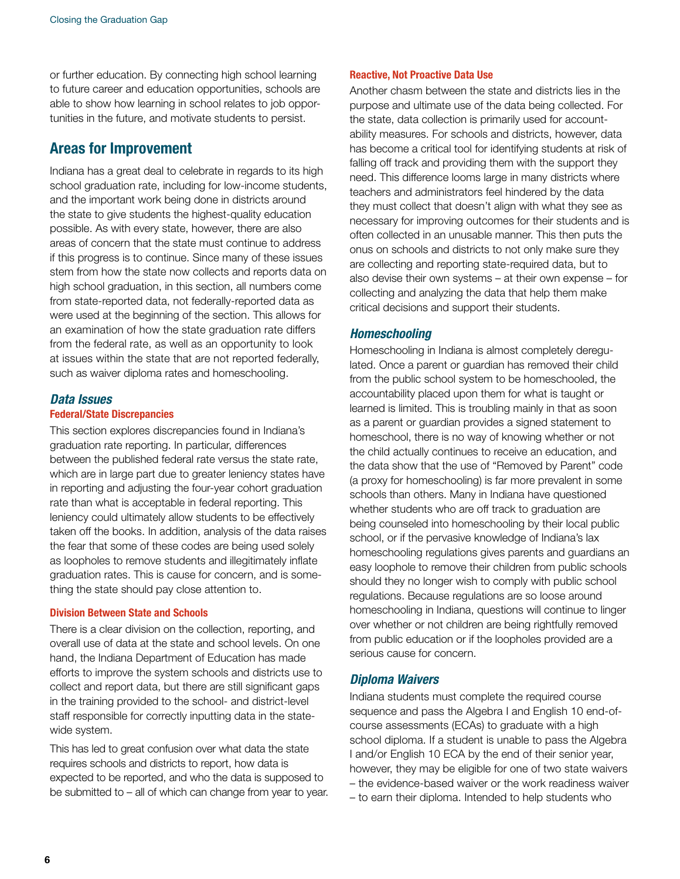or further education. By connecting high school learning to future career and education opportunities, schools are able to show how learning in school relates to job opportunities in the future, and motivate students to persist.

## Areas for Improvement

Indiana has a great deal to celebrate in regards to its high school graduation rate, including for low-income students, and the important work being done in districts around the state to give students the highest-quality education possible. As with every state, however, there are also areas of concern that the state must continue to address if this progress is to continue. Since many of these issues stem from how the state now collects and reports data on high school graduation, in this section, all numbers come from state-reported data, not federally-reported data as were used at the beginning of the section. This allows for an examination of how the state graduation rate differs from the federal rate, as well as an opportunity to look at issues within the state that are not reported federally, such as waiver diploma rates and homeschooling.

### *Data Issues*

#### Federal/State Discrepancies

This section explores discrepancies found in Indiana's graduation rate reporting. In particular, differences between the published federal rate versus the state rate, which are in large part due to greater leniency states have in reporting and adjusting the four-year cohort graduation rate than what is acceptable in federal reporting. This leniency could ultimately allow students to be effectively taken off the books. In addition, analysis of the data raises the fear that some of these codes are being used solely as loopholes to remove students and illegitimately inflate graduation rates. This is cause for concern, and is something the state should pay close attention to.

#### Division Between State and Schools

There is a clear division on the collection, reporting, and overall use of data at the state and school levels. On one hand, the Indiana Department of Education has made efforts to improve the system schools and districts use to collect and report data, but there are still significant gaps in the training provided to the school- and district-level staff responsible for correctly inputting data in the statewide system.

This has led to great confusion over what data the state requires schools and districts to report, how data is expected to be reported, and who the data is supposed to be submitted to – all of which can change from year to year.

#### Reactive, Not Proactive Data Use

Another chasm between the state and districts lies in the purpose and ultimate use of the data being collected. For the state, data collection is primarily used for accountability measures. For schools and districts, however, data has become a critical tool for identifying students at risk of falling off track and providing them with the support they need. This difference looms large in many districts where teachers and administrators feel hindered by the data they must collect that doesn't align with what they see as necessary for improving outcomes for their students and is often collected in an unusable manner. This then puts the onus on schools and districts to not only make sure they are collecting and reporting state-required data, but to also devise their own systems – at their own expense – for collecting and analyzing the data that help them make critical decisions and support their students.

### *Homeschooling*

Homeschooling in Indiana is almost completely deregulated. Once a parent or guardian has removed their child from the public school system to be homeschooled, the accountability placed upon them for what is taught or learned is limited. This is troubling mainly in that as soon as a parent or guardian provides a signed statement to homeschool, there is no way of knowing whether or not the child actually continues to receive an education, and the data show that the use of "Removed by Parent" code (a proxy for homeschooling) is far more prevalent in some schools than others. Many in Indiana have questioned whether students who are off track to graduation are being counseled into homeschooling by their local public school, or if the pervasive knowledge of Indiana's lax homeschooling regulations gives parents and guardians an easy loophole to remove their children from public schools should they no longer wish to comply with public school regulations. Because regulations are so loose around homeschooling in Indiana, questions will continue to linger over whether or not children are being rightfully removed from public education or if the loopholes provided are a serious cause for concern.

### *Diploma Waivers*

Indiana students must complete the required course sequence and pass the Algebra I and English 10 end-of-course assessments (ECAs) to graduate with a high school diploma. If a student is unable to pass the Algebra I and/or English 10 ECA by the end of their senior year, however, they may be eligible for one of two state waivers – the evidence-based waiver or the work readiness waiver – to earn their diploma. Intended to help students who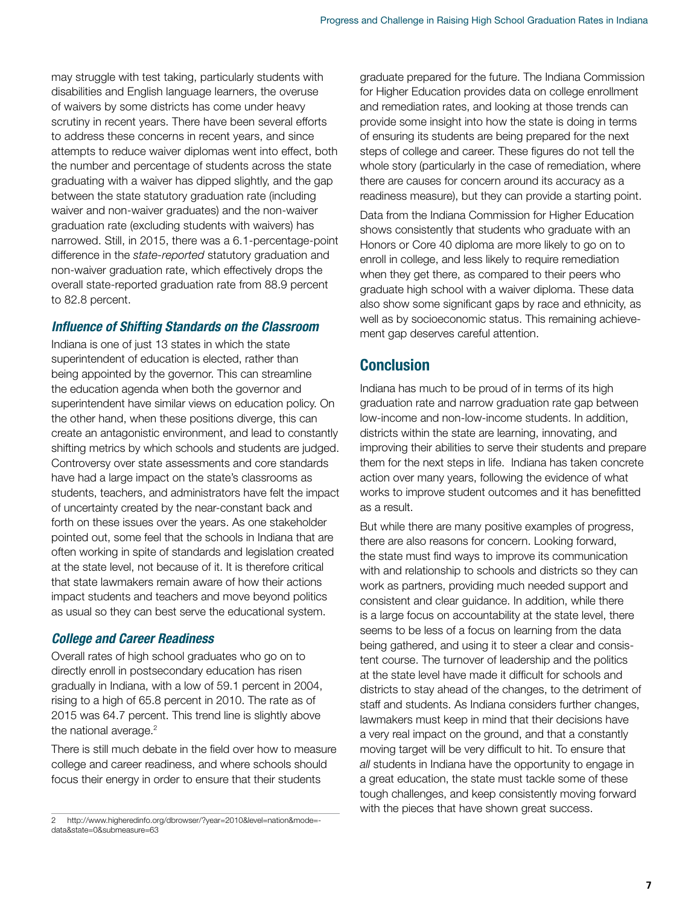may struggle with test taking, particularly students with disabilities and English language learners, the overuse of waivers by some districts has come under heavy scrutiny in recent years. There have been several efforts to address these concerns in recent years, and since attempts to reduce waiver diplomas went into effect, both the number and percentage of students across the state graduating with a waiver has dipped slightly, and the gap between the state statutory graduation rate (including waiver and non-waiver graduates) and the non-waiver graduation rate (excluding students with waivers) has narrowed. Still, in 2015, there was a 6.1-percentage-point difference in the *state-reported* statutory graduation and non-waiver graduation rate, which effectively drops the overall state-reported graduation rate from 88.9 percent to 82.8 percent.

### *Influence of Shifting Standards on the Classroom*

Indiana is one of just 13 states in which the state superintendent of education is elected, rather than being appointed by the governor. This can streamline the education agenda when both the governor and superintendent have similar views on education policy. On the other hand, when these positions diverge, this can create an antagonistic environment, and lead to constantly shifting metrics by which schools and students are judged. Controversy over state assessments and core standards have had a large impact on the state's classrooms as students, teachers, and administrators have felt the impact of uncertainty created by the near-constant back and forth on these issues over the years. As one stakeholder pointed out, some feel that the schools in Indiana that are often working in spite of standards and legislation created at the state level, not because of it. It is therefore critical that state lawmakers remain aware of how their actions impact students and teachers and move beyond politics as usual so they can best serve the educational system.

### *College and Career Readiness*

Overall rates of high school graduates who go on to directly enroll in postsecondary education has risen gradually in Indiana, with a low of 59.1 percent in 2004, rising to a high of 65.8 percent in 2010. The rate as of 2015 was 64.7 percent. This trend line is slightly above the national average.[2]

There is still much debate in the field over how to measure college and career readiness, and where schools should focus their energy in order to ensure that their students graduate prepared for the future. The Indiana Commission for Higher Education provides data on college enrollment and remediation rates, and looking at those trends can provide some insight into how the state is doing in terms of ensuring its students are being prepared for the next steps of college and career. These figures do not tell the whole story (particularly in the case of remediation, where there are causes for concern around its accuracy as a readiness measure), but they can provide a starting point.

Data from the Indiana Commission for Higher Education shows consistently that students who graduate with an Honors or Core 40 diploma are more likely to go on to enroll in college, and less likely to require remediation when they get there, as compared to their peers who graduate high school with a waiver diploma. These data also show some significant gaps by race and ethnicity, as well as by socioeconomic status. This remaining achievement gap deserves careful attention.

## Conclusion

Indiana has much to be proud of in terms of its high graduation rate and narrow graduation rate gap between low-income and non-low-income students. In addition, districts within the state are learning, innovating, and improving their abilities to serve their students and prepare them for the next steps in life. Indiana has taken concrete action over many years, following the evidence of what works to improve student outcomes and it has benefitted as a result.

But while there are many positive examples of progress, there are also reasons for concern. Looking forward, the state must find ways to improve its communication with and relationship to schools and districts so they can work as partners, providing much needed support and consistent and clear guidance. In addition, while there is a large focus on accountability at the state level, there seems to be less of a focus on learning from the data being gathered, and using it to steer a clear and consistent course. The turnover of leadership and the politics at the state level have made it difficult for schools and districts to stay ahead of the changes, to the detriment of staff and students. As Indiana considers further changes, lawmakers must keep in mind that their decisions have a very real impact on the ground, and that a constantly moving target will be very difficult to hit. To ensure that *all* students in Indiana have the opportunity to engage in a great education, the state must tackle some of these tough challenges, and keep consistently moving forward with the pieces that have shown great success.

---

2 http://www.higheredinfo.org/dbrowser/?year=2010&level=nation&mode=data&state=0&submeasure=63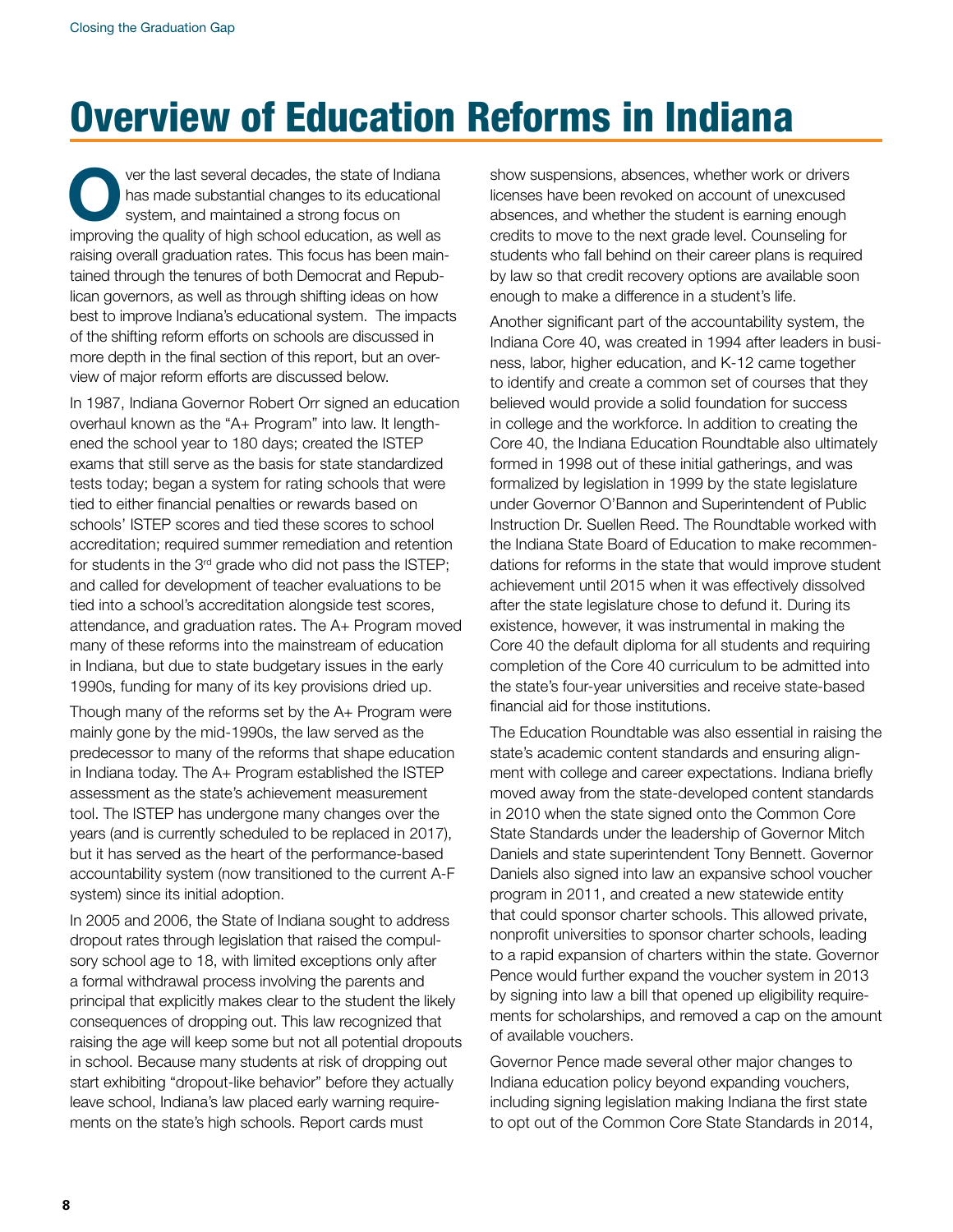# Overview of Education Reforms in Indiana

Over the last several decades, the state of Indiana has made substantial changes to its educational system, and maintained a strong focus on improving the quality of high school education, as well as raising overall graduation rates. This focus has been maintained through the tenures of both Democrat and Republican governors, as well as through shifting ideas on how best to improve Indiana's educational system. The impacts of the shifting reform efforts on schools are discussed in more depth in the final section of this report, but an overview of major reform efforts are discussed below.

In 1987, Indiana Governor Robert Orr signed an education overhaul known as the "A+ Program" into law. It lengthened the school year to 180 days; created the ISTEP exams that still serve as the basis for state standardized tests today; began a system for rating schools that were tied to either financial penalties or rewards based on schools' ISTEP scores and tied these scores to school accreditation; required summer remediation and retention for students in the 3rd grade who did not pass the ISTEP; and called for development of teacher evaluations to be tied into a school's accreditation alongside test scores, attendance, and graduation rates. The A+ Program moved many of these reforms into the mainstream of education in Indiana, but due to state budgetary issues in the early 1990s, funding for many of its key provisions dried up.

Though many of the reforms set by the A+ Program were mainly gone by the mid-1990s, the law served as the predecessor to many of the reforms that shape education in Indiana today. The A+ Program established the ISTEP assessment as the state's achievement measurement tool. The ISTEP has undergone many changes over the years (and is currently scheduled to be replaced in 2017), but it has served as the heart of the performance-based accountability system (now transitioned to the current A-F system) since its initial adoption.

In 2005 and 2006, the State of Indiana sought to address dropout rates through legislation that raised the compulsory school age to 18, with limited exceptions only after a formal withdrawal process involving the parents and principal that explicitly makes clear to the student the likely consequences of dropping out. This law recognized that raising the age will keep some but not all potential dropouts in school. Because many students at risk of dropping out start exhibiting "dropout-like behavior" before they actually leave school, Indiana's law placed early warning requirements on the state's high schools. Report cards must show suspensions, absences, whether work or drivers licenses have been revoked on account of unexcused absences, and whether the student is earning enough credits to move to the next grade level. Counseling for students who fall behind on their career plans is required by law so that credit recovery options are available soon enough to make a difference in a student's life.

Another significant part of the accountability system, the Indiana Core 40, was created in 1994 after leaders in business, labor, higher education, and K-12 came together to identify and create a common set of courses that they believed would provide a solid foundation for success in college and the workforce. In addition to creating the Core 40, the Indiana Education Roundtable also ultimately formed in 1998 out of these initial gatherings, and was formalized by legislation in 1999 by the state legislature under Governor O'Bannon and Superintendent of Public Instruction Dr. Suellen Reed. The Roundtable worked with the Indiana State Board of Education to make recommendations for reforms in the state that would improve student achievement until 2015 when it was effectively dissolved after the state legislature chose to defund it. During its existence, however, it was instrumental in making the Core 40 the default diploma for all students and requiring completion of the Core 40 curriculum to be admitted into the state's four-year universities and receive state-based financial aid for those institutions.

The Education Roundtable was also essential in raising the state's academic content standards and ensuring alignment with college and career expectations. Indiana briefly moved away from the state-developed content standards in 2010 when the state signed onto the Common Core State Standards under the leadership of Governor Mitch Daniels and state superintendent Tony Bennett. Governor Daniels also signed into law an expansive school voucher program in 2011, and created a new statewide entity that could sponsor charter schools. This allowed private, nonprofit universities to sponsor charter schools, leading to a rapid expansion of charters within the state. Governor Pence would further expand the voucher system in 2013 by signing into law a bill that opened up eligibility requirements for scholarships, and removed a cap on the amount of available vouchers.

Governor Pence made several other major changes to Indiana education policy beyond expanding vouchers, including signing legislation making Indiana the first state to opt out of the Common Core State Standards in 2014,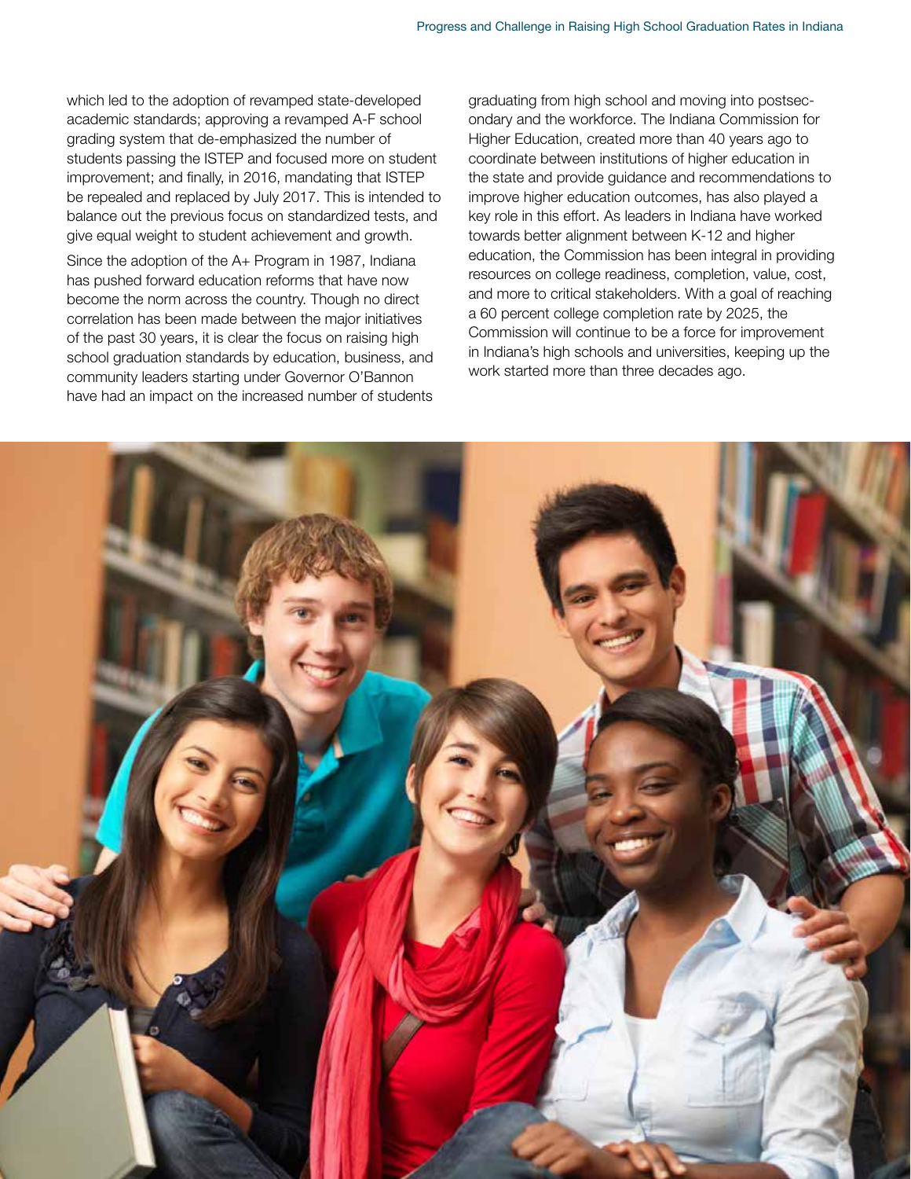which led to the adoption of revamped state-developed academic standards; approving a revamped A-F school grading system that de-emphasized the number of students passing the ISTEP and focused more on student improvement; and finally, in 2016, mandating that ISTEP be repealed and replaced by July 2017. This is intended to balance out the previous focus on standardized tests, and give equal weight to student achievement and growth.

Since the adoption of the A+ Program in 1987, Indiana has pushed forward education reforms that have now become the norm across the country. Though no direct correlation has been made between the major initiatives of the past 30 years, it is clear the focus on raising high school graduation standards by education, business, and community leaders starting under Governor O'Bannon have had an impact on the increased number of students graduating from high school and moving into postsecondary and the workforce. The Indiana Commission for Higher Education, created more than 40 years ago to coordinate between institutions of higher education in the state and provide guidance and recommendations to improve higher education outcomes, has also played a key role in this effort. As leaders in Indiana have worked towards better alignment between K-12 and higher education, the Commission has been integral in providing resources on college readiness, completion, value, cost, and more to critical stakeholders. With a goal of reaching a 60 percent college completion rate by 2025, the Commission will continue to be a force for improvement in Indiana's high schools and universities, keeping up the work started more than three decades ago.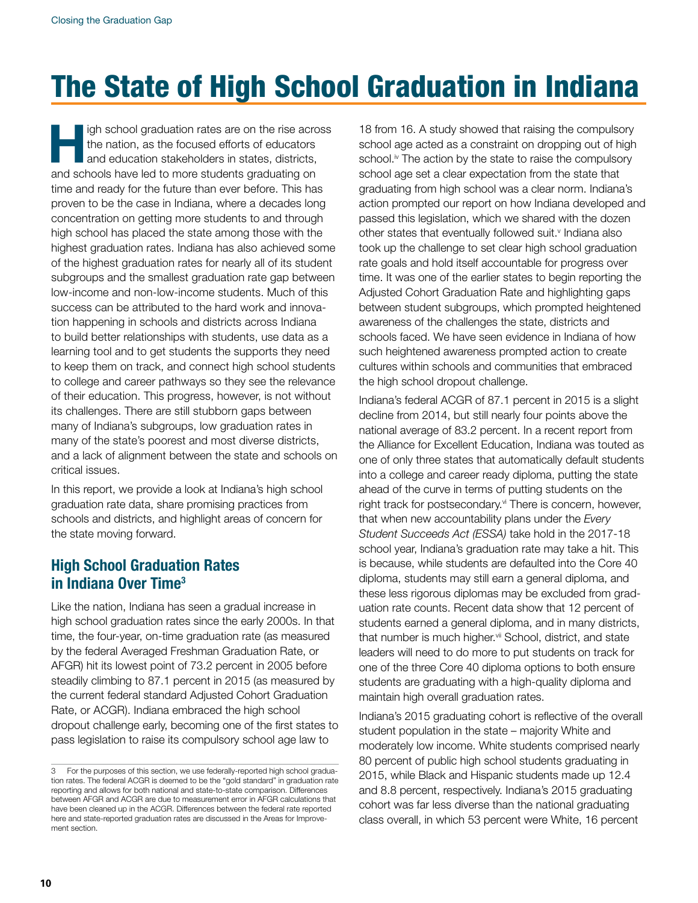# The State of High School Graduation in Indiana

High school graduation rates are on the rise across the nation, as the focused efforts of educators and education stakeholders in states, districts, and schools have led to more students graduating on time and ready for the future than ever before. This has proven to be the case in Indiana, where a decades long concentration on getting more students to and through high school has placed the state among those with the highest graduation rates. Indiana has also achieved some of the highest graduation rates for nearly all of its student subgroups and the smallest graduation rate gap between low-income and non-low-income students. Much of this success can be attributed to the hard work and innovation happening in schools and districts across Indiana to build better relationships with students, use data as a learning tool and to get students the supports they need to keep them on track, and connect high school students to college and career pathways so they see the relevance of their education. This progress, however, is not without its challenges. There are still stubborn gaps between many of Indiana's subgroups, low graduation rates in many of the state's poorest and most diverse districts, and a lack of alignment between the state and schools on critical issues.

In this report, we provide a look at Indiana's high school graduation rate data, share promising practices from schools and districts, and highlight areas of concern for the state moving forward.

## High School Graduation Rates in Indiana Over Time[3]

Like the nation, Indiana has seen a gradual increase in high school graduation rates since the early 2000s. In that time, the four-year, on-time graduation rate (as measured by the federal Averaged Freshman Graduation Rate, or AFGR) hit its lowest point of 73.2 percent in 2005 before steadily climbing to 87.1 percent in 2015 (as measured by the current federal standard Adjusted Cohort Graduation Rate, or ACGR). Indiana embraced the high school dropout challenge early, becoming one of the first states to pass legislation to raise its compulsory school age law to 18 from 16. A study showed that raising the compulsory school age acted as a constraint on dropping out of high school.[iv] The action by the state to raise the compulsory school age set a clear expectation from the state that graduating from high school was a clear norm. Indiana's action prompted our report on how Indiana developed and passed this legislation, which we shared with the dozen other states that eventually followed suit.[v] Indiana also took up the challenge to set clear high school graduation rate goals and hold itself accountable for progress over time. It was one of the earlier states to begin reporting the Adjusted Cohort Graduation Rate and highlighting gaps between student subgroups, which prompted heightened awareness of the challenges the state, districts and schools faced. We have seen evidence in Indiana of how such heightened awareness prompted action to create cultures within schools and communities that embraced the high school dropout challenge.

Indiana's federal ACGR of 87.1 percent in 2015 is a slight decline from 2014, but still nearly four points above the national average of 83.2 percent. In a recent report from the Alliance for Excellent Education, Indiana was touted as one of only three states that automatically default students into a college and career ready diploma, putting the state ahead of the curve in terms of putting students on the right track for postsecondary.[vi] There is concern, however, that when new accountability plans under the *Every Student Succeeds Act (ESSA)* take hold in the 2017-18 school year, Indiana's graduation rate may take a hit. This is because, while students are defaulted into the Core 40 diploma, students may still earn a general diploma, and these less rigorous diplomas may be excluded from graduation rate counts. Recent data show that 12 percent of students earned a general diploma, and in many districts, that number is much higher.[vii] School, district, and state leaders will need to do more to put students on track for one of the three Core 40 diploma options to both ensure students are graduating with a high-quality diploma and maintain high overall graduation rates.

Indiana's 2015 graduating cohort is reflective of the overall student population in the state – majority White and moderately low income. White students comprised nearly 80 percent of public high school students graduating in 2015, while Black and Hispanic students made up 12.4 and 8.8 percent, respectively. Indiana's 2015 graduating cohort was far less diverse than the national graduating class overall, in which 53 percent were White, 16 percent

---

3 For the purposes of this section, we use federally-reported high school graduation rates. The federal ACGR is deemed to be the "gold standard" in graduation rate reporting and allows for both national and state-to-state comparison. Differences between AFGR and ACGR are due to measurement error in AFGR calculations that have been cleaned up in the ACGR. Differences between the federal rate reported here and state-reported graduation rates are discussed in the Areas for Improvement section.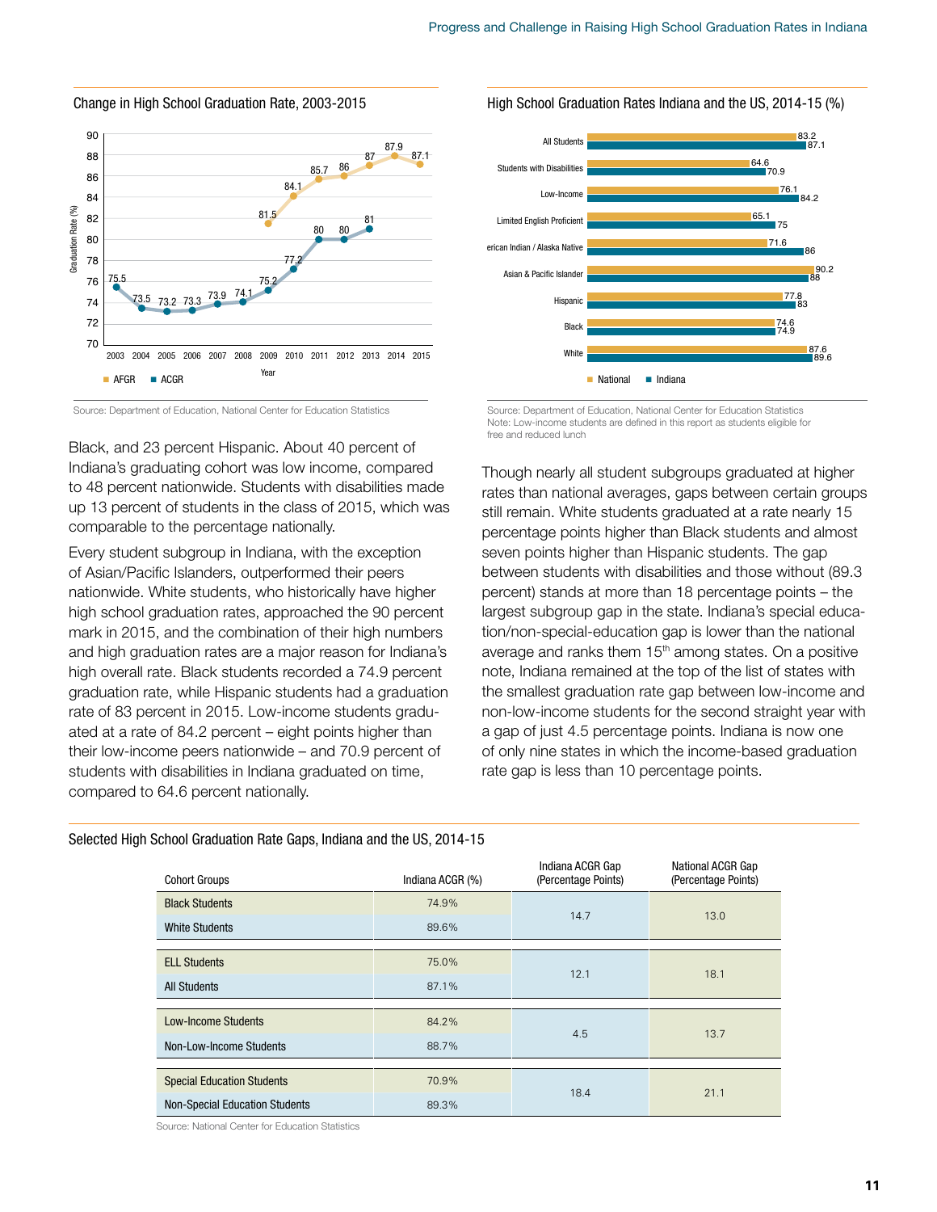### Change in High School Graduation Rate, 2003-2015

| Year | AFGR | ACGR |
|---|---|---|
| 2003 | | 75.5 |
| 2004 | | 73.5 |
| 2005 | | 73.2 |
| 2006 | | 73.3 |
| 2007 | | 73.9 |
| 2008 | | 74.1 |
| 2009 | 81.5 | 75.2 |
| 2010 | 84.1 | 77.2 |
| 2011 | 85.7 | 80 |
| 2012 | 86 | 80 |
| 2013 | 87 | 81 |
| 2014 | 87.9 | |
| 2015 | 87.1 | |

Source: Department of Education, National Center for Education Statistics

### High School Graduation Rates Indiana and the US, 2014-15 (%)

| Group | National | Indiana |
|---|---|---|
| All Students | 83.2 | 87.1 |
| Students with Disabilities | 64.6 | 70.9 |
| Low-Income | 76.1 | 84.2 |
| Limited English Proficient | 65.1 | 75 |
| erican Indian / Alaska Native | 71.6 | 86 |
| Asian & Pacific Islander | 90.2 | 88 |
| Hispanic | 77.8 | 83 |
| Black | 74.6 | 74.9 |
| White | 87.6 | 89.6 |

Source: Department of Education, National Center for Education Statistics
Note: Low-income students are defined in this report as students eligible for free and reduced lunch

Black, and 23 percent Hispanic. About 40 percent of Indiana's graduating cohort was low income, compared to 48 percent nationwide. Students with disabilities made up 13 percent of students in the class of 2015, which was comparable to the percentage nationally.

Every student subgroup in Indiana, with the exception of Asian/Pacific Islanders, outperformed their peers nationwide. White students, who historically have higher high school graduation rates, approached the 90 percent mark in 2015, and the combination of their high numbers and high graduation rates are a major reason for Indiana's high overall rate. Black students recorded a 74.9 percent graduation rate, while Hispanic students had a graduation rate of 83 percent in 2015. Low-income students graduated at a rate of 84.2 percent – eight points higher than their low-income peers nationwide – and 70.9 percent of students with disabilities in Indiana graduated on time, compared to 64.6 percent nationally.

Though nearly all student subgroups graduated at higher rates than national averages, gaps between certain groups still remain. White students graduated at a rate nearly 15 percentage points higher than Black students and almost seven points higher than Hispanic students. The gap between students with disabilities and those without (89.3 percent) stands at more than 18 percentage points – the largest subgroup gap in the state. Indiana's special education/non-special-education gap is lower than the national average and ranks them 15th among states. On a positive note, Indiana remained at the top of the list of states with the smallest graduation rate gap between low-income and non-low-income students for the second straight year with a gap of just 4.5 percentage points. Indiana is now one of only nine states in which the income-based graduation rate gap is less than 10 percentage points.

### Selected High School Graduation Rate Gaps, Indiana and the US, 2014-15

| Cohort Groups | Indiana ACGR (%) | Indiana ACGR Gap (Percentage Points) | National ACGR Gap (Percentage Points) |
|---|---|---|---|
| Black Students | 74.9% | 14.7 | 13.0 |
| White Students | 89.6% | | |
| ELL Students | 75.0% | 12.1 | 18.1 |
| All Students | 87.1% | | |
| Low-Income Students | 84.2% | 4.5 | 13.7 |
| Non-Low-Income Students | 88.7% | | |
| Special Education Students | 70.9% | 18.4 | 21.1 |
| Non-Special Education Students | 89.3% | | |

Source: National Center for Education Statistics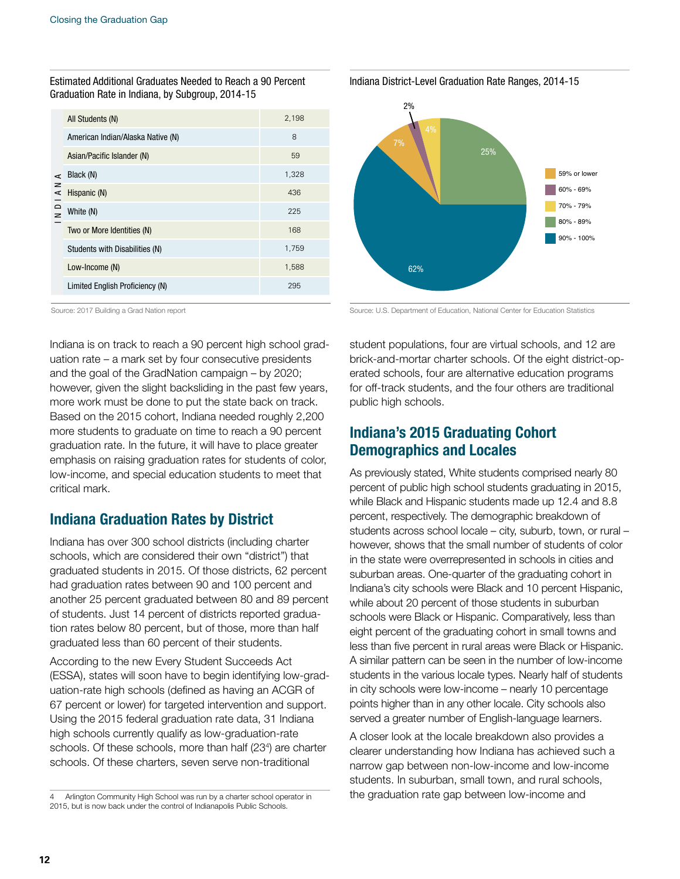Estimated Additional Graduates Needed to Reach a 90 Percent Graduation Rate in Indiana, by Subgroup, 2014-15

| | Subgroup | Additional Graduates |
|---|---|---|
| INDIANA | All Students (N) | 2,198 |
| | American Indian/Alaska Native (N) | 8 |
| | Asian/Pacific Islander (N) | 59 |
| | Black (N) | 1,328 |
| | Hispanic (N) | 436 |
| | White (N) | 225 |
| | Two or More Identities (N) | 168 |
| | Students with Disabilities (N) | 1,759 |
| | Low-Income (N) | 1,588 |
| | Limited English Proficiency (N) | 295 |

Source: 2017 Building a Grad Nation report

Indiana District-Level Graduation Rate Ranges, 2014-15

| Graduation Rate Range | Share of Districts |
|---|---|
| 59% or lower | 7% |
| 60% - 69% | 2% |
| 70% - 79% | 4% |
| 80% - 89% | 25% |
| 90% - 100% | 62% |

Source: U.S. Department of Education, National Center for Education Statistics

Indiana is on track to reach a 90 percent high school graduation rate – a mark set by four consecutive presidents and the goal of the GradNation campaign – by 2020; however, given the slight backsliding in the past few years, more work must be done to put the state back on track. Based on the 2015 cohort, Indiana needed roughly 2,200 more students to graduate on time to reach a 90 percent graduation rate. In the future, it will have to place greater emphasis on raising graduation rates for students of color, low-income, and special education students to meet that critical mark.

## Indiana Graduation Rates by District

Indiana has over 300 school districts (including charter schools, which are considered their own "district") that graduated students in 2015. Of those districts, 62 percent had graduation rates between 90 and 100 percent and another 25 percent graduated between 80 and 89 percent of students. Just 14 percent of districts reported graduation rates below 80 percent, but of those, more than half graduated less than 60 percent of their students.

According to the new Every Student Succeeds Act (ESSA), states will soon have to begin identifying low-graduation-rate high schools (defined as having an ACGR of 67 percent or lower) for targeted intervention and support. Using the 2015 federal graduation rate data, 31 Indiana high schools currently qualify as low-graduation-rate schools. Of these schools, more than half (23[4]) are charter schools. Of these charters, seven serve non-traditional student populations, four are virtual schools, and 12 are brick-and-mortar charter schools. Of the eight district-operated schools, four are alternative education programs for off-track students, and the four others are traditional public high schools.

## Indiana's 2015 Graduating Cohort Demographics and Locales

As previously stated, White students comprised nearly 80 percent of public high school students graduating in 2015, while Black and Hispanic students made up 12.4 and 8.8 percent, respectively. The demographic breakdown of students across school locale – city, suburb, town, or rural – however, shows that the small number of students of color in the state were overrepresented in schools in cities and suburban areas. One-quarter of the graduating cohort in Indiana's city schools were Black and 10 percent Hispanic, while about 20 percent of those students in suburban schools were Black or Hispanic. Comparatively, less than eight percent of the graduating cohort in small towns and less than five percent in rural areas were Black or Hispanic. A similar pattern can be seen in the number of low-income students in the various locale types. Nearly half of students in city schools were low-income – nearly 10 percentage points higher than in any other locale. City schools also served a greater number of English-language learners.

A closer look at the locale breakdown also provides a clearer understanding how Indiana has achieved such a narrow gap between non-low-income and low-income students. In suburban, small town, and rural schools, the graduation rate gap between low-income and

[4] Arlington Community High School was run by a charter school operator in 2015, but is now back under the control of Indianapolis Public Schools.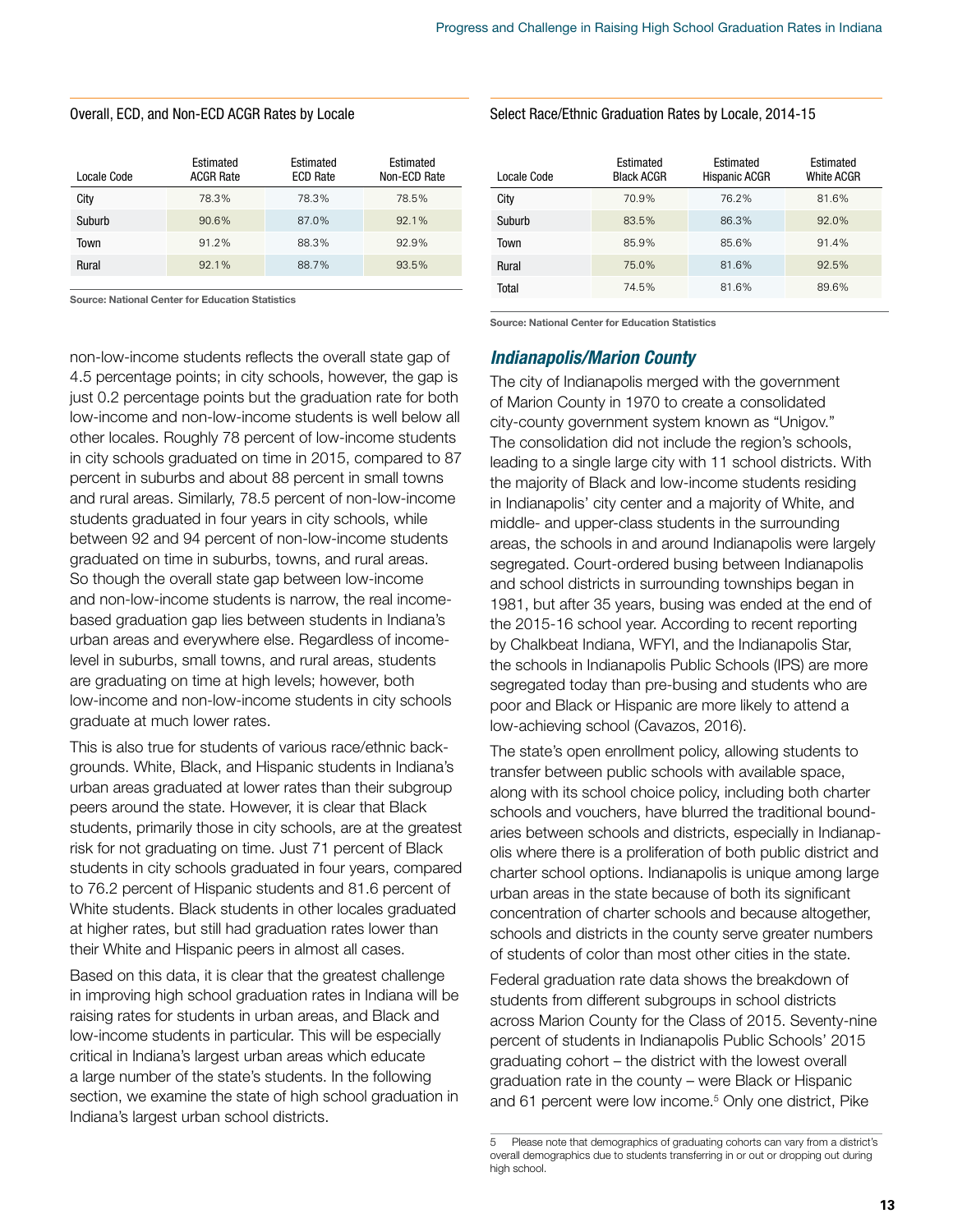Overall, ECD, and Non-ECD ACGR Rates by Locale

| Locale Code | Estimated ACGR Rate | Estimated ECD Rate | Estimated Non-ECD Rate |
|---|---|---|---|
| City | 78.3% | 78.3% | 78.5% |
| Suburb | 90.6% | 87.0% | 92.1% |
| Town | 91.2% | 88.3% | 92.9% |
| Rural | 92.1% | 88.7% | 93.5% |

**Source: National Center for Education Statistics**

non-low-income students reflects the overall state gap of 4.5 percentage points; in city schools, however, the gap is just 0.2 percentage points but the graduation rate for both low-income and non-low-income students is well below all other locales. Roughly 78 percent of low-income students in city schools graduated on time in 2015, compared to 87 percent in suburbs and about 88 percent in small towns and rural areas. Similarly, 78.5 percent of non-low-income students graduated in four years in city schools, while between 92 and 94 percent of non-low-income students graduated on time in suburbs, towns, and rural areas. So though the overall state gap between low-income and non-low-income students is narrow, the real income-based graduation gap lies between students in Indiana's urban areas and everywhere else. Regardless of income-level in suburbs, small towns, and rural areas, students are graduating on time at high levels; however, both low-income and non-low-income students in city schools graduate at much lower rates.

This is also true for students of various race/ethnic backgrounds. White, Black, and Hispanic students in Indiana's urban areas graduated at lower rates than their subgroup peers around the state. However, it is clear that Black students, primarily those in city schools, are at the greatest risk for not graduating on time. Just 71 percent of Black students in city schools graduated in four years, compared to 76.2 percent of Hispanic students and 81.6 percent of White students. Black students in other locales graduated at higher rates, but still had graduation rates lower than their White and Hispanic peers in almost all cases.

Based on this data, it is clear that the greatest challenge in improving high school graduation rates in Indiana will be raising rates for students in urban areas, and Black and low-income students in particular. This will be especially critical in Indiana's largest urban areas which educate a large number of the state's students. In the following section, we examine the state of high school graduation in Indiana's largest urban school districts.

Select Race/Ethnic Graduation Rates by Locale, 2014-15

| Locale Code | Estimated Black ACGR | Estimated Hispanic ACGR | Estimated White ACGR |
|---|---|---|---|
| City | 70.9% | 76.2% | 81.6% |
| Suburb | 83.5% | 86.3% | 92.0% |
| Town | 85.9% | 85.6% | 91.4% |
| Rural | 75.0% | 81.6% | 92.5% |
| Total | 74.5% | 81.6% | 89.6% |

**Source: National Center for Education Statistics**

## *Indianapolis/Marion County*

The city of Indianapolis merged with the government of Marion County in 1970 to create a consolidated city-county government system known as "Unigov." The consolidation did not include the region's schools, leading to a single large city with 11 school districts. With the majority of Black and low-income students residing in Indianapolis' city center and a majority of White, and middle- and upper-class students in the surrounding areas, the schools in and around Indianapolis were largely segregated. Court-ordered busing between Indianapolis and school districts in surrounding townships began in 1981, but after 35 years, busing was ended at the end of the 2015-16 school year. According to recent reporting by Chalkbeat Indiana, WFYI, and the Indianapolis Star, the schools in Indianapolis Public Schools (IPS) are more segregated today than pre-busing and students who are poor and Black or Hispanic are more likely to attend a low-achieving school (Cavazos, 2016).

The state's open enrollment policy, allowing students to transfer between public schools with available space, along with its school choice policy, including both charter schools and vouchers, have blurred the traditional boundaries between schools and districts, especially in Indianapolis where there is a proliferation of both public district and charter school options. Indianapolis is unique among large urban areas in the state because of both its significant concentration of charter schools and because altogether, schools and districts in the county serve greater numbers of students of color than most other cities in the state.

Federal graduation rate data shows the breakdown of students from different subgroups in school districts across Marion County for the Class of 2015. Seventy-nine percent of students in Indianapolis Public Schools' 2015 graduating cohort – the district with the lowest overall graduation rate in the county – were Black or Hispanic and 61 percent were low income.[5] Only one district, Pike

[5] Please note that demographics of graduating cohorts can vary from a district's overall demographics due to students transferring in or out or dropping out during high school.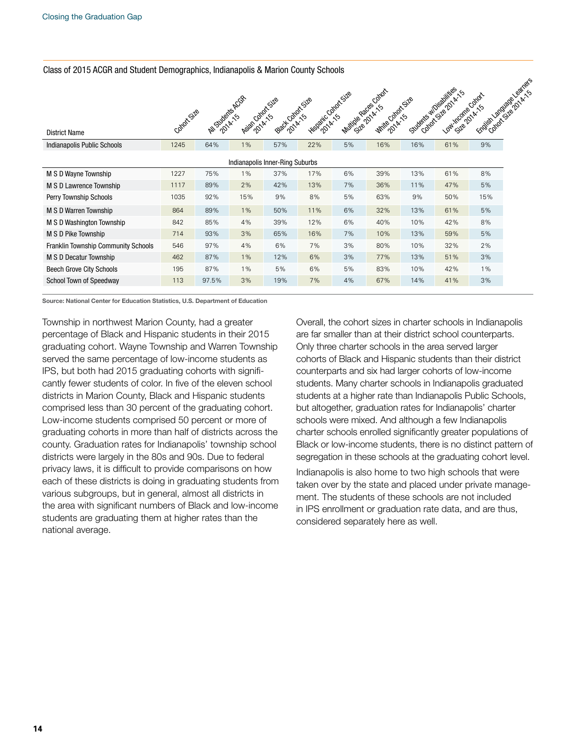Class of 2015 ACGR and Student Demographics, Indianapolis & Marion County Schools

| District Name | Cohort Size | All Students ACGR 2014-15 | Asian Cohort Size 2014-15 | Black Cohort Size 2014-15 | Hispanic Cohort Size 2014-15 | Multiple Races Cohort Size 2014-15 | White Cohort Size 2014-15 | Students w/Disabilities Cohort Size 2014-15 | Low-Income Cohort Size 2014-15 | English Language Learners Cohort Size 2014-15 |
|---|---|---|---|---|---|---|---|---|---|---|
| Indianapolis Public Schools | 1245 | 64% | 1% | 57% | 22% | 5% | 16% | 16% | 61% | 9% |
| **Indianapolis Inner-Ring Suburbs** | | | | | | | | | | |
| M S D Wayne Township | 1227 | 75% | 1% | 37% | 17% | 6% | 39% | 13% | 61% | 8% |
| M S D Lawrence Township | 1117 | 89% | 2% | 42% | 13% | 7% | 36% | 11% | 47% | 5% |
| Perry Township Schools | 1035 | 92% | 15% | 9% | 8% | 5% | 63% | 9% | 50% | 15% |
| M S D Warren Township | 864 | 89% | 1% | 50% | 11% | 6% | 32% | 13% | 61% | 5% |
| M S D Washington Township | 842 | 85% | 4% | 39% | 12% | 6% | 40% | 10% | 42% | 8% |
| M S D Pike Township | 714 | 93% | 3% | 65% | 16% | 7% | 10% | 13% | 59% | 5% |
| Franklin Township Community Schools | 546 | 97% | 4% | 6% | 7% | 3% | 80% | 10% | 32% | 2% |
| M S D Decatur Township | 462 | 87% | 1% | 12% | 6% | 3% | 77% | 13% | 51% | 3% |
| Beech Grove City Schools | 195 | 87% | 1% | 5% | 6% | 5% | 83% | 10% | 42% | 1% |
| School Town of Speedway | 113 | 97.5% | 3% | 19% | 7% | 4% | 67% | 14% | 41% | 3% |

**Source: National Center for Education Statistics, U.S. Department of Education**

Township in northwest Marion County, had a greater percentage of Black and Hispanic students in their 2015 graduating cohort. Wayne Township and Warren Township served the same percentage of low-income students as IPS, but both had 2015 graduating cohorts with significantly fewer students of color. In five of the eleven school districts in Marion County, Black and Hispanic students comprised less than 30 percent of the graduating cohort. Low-income students comprised 50 percent or more of graduating cohorts in more than half of districts across the county. Graduation rates for Indianapolis' township school districts were largely in the 80s and 90s. Due to federal privacy laws, it is difficult to provide comparisons on how each of these districts is doing in graduating students from various subgroups, but in general, almost all districts in the area with significant numbers of Black and low-income students are graduating them at higher rates than the national average.

Overall, the cohort sizes in charter schools in Indianapolis are far smaller than at their district school counterparts. Only three charter schools in the area served larger cohorts of Black and Hispanic students than their district counterparts and six had larger cohorts of low-income students. Many charter schools in Indianapolis graduated students at a higher rate than Indianapolis Public Schools, but altogether, graduation rates for Indianapolis' charter schools were mixed. And although a few Indianapolis charter schools enrolled significantly greater populations of Black or low-income students, there is no distinct pattern of segregation in these schools at the graduating cohort level.

Indianapolis is also home to two high schools that were taken over by the state and placed under private management. The students of these schools are not included in IPS enrollment or graduation rate data, and are thus, considered separately here as well.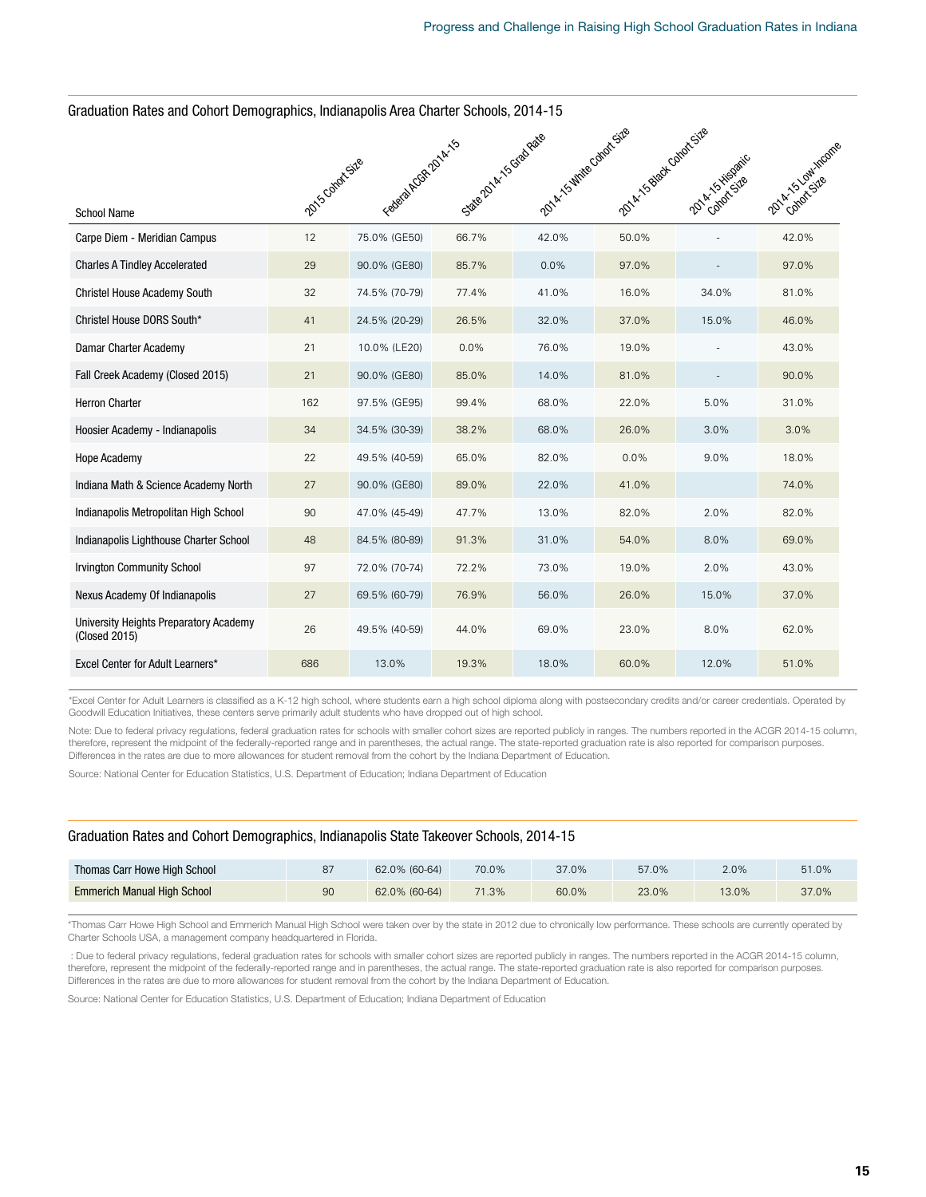## Graduation Rates and Cohort Demographics, Indianapolis Area Charter Schools, 2014-15

| School Name | 2015 Cohort Size | Federal ACGR 2014-15 | State 2014-15 Grad Rate | 2014-15 White Cohort Size | 2014-15 Black Cohort Size | 2014-15 Hispanic Cohort Size | 2014-15 Low-Income Cohort Size |
|---|---|---|---|---|---|---|---|
| Carpe Diem - Meridian Campus | 12 | 75.0% (GE50) | 66.7% | 42.0% | 50.0% | - | 42.0% |
| Charles A Tindley Accelerated | 29 | 90.0% (GE80) | 85.7% | 0.0% | 97.0% | - | 97.0% |
| Christel House Academy South | 32 | 74.5% (70-79) | 77.4% | 41.0% | 16.0% | 34.0% | 81.0% |
| Christel House DORS South* | 41 | 24.5% (20-29) | 26.5% | 32.0% | 37.0% | 15.0% | 46.0% |
| Damar Charter Academy | 21 | 10.0% (LE20) | 0.0% | 76.0% | 19.0% | - | 43.0% |
| Fall Creek Academy (Closed 2015) | 21 | 90.0% (GE80) | 85.0% | 14.0% | 81.0% | - | 90.0% |
| Herron Charter | 162 | 97.5% (GE95) | 99.4% | 68.0% | 22.0% | 5.0% | 31.0% |
| Hoosier Academy - Indianapolis | 34 | 34.5% (30-39) | 38.2% | 68.0% | 26.0% | 3.0% | 3.0% |
| Hope Academy | 22 | 49.5% (40-59) | 65.0% | 82.0% | 0.0% | 9.0% | 18.0% |
| Indiana Math & Science Academy North | 27 | 90.0% (GE80) | 89.0% | 22.0% | 41.0% | | 74.0% |
| Indianapolis Metropolitan High School | 90 | 47.0% (45-49) | 47.7% | 13.0% | 82.0% | 2.0% | 82.0% |
| Indianapolis Lighthouse Charter School | 48 | 84.5% (80-89) | 91.3% | 31.0% | 54.0% | 8.0% | 69.0% |
| Irvington Community School | 97 | 72.0% (70-74) | 72.2% | 73.0% | 19.0% | 2.0% | 43.0% |
| Nexus Academy Of Indianapolis | 27 | 69.5% (60-79) | 76.9% | 56.0% | 26.0% | 15.0% | 37.0% |
| University Heights Preparatory Academy (Closed 2015) | 26 | 49.5% (40-59) | 44.0% | 69.0% | 23.0% | 8.0% | 62.0% |
| Excel Center for Adult Learners* | 686 | 13.0% | 19.3% | 18.0% | 60.0% | 12.0% | 51.0% |

*Excel Center for Adult Learners is classified as a K-12 high school, where students earn a high school diploma along with postsecondary credits and/or career credentials. Operated by Goodwill Education Initiatives, these centers serve primarily adult students who have dropped out of high school.

Note: Due to federal privacy regulations, federal graduation rates for schools with smaller cohort sizes are reported publicly in ranges. The numbers reported in the ACGR 2014-15 column, therefore, represent the midpoint of the federally-reported range and in parentheses, the actual range. The state-reported graduation rate is also reported for comparison purposes. Differences in the rates are due to more allowances for student removal from the cohort by the Indiana Department of Education.

Source: National Center for Education Statistics, U.S. Department of Education; Indiana Department of Education

## Graduation Rates and Cohort Demographics, Indianapolis State Takeover Schools, 2014-15

| School Name | 2015 Cohort Size | Federal ACGR 2014-15 | State 2014-15 Grad Rate | 2014-15 White Cohort Size | 2014-15 Black Cohort Size | 2014-15 Hispanic Cohort Size | 2014-15 Low-Income Cohort Size |
|---|---|---|---|---|---|---|---|
| Thomas Carr Howe High School | 87 | 62.0% (60-64) | 70.0% | 37.0% | 57.0% | 2.0% | 51.0% |
| Emmerich Manual High School | 90 | 62.0% (60-64) | 71.3% | 60.0% | 23.0% | 13.0% | 37.0% |

*Thomas Carr Howe High School and Emmerich Manual High School were taken over by the state in 2012 due to chronically low performance. These schools are currently operated by Charter Schools USA, a management company headquartered in Florida.

: Due to federal privacy regulations, federal graduation rates for schools with smaller cohort sizes are reported publicly in ranges. The numbers reported in the ACGR 2014-15 column, therefore, represent the midpoint of the federally-reported range and in parentheses, the actual range. The state-reported graduation rate is also reported for comparison purposes. Differences in the rates are due to more allowances for student removal from the cohort by the Indiana Department of Education.

Source: National Center for Education Statistics, U.S. Department of Education; Indiana Department of Education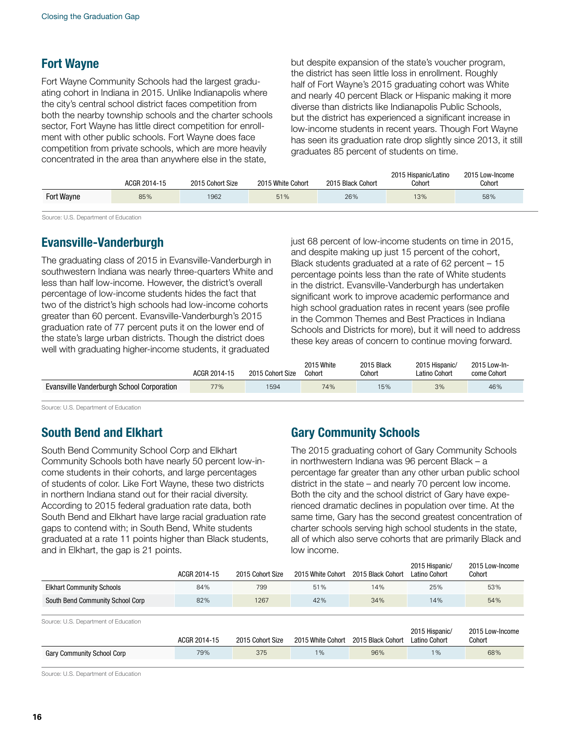## Fort Wayne

Fort Wayne Community Schools had the largest graduating cohort in Indiana in 2015. Unlike Indianapolis where the city's central school district faces competition from both the nearby township schools and the charter schools sector, Fort Wayne has little direct competition for enrollment with other public schools. Fort Wayne does face competition from private schools, which are more heavily concentrated in the area than anywhere else in the state, but despite expansion of the state's voucher program, the district has seen little loss in enrollment. Roughly half of Fort Wayne's 2015 graduating cohort was White and nearly 40 percent Black or Hispanic making it more diverse than districts like Indianapolis Public Schools, but the district has experienced a significant increase in low-income students in recent years. Though Fort Wayne has seen its graduation rate drop slightly since 2013, it still graduates 85 percent of students on time.

| | ACGR 2014-15 | 2015 Cohort Size | 2015 White Cohort | 2015 Black Cohort | 2015 Hispanic/Latino Cohort | 2015 Low-Income Cohort |
|---|---|---|---|---|---|---|
| Fort Wayne | 85% | 1962 | 51% | 26% | 13% | 58% |

Source: U.S. Department of Education

## Evansville-Vanderburgh

The graduating class of 2015 in Evansville-Vanderburgh in southwestern Indiana was nearly three-quarters White and less than half low-income. However, the district's overall percentage of low-income students hides the fact that two of the district's high schools had low-income cohorts greater than 60 percent. Evansville-Vanderburgh's 2015 graduation rate of 77 percent puts it on the lower end of the state's large urban districts. Though the district does well with graduating higher-income students, it graduated just 68 percent of low-income students on time in 2015, and despite making up just 15 percent of the cohort, Black students graduated at a rate of 62 percent – 15 percentage points less than the rate of White students in the district. Evansville-Vanderburgh has undertaken significant work to improve academic performance and high school graduation rates in recent years (see profile in the Common Themes and Best Practices in Indiana Schools and Districts for more), but it will need to address these key areas of concern to continue moving forward.

| | ACGR 2014-15 | 2015 Cohort Size | 2015 White Cohort | 2015 Black Cohort | 2015 Hispanic/ Latino Cohort | 2015 Low-Income Cohort |
|---|---|---|---|---|---|---|
| Evansville Vanderburgh School Corporation | 77% | 1594 | 74% | 15% | 3% | 46% |

Source: U.S. Department of Education

## South Bend and Elkhart

South Bend Community School Corp and Elkhart Community Schools both have nearly 50 percent low-income students in their cohorts, and large percentages of students of color. Like Fort Wayne, these two districts in northern Indiana stand out for their racial diversity. According to 2015 federal graduation rate data, both South Bend and Elkhart have large racial graduation rate gaps to contend with; in South Bend, White students graduated at a rate 11 points higher than Black students, and in Elkhart, the gap is 21 points.

## Gary Community Schools

The 2015 graduating cohort of Gary Community Schools in northwestern Indiana was 96 percent Black – a percentage far greater than any other urban public school district in the state – and nearly 70 percent low income. Both the city and the school district of Gary have experienced dramatic declines in population over time. At the same time, Gary has the second greatest concentration of charter schools serving high school students in the state, all of which also serve cohorts that are primarily Black and low income.

| | ACGR 2014-15 | 2015 Cohort Size | 2015 White Cohort | 2015 Black Cohort | 2015 Hispanic/ Latino Cohort | 2015 Low-Income Cohort |
|---|---|---|---|---|---|---|
| Elkhart Community Schools | 84% | 799 | 51% | 14% | 25% | 53% |
| South Bend Community School Corp | 82% | 1267 | 42% | 34% | 14% | 54% |

Source: U.S. Department of Education

| | ACGR 2014-15 | 2015 Cohort Size | 2015 White Cohort | 2015 Black Cohort | 2015 Hispanic/ Latino Cohort | 2015 Low-Income Cohort |
|---|---|---|---|---|---|---|
| Gary Community School Corp | 79% | 375 | 1% | 96% | 1% | 68% |

Source: U.S. Department of Education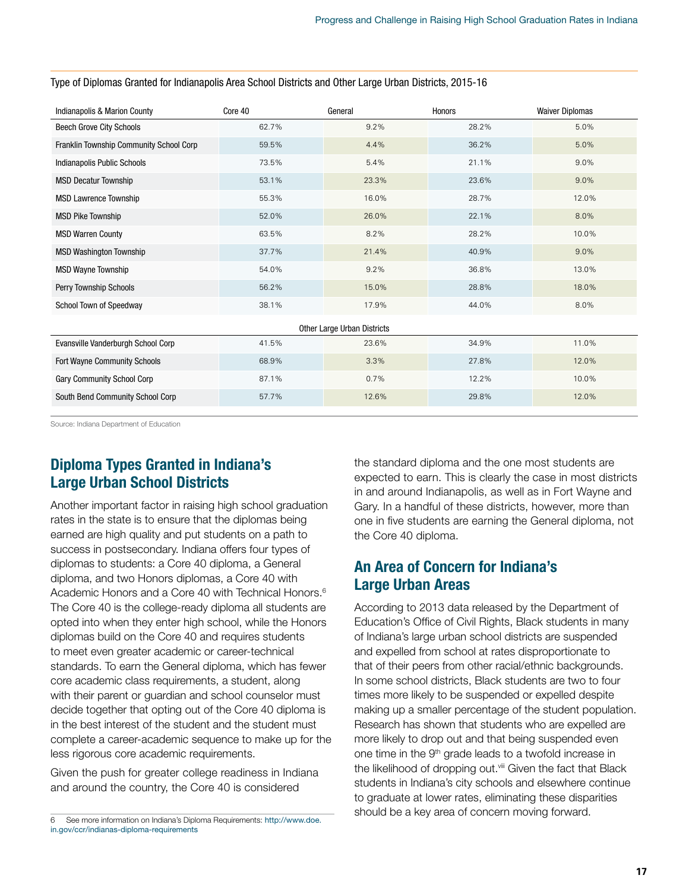Type of Diplomas Granted for Indianapolis Area School Districts and Other Large Urban Districts, 2015-16

| Indianapolis & Marion County | Core 40 | General | Honors | Waiver Diplomas |
|---|---|---|---|---|
| Beech Grove City Schools | 62.7% | 9.2% | 28.2% | 5.0% |
| Franklin Township Community School Corp | 59.5% | 4.4% | 36.2% | 5.0% |
| Indianapolis Public Schools | 73.5% | 5.4% | 21.1% | 9.0% |
| MSD Decatur Township | 53.1% | 23.3% | 23.6% | 9.0% |
| MSD Lawrence Township | 55.3% | 16.0% | 28.7% | 12.0% |
| MSD Pike Township | 52.0% | 26.0% | 22.1% | 8.0% |
| MSD Warren County | 63.5% | 8.2% | 28.2% | 10.0% |
| MSD Washington Township | 37.7% | 21.4% | 40.9% | 9.0% |
| MSD Wayne Township | 54.0% | 9.2% | 36.8% | 13.0% |
| Perry Township Schools | 56.2% | 15.0% | 28.8% | 18.0% |
| School Town of Speedway | 38.1% | 17.9% | 44.0% | 8.0% |
| **Other Large Urban Districts** | | | | |
| Evansville Vanderburgh School Corp | 41.5% | 23.6% | 34.9% | 11.0% |
| Fort Wayne Community Schools | 68.9% | 3.3% | 27.8% | 12.0% |
| Gary Community School Corp | 87.1% | 0.7% | 12.2% | 10.0% |
| South Bend Community School Corp | 57.7% | 12.6% | 29.8% | 12.0% |

Source: Indiana Department of Education

## Diploma Types Granted in Indiana's Large Urban School Districts

Another important factor in raising high school graduation rates in the state is to ensure that the diplomas being earned are high quality and put students on a path to success in postsecondary. Indiana offers four types of diplomas to students: a Core 40 diploma, a General diploma, and two Honors diplomas, a Core 40 with Academic Honors and a Core 40 with Technical Honors.[6] The Core 40 is the college-ready diploma all students are opted into when they enter high school, while the Honors diplomas build on the Core 40 and requires students to meet even greater academic or career-technical standards. To earn the General diploma, which has fewer core academic class requirements, a student, along with their parent or guardian and school counselor must decide together that opting out of the Core 40 diploma is in the best interest of the student and the student must complete a career-academic sequence to make up for the less rigorous core academic requirements.

Given the push for greater college readiness in Indiana and around the country, the Core 40 is considered the standard diploma and the one most students are expected to earn. This is clearly the case in most districts in and around Indianapolis, as well as in Fort Wayne and Gary. In a handful of these districts, however, more than one in five students are earning the General diploma, not the Core 40 diploma.

## An Area of Concern for Indiana's Large Urban Areas

According to 2013 data released by the Department of Education's Office of Civil Rights, Black students in many of Indiana's large urban school districts are suspended and expelled from school at rates disproportionate to that of their peers from other racial/ethnic backgrounds. In some school districts, Black students are two to four times more likely to be suspended or expelled despite making up a smaller percentage of the student population. Research has shown that students who are expelled are more likely to drop out and that being suspended even one time in the 9th grade leads to a twofold increase in the likelihood of dropping out.[viii] Given the fact that Black students in Indiana's city schools and elsewhere continue to graduate at lower rates, eliminating these disparities should be a key area of concern moving forward.

6 See more information on Indiana's Diploma Requirements: http://www.doe.in.gov/ccr/indianas-diploma-requirements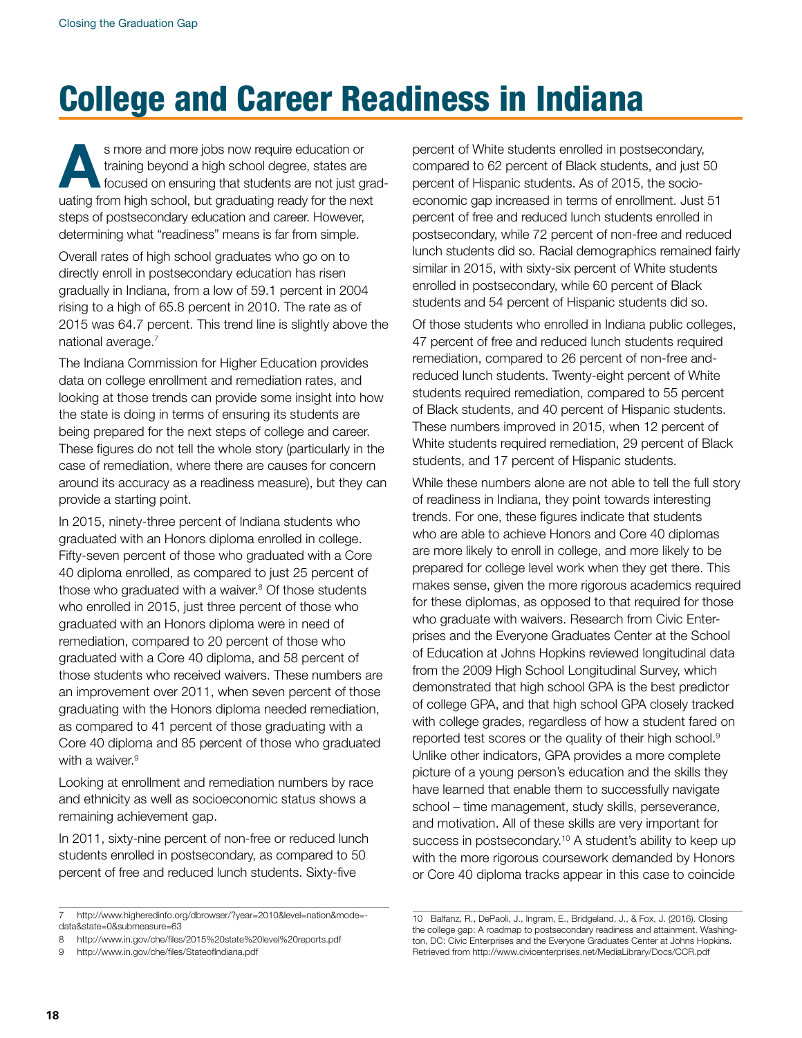// College and Career Readiness in Indiana

As more and more jobs now require education or training beyond a high school degree, states are focused on ensuring that students are not just graduating from high school, but graduating ready for the next steps of postsecondary education and career. However, determining what "readiness" means is far from simple.

Overall rates of high school graduates who go on to directly enroll in postsecondary education has risen gradually in Indiana, from a low of 59.1 percent in 2004 rising to a high of 65.8 percent in 2010. The rate as of 2015 was 64.7 percent. This trend line is slightly above the national average.[7]

The Indiana Commission for Higher Education provides data on college enrollment and remediation rates, and looking at those trends can provide some insight into how the state is doing in terms of ensuring its students are being prepared for the next steps of college and career. These figures do not tell the whole story (particularly in the case of remediation, where there are causes for concern around its accuracy as a readiness measure), but they can provide a starting point.

In 2015, ninety-three percent of Indiana students who graduated with an Honors diploma enrolled in college. Fifty-seven percent of those who graduated with a Core 40 diploma enrolled, as compared to just 25 percent of those who graduated with a waiver.[8] Of those students who enrolled in 2015, just three percent of those who graduated with an Honors diploma were in need of remediation, compared to 20 percent of those who graduated with a Core 40 diploma, and 58 percent of those students who received waivers. These numbers are an improvement over 2011, when seven percent of those graduating with the Honors diploma needed remediation, as compared to 41 percent of those graduating with a Core 40 diploma and 85 percent of those who graduated with a waiver.[9]

Looking at enrollment and remediation numbers by race and ethnicity as well as socioeconomic status shows a remaining achievement gap.

In 2011, sixty-nine percent of non-free or reduced lunch students enrolled in postsecondary, as compared to 50 percent of free and reduced lunch students. Sixty-five percent of White students enrolled in postsecondary, compared to 62 percent of Black students, and just 50 percent of Hispanic students. As of 2015, the socio-economic gap increased in terms of enrollment. Just 51 percent of free and reduced lunch students enrolled in postsecondary, while 72 percent of non-free and reduced lunch students did so. Racial demographics remained fairly similar in 2015, with sixty-six percent of White students enrolled in postsecondary, while 60 percent of Black students and 54 percent of Hispanic students did so.

Of those students who enrolled in Indiana public colleges, 47 percent of free and reduced lunch students required remediation, compared to 26 percent of non-free and-reduced lunch students. Twenty-eight percent of White students required remediation, compared to 55 percent of Black students, and 40 percent of Hispanic students. These numbers improved in 2015, when 12 percent of White students required remediation, 29 percent of Black students, and 17 percent of Hispanic students.

While these numbers alone are not able to tell the full story of readiness in Indiana, they point towards interesting trends. For one, these figures indicate that students who are able to achieve Honors and Core 40 diplomas are more likely to enroll in college, and more likely to be prepared for college level work when they get there. This makes sense, given the more rigorous academics required for these diplomas, as opposed to that required for those who graduate with waivers. Research from Civic Enterprises and the Everyone Graduates Center at the School of Education at Johns Hopkins reviewed longitudinal data from the 2009 High School Longitudinal Survey, which demonstrated that high school GPA is the best predictor of college GPA, and that high school GPA closely tracked with college grades, regardless of how a student fared on reported test scores or the quality of their high school.[9] Unlike other indicators, GPA provides a more complete picture of a young person's education and the skills they have learned that enable them to successfully navigate school – time management, study skills, perseverance, and motivation. All of these skills are very important for success in postsecondary.[10] A student's ability to keep up with the more rigorous coursework demanded by Honors or Core 40 diploma tracks appear in this case to coincide

---

7 http://www.higheredinfo.org/dbrowser/?year=2010&level=nation&mode=data&state=0&submeasure=63

8 http://www.in.gov/che/files/2015%20state%20level%20reports.pdf

9 http://www.in.gov/che/files/StateofIndiana.pdf

10 Balfanz, R., DePaoli, J., Ingram, E., Bridgeland, J., & Fox, J. (2016). Closing the college gap: A roadmap to postsecondary readiness and attainment. Washington, DC: Civic Enterprises and the Everyone Graduates Center at Johns Hopkins. Retrieved from http://www.civicenterprises.net/MediaLibrary/Docs/CCR.pdf

# College and Career Readiness in Indiana

As more and more jobs now require education or training beyond a high school degree, states are focused on ensuring that students are not just graduating from high school, but graduating ready for the next steps of postsecondary education and career. However, determining what "readiness" means is far from simple.

Overall rates of high school graduates who go on to directly enroll in postsecondary education has risen gradually in Indiana, from a low of 59.1 percent in 2004 rising to a high of 65.8 percent in 2010. The rate as of 2015 was 64.7 percent. This trend line is slightly above the national average.[7]

The Indiana Commission for Higher Education provides data on college enrollment and remediation rates, and looking at those trends can provide some insight into how the state is doing in terms of ensuring its students are being prepared for the next steps of college and career. These figures do not tell the whole story (particularly in the case of remediation, where there are causes for concern around its accuracy as a readiness measure), but they can provide a starting point.

In 2015, ninety-three percent of Indiana students who graduated with an Honors diploma enrolled in college. Fifty-seven percent of those who graduated with a Core 40 diploma enrolled, as compared to just 25 percent of those who graduated with a waiver.[8] Of those students who enrolled in 2015, just three percent of those who graduated with an Honors diploma were in need of remediation, compared to 20 percent of those who graduated with a Core 40 diploma, and 58 percent of those students who received waivers. These numbers are an improvement over 2011, when seven percent of those graduating with the Honors diploma needed remediation, as compared to 41 percent of those graduating with a Core 40 diploma and 85 percent of those who graduated with a waiver.[9]

Looking at enrollment and remediation numbers by race and ethnicity as well as socioeconomic status shows a remaining achievement gap.

In 2011, sixty-nine percent of non-free or reduced lunch students enrolled in postsecondary, as compared to 50 percent of free and reduced lunch students. Sixty-five percent of White students enrolled in postsecondary, compared to 62 percent of Black students, and just 50 percent of Hispanic students. As of 2015, the socio-economic gap increased in terms of enrollment. Just 51 percent of free and reduced lunch students enrolled in postsecondary, while 72 percent of non-free and reduced lunch students did so. Racial demographics remained fairly similar in 2015, with sixty-six percent of White students enrolled in postsecondary, while 60 percent of Black students and 54 percent of Hispanic students did so.

Of those students who enrolled in Indiana public colleges, 47 percent of free and reduced lunch students required remediation, compared to 26 percent of non-free and-reduced lunch students. Twenty-eight percent of White students required remediation, compared to 55 percent of Black students, and 40 percent of Hispanic students. These numbers improved in 2015, when 12 percent of White students required remediation, 29 percent of Black students, and 17 percent of Hispanic students.

While these numbers alone are not able to tell the full story of readiness in Indiana, they point towards interesting trends. For one, these figures indicate that students who are able to achieve Honors and Core 40 diplomas are more likely to enroll in college, and more likely to be prepared for college level work when they get there. This makes sense, given the more rigorous academics required for these diplomas, as opposed to that required for those who graduate with waivers. Research from Civic Enterprises and the Everyone Graduates Center at the School of Education at Johns Hopkins reviewed longitudinal data from the 2009 High School Longitudinal Survey, which demonstrated that high school GPA is the best predictor of college GPA, and that high school GPA closely tracked with college grades, regardless of how a student fared on reported test scores or the quality of their high school.[9] Unlike other indicators, GPA provides a more complete picture of a young person's education and the skills they have learned that enable them to successfully navigate school – time management, study skills, perseverance, and motivation. All of these skills are very important for success in postsecondary.[10] A student's ability to keep up with the more rigorous coursework demanded by Honors or Core 40 diploma tracks appear in this case to coincide

---

7 http://www.higheredinfo.org/dbrowser/?year=2010&level=nation&mode=data&state=0&submeasure=63

8 http://www.in.gov/che/files/2015%20state%20level%20reports.pdf

9 http://www.in.gov/che/files/StateofIndiana.pdf

10 Balfanz, R., DePaoli, J., Ingram, E., Bridgeland, J., & Fox, J. (2016). Closing the college gap: A roadmap to postsecondary readiness and attainment. Washington, DC: Civic Enterprises and the Everyone Graduates Center at Johns Hopkins. Retrieved from http://www.civicenterprises.net/MediaLibrary/Docs/CCR.pdf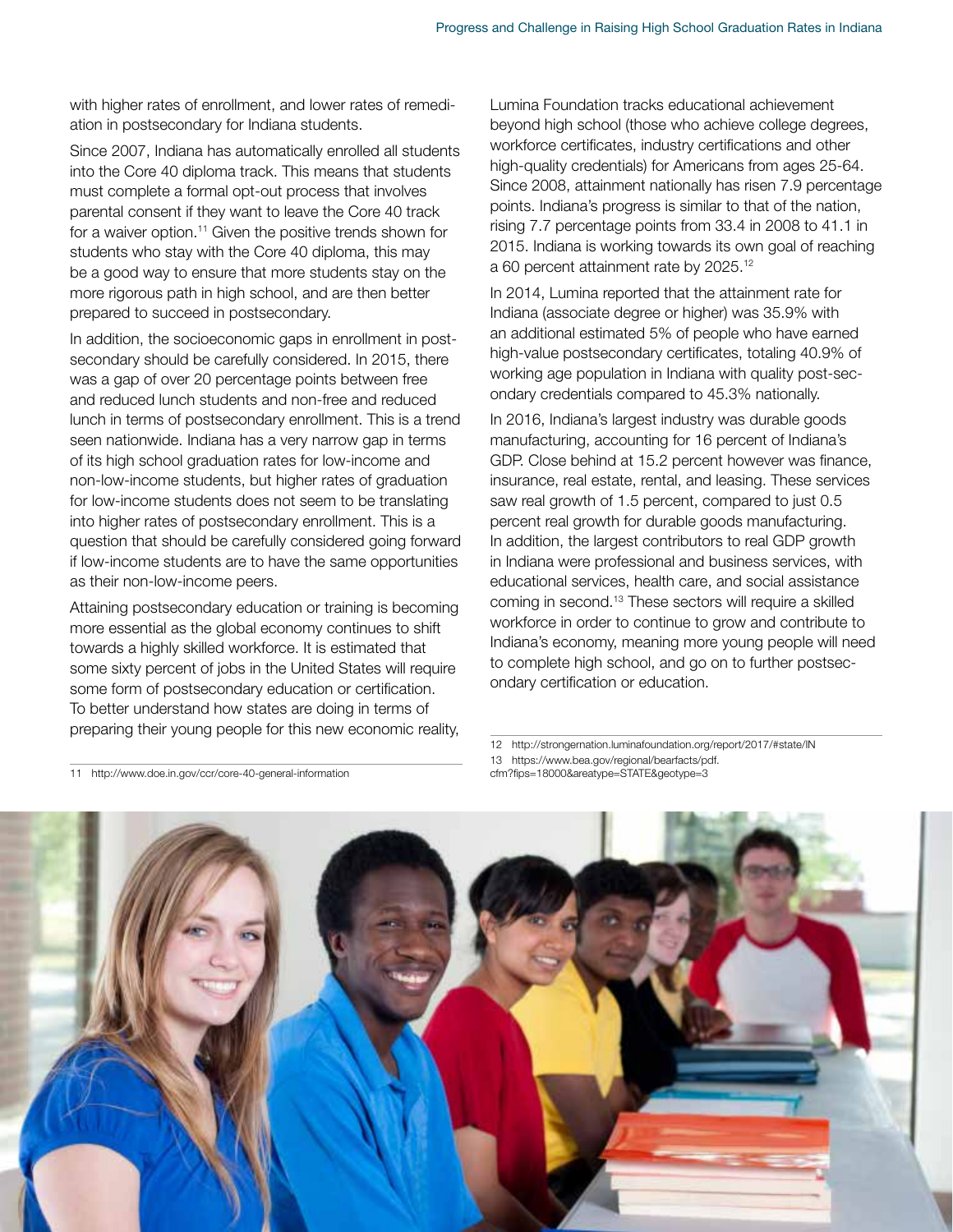with higher rates of enrollment, and lower rates of remediation in postsecondary for Indiana students.

Since 2007, Indiana has automatically enrolled all students into the Core 40 diploma track. This means that students must complete a formal opt-out process that involves parental consent if they want to leave the Core 40 track for a waiver option.[11] Given the positive trends shown for students who stay with the Core 40 diploma, this may be a good way to ensure that more students stay on the more rigorous path in high school, and are then better prepared to succeed in postsecondary.

In addition, the socioeconomic gaps in enrollment in postsecondary should be carefully considered. In 2015, there was a gap of over 20 percentage points between free and reduced lunch students and non-free and reduced lunch in terms of postsecondary enrollment. This is a trend seen nationwide. Indiana has a very narrow gap in terms of its high school graduation rates for low-income and non-low-income students, but higher rates of graduation for low-income students does not seem to be translating into higher rates of postsecondary enrollment. This is a question that should be carefully considered going forward if low-income students are to have the same opportunities as their non-low-income peers.

Attaining postsecondary education or training is becoming more essential as the global economy continues to shift towards a highly skilled workforce. It is estimated that some sixty percent of jobs in the United States will require some form of postsecondary education or certification. To better understand how states are doing in terms of preparing their young people for this new economic reality, Lumina Foundation tracks educational achievement beyond high school (those who achieve college degrees, workforce certificates, industry certifications and other high-quality credentials) for Americans from ages 25-64. Since 2008, attainment nationally has risen 7.9 percentage points. Indiana's progress is similar to that of the nation, rising 7.7 percentage points from 33.4 in 2008 to 41.1 in 2015. Indiana is working towards its own goal of reaching a 60 percent attainment rate by 2025.[12]

In 2014, Lumina reported that the attainment rate for Indiana (associate degree or higher) was 35.9% with an additional estimated 5% of people who have earned high-value postsecondary certificates, totaling 40.9% of working age population in Indiana with quality post-secondary credentials compared to 45.3% nationally.

In 2016, Indiana's largest industry was durable goods manufacturing, accounting for 16 percent of Indiana's GDP. Close behind at 15.2 percent however was finance, insurance, real estate, rental, and leasing. These services saw real growth of 1.5 percent, compared to just 0.5 percent real growth for durable goods manufacturing. In addition, the largest contributors to real GDP growth in Indiana were professional and business services, with educational services, health care, and social assistance coming in second.[13] These sectors will require a skilled workforce in order to continue to grow and contribute to Indiana's economy, meaning more young people will need to complete high school, and go on to further postsecondary certification or education.

---

11 http://www.doe.in.gov/ccr/core-40-general-information

12 http://strongernation.luminafoundation.org/report/2017/#state/IN

13 https://www.bea.gov/regional/bearfacts/pdf.cfm?fips=18000&areatype=STATE&geotype=3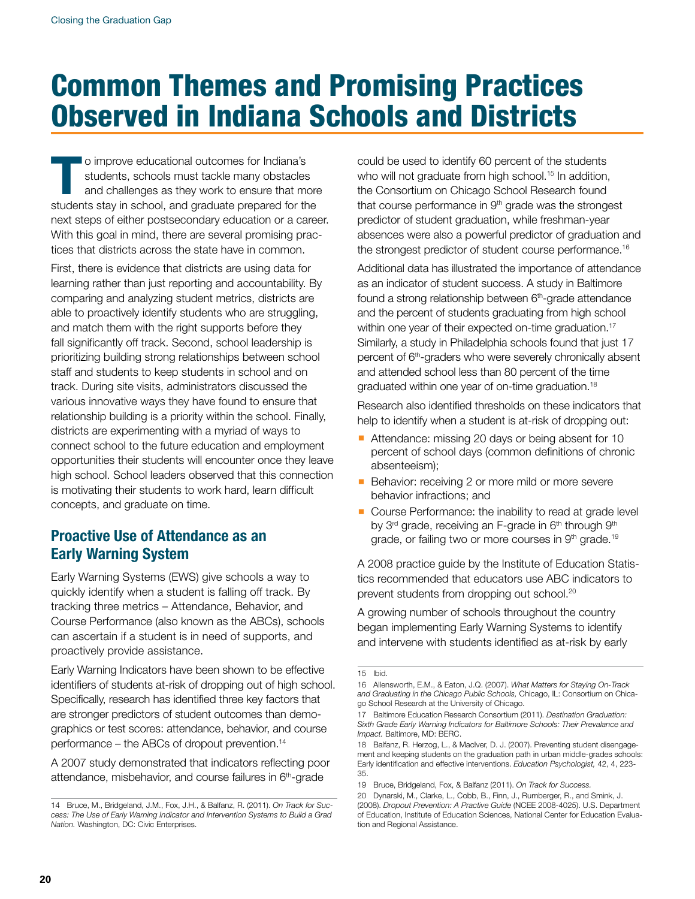# Common Themes and Promising Practices Observed in Indiana Schools and Districts

To improve educational outcomes for Indiana's students, schools must tackle many obstacles and challenges as they work to ensure that more students stay in school, and graduate prepared for the next steps of either postsecondary education or a career. With this goal in mind, there are several promising practices that districts across the state have in common.

First, there is evidence that districts are using data for learning rather than just reporting and accountability. By comparing and analyzing student metrics, districts are able to proactively identify students who are struggling, and match them with the right supports before they fall significantly off track. Second, school leadership is prioritizing building strong relationships between school staff and students to keep students in school and on track. During site visits, administrators discussed the various innovative ways they have found to ensure that relationship building is a priority within the school. Finally, districts are experimenting with a myriad of ways to connect school to the future education and employment opportunities their students will encounter once they leave high school. School leaders observed that this connection is motivating their students to work hard, learn difficult concepts, and graduate on time.

## Proactive Use of Attendance as an Early Warning System

Early Warning Systems (EWS) give schools a way to quickly identify when a student is falling off track. By tracking three metrics – Attendance, Behavior, and Course Performance (also known as the ABCs), schools can ascertain if a student is in need of supports, and proactively provide assistance.

Early Warning Indicators have been shown to be effective identifiers of students at-risk of dropping out of high school. Specifically, research has identified three key factors that are stronger predictors of student outcomes than demographics or test scores: attendance, behavior, and course performance – the ABCs of dropout prevention.[14]

A 2007 study demonstrated that indicators reflecting poor attendance, misbehavior, and course failures in 6th-grade could be used to identify 60 percent of the students who will not graduate from high school.[15] In addition, the Consortium on Chicago School Research found that course performance in 9th grade was the strongest predictor of student graduation, while freshman-year absences were also a powerful predictor of graduation and the strongest predictor of student course performance.[16]

Additional data has illustrated the importance of attendance as an indicator of student success. A study in Baltimore found a strong relationship between 6th-grade attendance and the percent of students graduating from high school within one year of their expected on-time graduation.[17] Similarly, a study in Philadelphia schools found that just 17 percent of 6th-graders who were severely chronically absent and attended school less than 80 percent of the time graduated within one year of on-time graduation.[18]

Research also identified thresholds on these indicators that help to identify when a student is at-risk of dropping out:

- Attendance: missing 20 days or being absent for 10 percent of school days (common definitions of chronic absenteeism);
- Behavior: receiving 2 or more mild or more severe behavior infractions; and
- Course Performance: the inability to read at grade level by 3rd grade, receiving an F-grade in 6th through 9th grade, or failing two or more courses in 9th grade.[19]

A 2008 practice guide by the Institute of Education Statistics recommended that educators use ABC indicators to prevent students from dropping out school.[20]

A growing number of schools throughout the country began implementing Early Warning Systems to identify and intervene with students identified as at-risk by early

---

14 Bruce, M., Bridgeland, J.M., Fox, J.H., & Balfanz, R. (2011). *On Track for Success: The Use of Early Warning Indicator and Intervention Systems to Build a Grad Nation.* Washington, DC: Civic Enterprises.

15 Ibid.

16 Allensworth, E.M., & Eaton, J.Q. (2007). *What Matters for Staying On-Track and Graduating in the Chicago Public Schools,* Chicago, IL: Consortium on Chicago School Research at the University of Chicago.

17 Baltimore Education Research Consortium (2011). *Destination Graduation: Sixth Grade Early Warning Indicators for Baltimore Schools: Their Prevalance and Impact.* Baltimore, MD: BERC.

18 Balfanz, R. Herzog, L., & MacIver, D. J. (2007). Preventing student disengagement and keeping students on the graduation path in urban middle-grades schools: Early identification and effective interventions. *Education Psychologist,* 42, 4, 223-35.

19 Bruce, Bridgeland, Fox, & Balfanz (2011). *On Track for Success.*

20 Dynarski, M., Clarke, L., Cobb, B., Finn, J., Rumberger, R., and Smink, J. (2008). *Dropout Prevention: A Practive Guide* (NCEE 2008-4025). U.S. Department of Education, Institute of Education Sciences, National Center for Education Evaluation and Regional Assistance.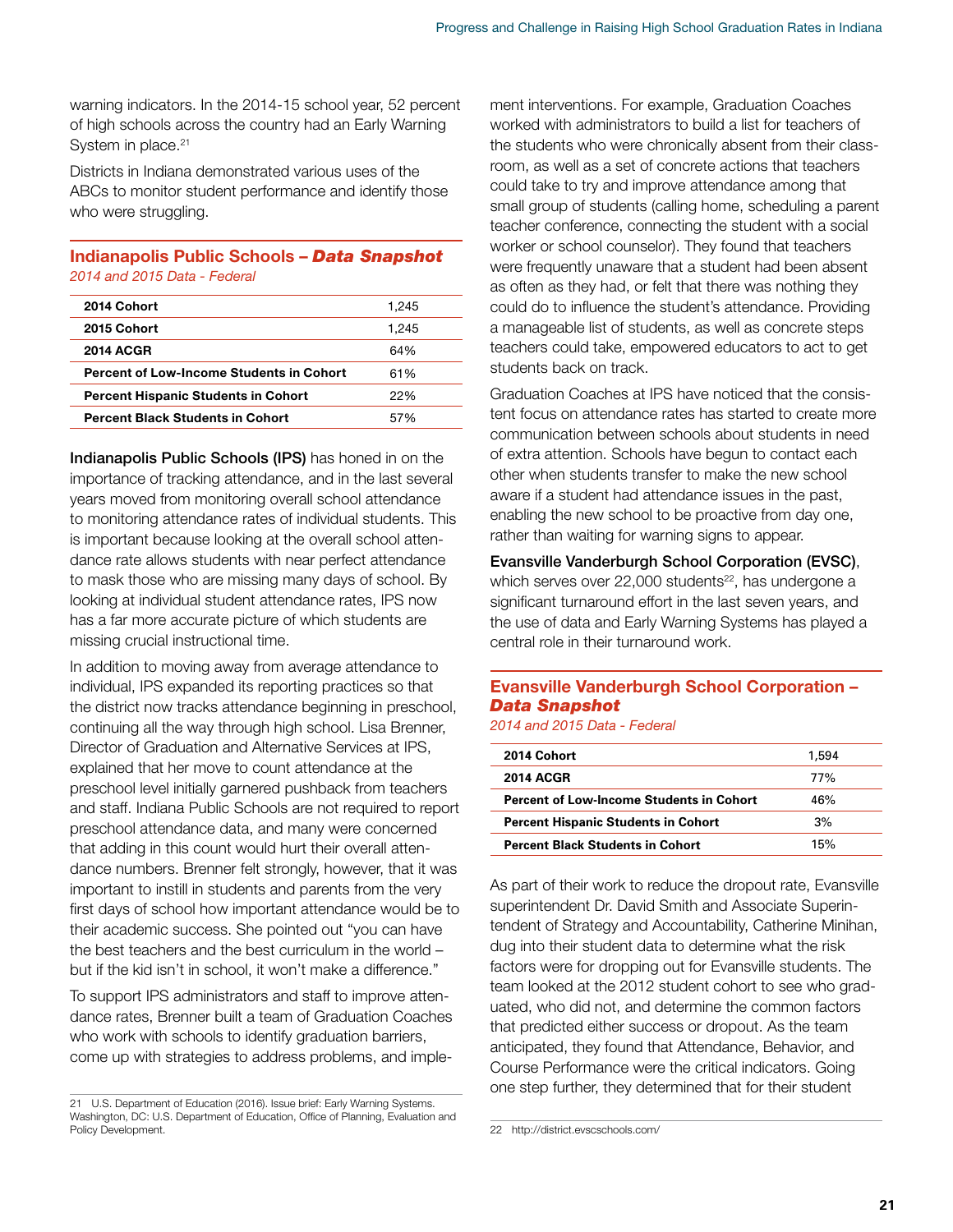warning indicators. In the 2014-15 school year, 52 percent of high schools across the country had an Early Warning System in place.[21]

Districts in Indiana demonstrated various uses of the ABCs to monitor student performance and identify those who were struggling.

### Indianapolis Public Schools – *Data Snapshot*

*2014 and 2015 Data - Federal*

| | |
|---|---|
| **2014 Cohort** | 1,245 |
| **2015 Cohort** | 1,245 |
| **2014 ACGR** | 64% |
| **Percent of Low-Income Students in Cohort** | 61% |
| **Percent Hispanic Students in Cohort** | 22% |
| **Percent Black Students in Cohort** | 57% |

**Indianapolis Public Schools (IPS)** has honed in on the importance of tracking attendance, and in the last several years moved from monitoring overall school attendance to monitoring attendance rates of individual students. This is important because looking at the overall school attendance rate allows students with near perfect attendance to mask those who are missing many days of school. By looking at individual student attendance rates, IPS now has a far more accurate picture of which students are missing crucial instructional time.

In addition to moving away from average attendance to individual, IPS expanded its reporting practices so that the district now tracks attendance beginning in preschool, continuing all the way through high school. Lisa Brenner, Director of Graduation and Alternative Services at IPS, explained that her move to count attendance at the preschool level initially garnered pushback from teachers and staff. Indiana Public Schools are not required to report preschool attendance data, and many were concerned that adding in this count would hurt their overall attendance numbers. Brenner felt strongly, however, that it was important to instill in students and parents from the very first days of school how important attendance would be to their academic success. She pointed out "you can have the best teachers and the best curriculum in the world – but if the kid isn't in school, it won't make a difference."

To support IPS administrators and staff to improve attendance rates, Brenner built a team of Graduation Coaches who work with schools to identify graduation barriers, come up with strategies to address problems, and implement interventions. For example, Graduation Coaches worked with administrators to build a list for teachers of the students who were chronically absent from their classroom, as well as a set of concrete actions that teachers could take to try and improve attendance among that small group of students (calling home, scheduling a parent teacher conference, connecting the student with a social worker or school counselor). They found that teachers were frequently unaware that a student had been absent as often as they had, or felt that there was nothing they could do to influence the student's attendance. Providing a manageable list of students, as well as concrete steps teachers could take, empowered educators to act to get students back on track.

Graduation Coaches at IPS have noticed that the consistent focus on attendance rates has started to create more communication between schools about students in need of extra attention. Schools have begun to contact each other when students transfer to make the new school aware if a student had attendance issues in the past, enabling the new school to be proactive from day one, rather than waiting for warning signs to appear.

**Evansville Vanderburgh School Corporation (EVSC)**, which serves over 22,000 students[22], has undergone a significant turnaround effort in the last seven years, and the use of data and Early Warning Systems has played a central role in their turnaround work.

### Evansville Vanderburgh School Corporation – *Data Snapshot*

*2014 and 2015 Data - Federal*

| | |
|---|---|
| **2014 Cohort** | 1,594 |
| **2014 ACGR** | 77% |
| **Percent of Low-Income Students in Cohort** | 46% |
| **Percent Hispanic Students in Cohort** | 3% |
| **Percent Black Students in Cohort** | 15% |

As part of their work to reduce the dropout rate, Evansville superintendent Dr. David Smith and Associate Superintendent of Strategy and Accountability, Catherine Minihan, dug into their student data to determine what the risk factors were for dropping out for Evansville students. The team looked at the 2012 student cohort to see who graduated, who did not, and determine the common factors that predicted either success or dropout. As the team anticipated, they found that Attendance, Behavior, and Course Performance were the critical indicators. Going one step further, they determined that for their student

---

21 U.S. Department of Education (2016). Issue brief: Early Warning Systems. Washington, DC: U.S. Department of Education, Office of Planning, Evaluation and Policy Development.

22 http://district.evscschools.com/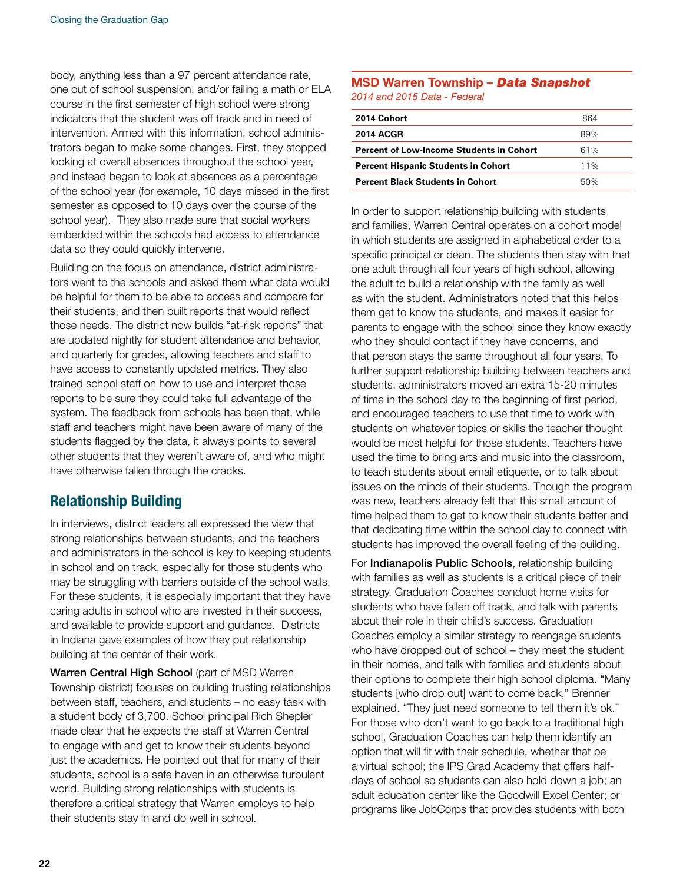body, anything less than a 97 percent attendance rate, one out of school suspension, and/or failing a math or ELA course in the first semester of high school were strong indicators that the student was off track and in need of intervention. Armed with this information, school administrators began to make some changes. First, they stopped looking at overall absences throughout the school year, and instead began to look at absences as a percentage of the school year (for example, 10 days missed in the first semester as opposed to 10 days over the course of the school year). They also made sure that social workers embedded within the schools had access to attendance data so they could quickly intervene.

Building on the focus on attendance, district administrators went to the schools and asked them what data would be helpful for them to be able to access and compare for their students, and then built reports that would reflect those needs. The district now builds "at-risk reports" that are updated nightly for student attendance and behavior, and quarterly for grades, allowing teachers and staff to have access to constantly updated metrics. They also trained school staff on how to use and interpret those reports to be sure they could take full advantage of the system. The feedback from schools has been that, while staff and teachers might have been aware of many of the students flagged by the data, it always points to several other students that they weren't aware of, and who might have otherwise fallen through the cracks.

## Relationship Building

In interviews, district leaders all expressed the view that strong relationships between students, and the teachers and administrators in the school is key to keeping students in school and on track, especially for those students who may be struggling with barriers outside of the school walls. For these students, it is especially important that they have caring adults in school who are invested in their success, and available to provide support and guidance. Districts in Indiana gave examples of how they put relationship building at the center of their work.

**Warren Central High School** (part of MSD Warren Township district) focuses on building trusting relationships between staff, teachers, and students – no easy task with a student body of 3,700. School principal Rich Shepler made clear that he expects the staff at Warren Central to engage with and get to know their students beyond just the academics. He pointed out that for many of their students, school is a safe haven in an otherwise turbulent world. Building strong relationships with students is therefore a critical strategy that Warren employs to help their students stay in and do well in school.

### MSD Warren Township – *Data Snapshot*

*2014 and 2015 Data - Federal*

| | |
|---|---|
| **2014 Cohort** | 864 |
| **2014 ACGR** | 89% |
| **Percent of Low-Income Students in Cohort** | 61% |
| **Percent Hispanic Students in Cohort** | 11% |
| **Percent Black Students in Cohort** | 50% |

In order to support relationship building with students and families, Warren Central operates on a cohort model in which students are assigned in alphabetical order to a specific principal or dean. The students then stay with that one adult through all four years of high school, allowing the adult to build a relationship with the family as well as with the student. Administrators noted that this helps them get to know the students, and makes it easier for parents to engage with the school since they know exactly who they should contact if they have concerns, and that person stays the same throughout all four years. To further support relationship building between teachers and students, administrators moved an extra 15-20 minutes of time in the school day to the beginning of first period, and encouraged teachers to use that time to work with students on whatever topics or skills the teacher thought would be most helpful for those students. Teachers have used the time to bring arts and music into the classroom, to teach students about email etiquette, or to talk about issues on the minds of their students. Though the program was new, teachers already felt that this small amount of time helped them to get to know their students better and that dedicating time within the school day to connect with students has improved the overall feeling of the building.

For **Indianapolis Public Schools**, relationship building with families as well as students is a critical piece of their strategy. Graduation Coaches conduct home visits for students who have fallen off track, and talk with parents about their role in their child's success. Graduation Coaches employ a similar strategy to reengage students who have dropped out of school – they meet the student in their homes, and talk with families and students about their options to complete their high school diploma. "Many students [who drop out] want to come back," Brenner explained. "They just need someone to tell them it's ok." For those who don't want to go back to a traditional high school, Graduation Coaches can help them identify an option that will fit with their schedule, whether that be a virtual school; the IPS Grad Academy that offers half-days of school so students can also hold down a job; an adult education center like the Goodwill Excel Center; or programs like JobCorps that provides students with both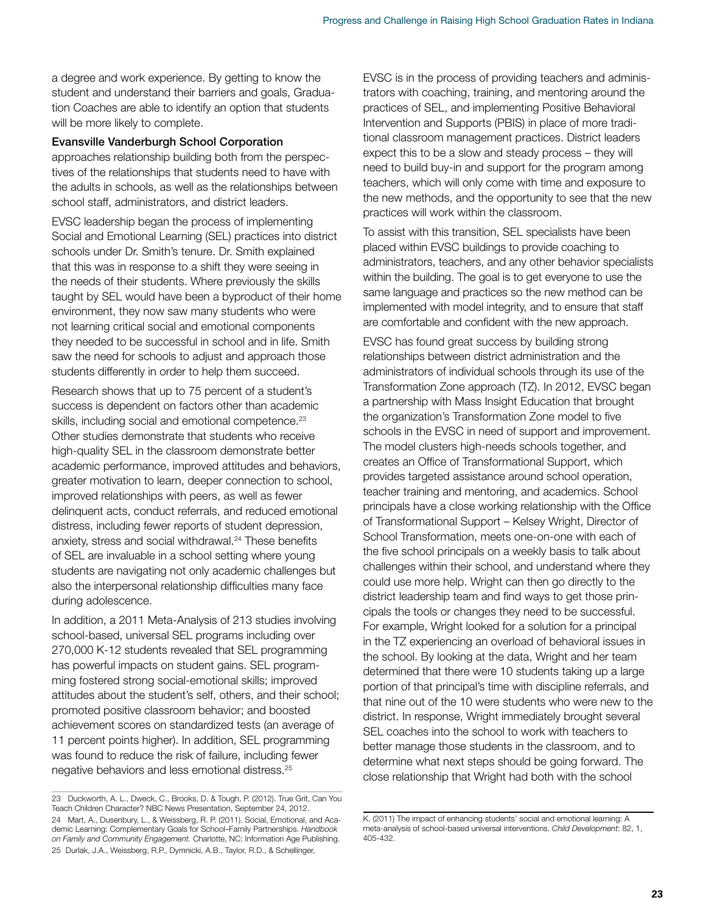a degree and work experience. By getting to know the student and understand their barriers and goals, Graduation Coaches are able to identify an option that students will be more likely to complete.

**Evansville Vanderburgh School Corporation** approaches relationship building both from the perspectives of the relationships that students need to have with the adults in schools, as well as the relationships between school staff, administrators, and district leaders.

EVSC leadership began the process of implementing Social and Emotional Learning (SEL) practices into district schools under Dr. Smith's tenure. Dr. Smith explained that this was in response to a shift they were seeing in the needs of their students. Where previously the skills taught by SEL would have been a byproduct of their home environment, they now saw many students who were not learning critical social and emotional components they needed to be successful in school and in life. Smith saw the need for schools to adjust and approach those students differently in order to help them succeed.

Research shows that up to 75 percent of a student's success is dependent on factors other than academic skills, including social and emotional competence.[23] Other studies demonstrate that students who receive high-quality SEL in the classroom demonstrate better academic performance, improved attitudes and behaviors, greater motivation to learn, deeper connection to school, improved relationships with peers, as well as fewer delinquent acts, conduct referrals, and reduced emotional distress, including fewer reports of student depression, anxiety, stress and social withdrawal.[24] These benefits of SEL are invaluable in a school setting where young students are navigating not only academic challenges but also the interpersonal relationship difficulties many face during adolescence.

In addition, a 2011 Meta-Analysis of 213 studies involving school-based, universal SEL programs including over 270,000 K-12 students revealed that SEL programming has powerful impacts on student gains. SEL programming fostered strong social-emotional skills; improved attitudes about the student's self, others, and their school; promoted positive classroom behavior; and boosted achievement scores on standardized tests (an average of 11 percent points higher). In addition, SEL programming was found to reduce the risk of failure, including fewer negative behaviors and less emotional distress.[25]

EVSC is in the process of providing teachers and administrators with coaching, training, and mentoring around the practices of SEL, and implementing Positive Behavioral Intervention and Supports (PBIS) in place of more traditional classroom management practices. District leaders expect this to be a slow and steady process – they will need to build buy-in and support for the program among teachers, which will only come with time and exposure to the new methods, and the opportunity to see that the new practices will work within the classroom.

To assist with this transition, SEL specialists have been placed within EVSC buildings to provide coaching to administrators, teachers, and any other behavior specialists within the building. The goal is to get everyone to use the same language and practices so the new method can be implemented with model integrity, and to ensure that staff are comfortable and confident with the new approach.

EVSC has found great success by building strong relationships between district administration and the administrators of individual schools through its use of the Transformation Zone approach (TZ). In 2012, EVSC began a partnership with Mass Insight Education that brought the organization's Transformation Zone model to five schools in the EVSC in need of support and improvement. The model clusters high-needs schools together, and creates an Office of Transformational Support, which provides targeted assistance around school operation, teacher training and mentoring, and academics. School principals have a close working relationship with the Office of Transformational Support – Kelsey Wright, Director of School Transformation, meets one-on-one with each of the five school principals on a weekly basis to talk about challenges within their school, and understand where they could use more help. Wright can then go directly to the district leadership team and find ways to get those principals the tools or changes they need to be successful. For example, Wright looked for a solution for a principal in the TZ experiencing an overload of behavioral issues in the school. By looking at the data, Wright and her team determined that there were 10 students taking up a large portion of that principal's time with discipline referrals, and that nine out of the 10 were students who were new to the district. In response, Wright immediately brought several SEL coaches into the school to work with teachers to better manage those students in the classroom, and to determine what next steps should be going forward. The close relationship that Wright had both with the school

---

23 Duckworth, A. L., Dweck, C., Brooks, D. & Tough, P. (2012). True Grit, Can You Teach Children Character? NBC News Presentation, September 24, 2012.

24 Mart, A., Dusenbury, L., & Weissberg, R. P. (2011). Social, Emotional, and Academic Learning: Complementary Goals for School–Family Partnerships. *Handbook on Family and Community Engagement.* Charlotte, NC: Information Age Publishing.

25 Durlak, J.A., Weissberg, R.P., Dymnicki, A.B., Taylor, R.D., & Schellinger, K. (2011) The impact of enhancing students' social and emotional learning: A meta-analysis of school-based universal interventions. *Child Development*: 82, 1, 405-432.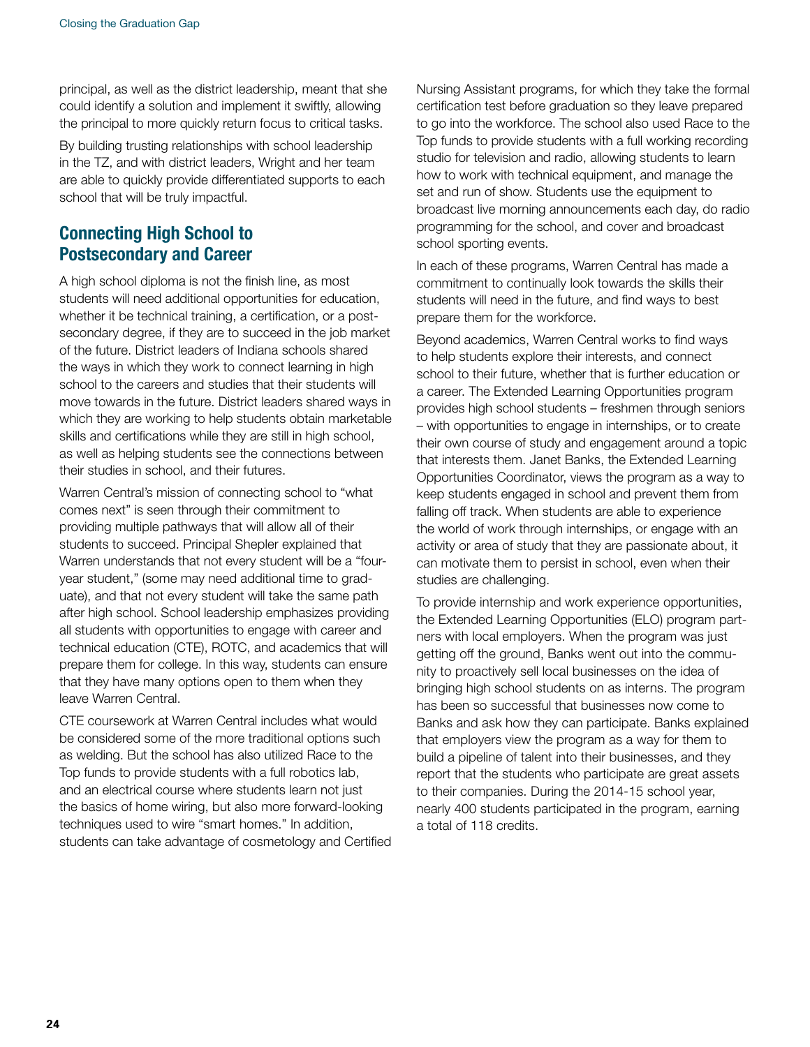principal, as well as the district leadership, meant that she could identify a solution and implement it swiftly, allowing the principal to more quickly return focus to critical tasks.

By building trusting relationships with school leadership in the TZ, and with district leaders, Wright and her team are able to quickly provide differentiated supports to each school that will be truly impactful.

## Connecting High School to Postsecondary and Career

A high school diploma is not the finish line, as most students will need additional opportunities for education, whether it be technical training, a certification, or a post-secondary degree, if they are to succeed in the job market of the future. District leaders of Indiana schools shared the ways in which they work to connect learning in high school to the careers and studies that their students will move towards in the future. District leaders shared ways in which they are working to help students obtain marketable skills and certifications while they are still in high school, as well as helping students see the connections between their studies in school, and their futures.

Warren Central's mission of connecting school to "what comes next" is seen through their commitment to providing multiple pathways that will allow all of their students to succeed. Principal Shepler explained that Warren understands that not every student will be a "four-year student," (some may need additional time to graduate), and that not every student will take the same path after high school. School leadership emphasizes providing all students with opportunities to engage with career and technical education (CTE), ROTC, and academics that will prepare them for college. In this way, students can ensure that they have many options open to them when they leave Warren Central.

CTE coursework at Warren Central includes what would be considered some of the more traditional options such as welding. But the school has also utilized Race to the Top funds to provide students with a full robotics lab, and an electrical course where students learn not just the basics of home wiring, but also more forward-looking techniques used to wire "smart homes." In addition, students can take advantage of cosmetology and Certified Nursing Assistant programs, for which they take the formal certification test before graduation so they leave prepared to go into the workforce. The school also used Race to the Top funds to provide students with a full working recording studio for television and radio, allowing students to learn how to work with technical equipment, and manage the set and run of show. Students use the equipment to broadcast live morning announcements each day, do radio programming for the school, and cover and broadcast school sporting events.

In each of these programs, Warren Central has made a commitment to continually look towards the skills their students will need in the future, and find ways to best prepare them for the workforce.

Beyond academics, Warren Central works to find ways to help students explore their interests, and connect school to their future, whether that is further education or a career. The Extended Learning Opportunities program provides high school students – freshmen through seniors – with opportunities to engage in internships, or to create their own course of study and engagement around a topic that interests them. Janet Banks, the Extended Learning Opportunities Coordinator, views the program as a way to keep students engaged in school and prevent them from falling off track. When students are able to experience the world of work through internships, or engage with an activity or area of study that they are passionate about, it can motivate them to persist in school, even when their studies are challenging.

To provide internship and work experience opportunities, the Extended Learning Opportunities (ELO) program partners with local employers. When the program was just getting off the ground, Banks went out into the community to proactively sell local businesses on the idea of bringing high school students on as interns. The program has been so successful that businesses now come to Banks and ask how they can participate. Banks explained that employers view the program as a way for them to build a pipeline of talent into their businesses, and they report that the students who participate are great assets to their companies. During the 2014-15 school year, nearly 400 students participated in the program, earning a total of 118 credits.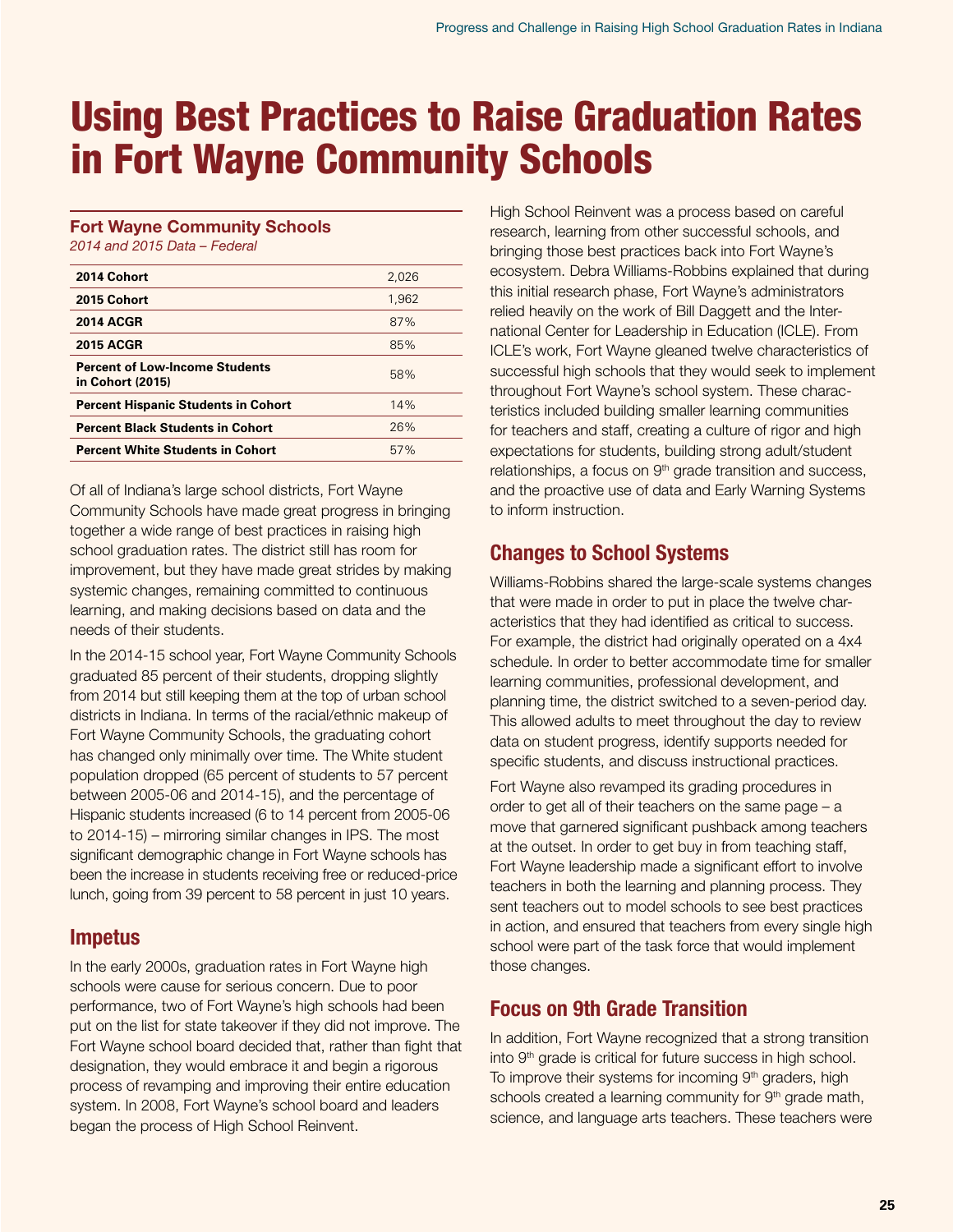# Using Best Practices to Raise Graduation Rates in Fort Wayne Community Schools

**Fort Wayne Community Schools**
*2014 and 2015 Data – Federal*

| | |
|---|---|
| **2014 Cohort** | 2,026 |
| **2015 Cohort** | 1,962 |
| **2014 ACGR** | 87% |
| **2015 ACGR** | 85% |
| **Percent of Low-Income Students in Cohort (2015)** | 58% |
| **Percent Hispanic Students in Cohort** | 14% |
| **Percent Black Students in Cohort** | 26% |
| **Percent White Students in Cohort** | 57% |

Of all of Indiana's large school districts, Fort Wayne Community Schools have made great progress in bringing together a wide range of best practices in raising high school graduation rates. The district still has room for improvement, but they have made great strides by making systemic changes, remaining committed to continuous learning, and making decisions based on data and the needs of their students.

In the 2014-15 school year, Fort Wayne Community Schools graduated 85 percent of their students, dropping slightly from 2014 but still keeping them at the top of urban school districts in Indiana. In terms of the racial/ethnic makeup of Fort Wayne Community Schools, the graduating cohort has changed only minimally over time. The White student population dropped (65 percent of students to 57 percent between 2005-06 and 2014-15), and the percentage of Hispanic students increased (6 to 14 percent from 2005-06 to 2014-15) – mirroring similar changes in IPS. The most significant demographic change in Fort Wayne schools has been the increase in students receiving free or reduced-price lunch, going from 39 percent to 58 percent in just 10 years.

## Impetus

In the early 2000s, graduation rates in Fort Wayne high schools were cause for serious concern. Due to poor performance, two of Fort Wayne's high schools had been put on the list for state takeover if they did not improve. The Fort Wayne school board decided that, rather than fight that designation, they would embrace it and begin a rigorous process of revamping and improving their entire education system. In 2008, Fort Wayne's school board and leaders began the process of High School Reinvent.

High School Reinvent was a process based on careful research, learning from other successful schools, and bringing those best practices back into Fort Wayne's ecosystem. Debra Williams-Robbins explained that during this initial research phase, Fort Wayne's administrators relied heavily on the work of Bill Daggett and the International Center for Leadership in Education (ICLE). From ICLE's work, Fort Wayne gleaned twelve characteristics of successful high schools that they would seek to implement throughout Fort Wayne's school system. These characteristics included building smaller learning communities for teachers and staff, creating a culture of rigor and high expectations for students, building strong adult/student relationships, a focus on 9th grade transition and success, and the proactive use of data and Early Warning Systems to inform instruction.

## Changes to School Systems

Williams-Robbins shared the large-scale systems changes that were made in order to put in place the twelve characteristics that they had identified as critical to success. For example, the district had originally operated on a 4x4 schedule. In order to better accommodate time for smaller learning communities, professional development, and planning time, the district switched to a seven-period day. This allowed adults to meet throughout the day to review data on student progress, identify supports needed for specific students, and discuss instructional practices.

Fort Wayne also revamped its grading procedures in order to get all of their teachers on the same page – a move that garnered significant pushback among teachers at the outset. In order to get buy in from teaching staff, Fort Wayne leadership made a significant effort to involve teachers in both the learning and planning process. They sent teachers out to model schools to see best practices in action, and ensured that teachers from every single high school were part of the task force that would implement those changes.

## Focus on 9th Grade Transition

In addition, Fort Wayne recognized that a strong transition into 9th grade is critical for future success in high school. To improve their systems for incoming 9th graders, high schools created a learning community for 9th grade math, science, and language arts teachers. These teachers were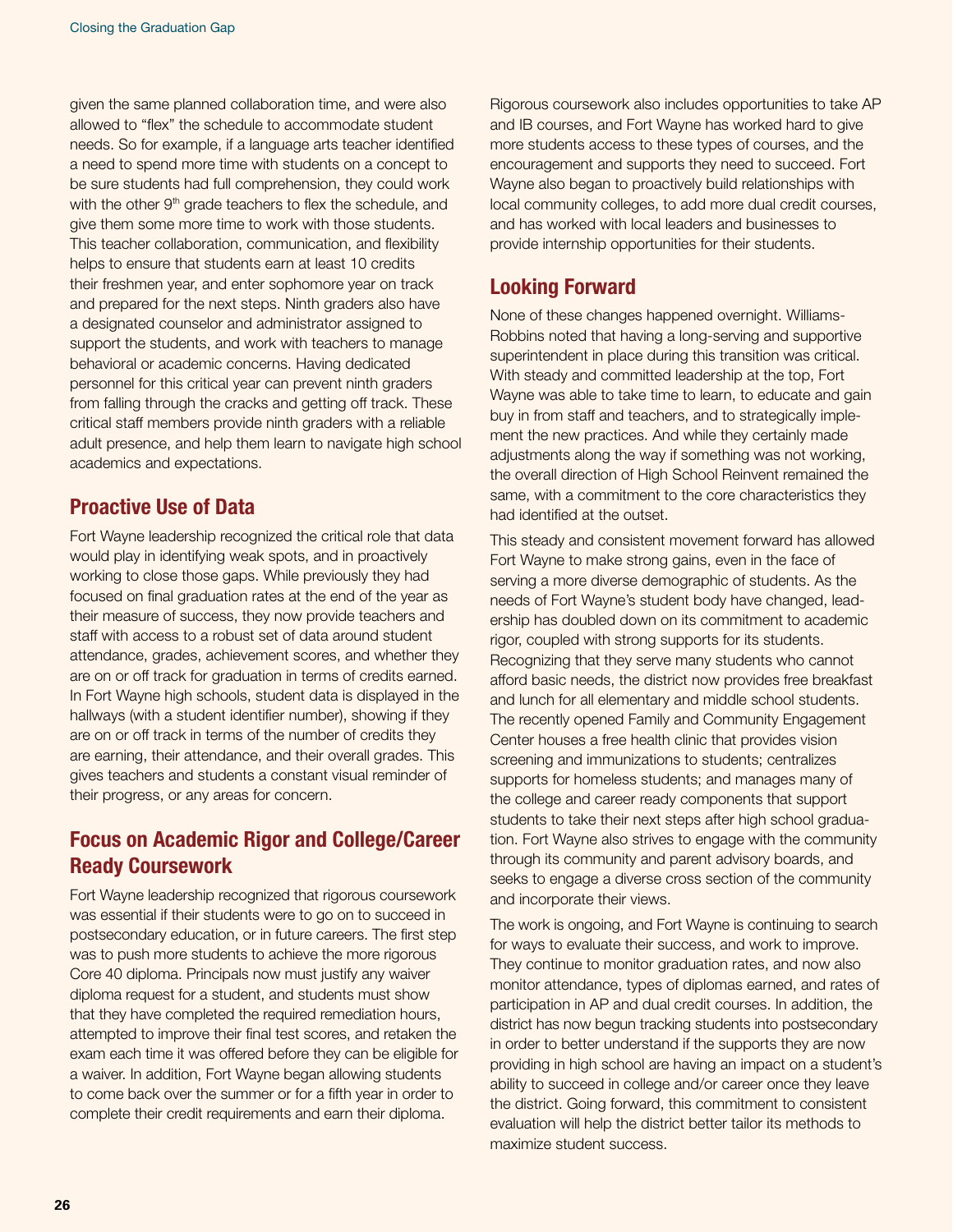given the same planned collaboration time, and were also allowed to "flex" the schedule to accommodate student needs. So for example, if a language arts teacher identified a need to spend more time with students on a concept to be sure students had full comprehension, they could work with the other 9th grade teachers to flex the schedule, and give them some more time to work with those students. This teacher collaboration, communication, and flexibility helps to ensure that students earn at least 10 credits their freshmen year, and enter sophomore year on track and prepared for the next steps. Ninth graders also have a designated counselor and administrator assigned to support the students, and work with teachers to manage behavioral or academic concerns. Having dedicated personnel for this critical year can prevent ninth graders from falling through the cracks and getting off track. These critical staff members provide ninth graders with a reliable adult presence, and help them learn to navigate high school academics and expectations.

## Proactive Use of Data

Fort Wayne leadership recognized the critical role that data would play in identifying weak spots, and in proactively working to close those gaps. While previously they had focused on final graduation rates at the end of the year as their measure of success, they now provide teachers and staff with access to a robust set of data around student attendance, grades, achievement scores, and whether they are on or off track for graduation in terms of credits earned. In Fort Wayne high schools, student data is displayed in the hallways (with a student identifier number), showing if they are on or off track in terms of the number of credits they are earning, their attendance, and their overall grades. This gives teachers and students a constant visual reminder of their progress, or any areas for concern.

## Focus on Academic Rigor and College/Career Ready Coursework

Fort Wayne leadership recognized that rigorous coursework was essential if their students were to go on to succeed in postsecondary education, or in future careers. The first step was to push more students to achieve the more rigorous Core 40 diploma. Principals now must justify any waiver diploma request for a student, and students must show that they have completed the required remediation hours, attempted to improve their final test scores, and retaken the exam each time it was offered before they can be eligible for a waiver. In addition, Fort Wayne began allowing students to come back over the summer or for a fifth year in order to complete their credit requirements and earn their diploma.

Rigorous coursework also includes opportunities to take AP and IB courses, and Fort Wayne has worked hard to give more students access to these types of courses, and the encouragement and supports they need to succeed. Fort Wayne also began to proactively build relationships with local community colleges, to add more dual credit courses, and has worked with local leaders and businesses to provide internship opportunities for their students.

## Looking Forward

None of these changes happened overnight. Williams-Robbins noted that having a long-serving and supportive superintendent in place during this transition was critical. With steady and committed leadership at the top, Fort Wayne was able to take time to learn, to educate and gain buy in from staff and teachers, and to strategically implement the new practices. And while they certainly made adjustments along the way if something was not working, the overall direction of High School Reinvent remained the same, with a commitment to the core characteristics they had identified at the outset.

This steady and consistent movement forward has allowed Fort Wayne to make strong gains, even in the face of serving a more diverse demographic of students. As the needs of Fort Wayne's student body have changed, leadership has doubled down on its commitment to academic rigor, coupled with strong supports for its students. Recognizing that they serve many students who cannot afford basic needs, the district now provides free breakfast and lunch for all elementary and middle school students. The recently opened Family and Community Engagement Center houses a free health clinic that provides vision screening and immunizations to students; centralizes supports for homeless students; and manages many of the college and career ready components that support students to take their next steps after high school graduation. Fort Wayne also strives to engage with the community through its community and parent advisory boards, and seeks to engage a diverse cross section of the community and incorporate their views.

The work is ongoing, and Fort Wayne is continuing to search for ways to evaluate their success, and work to improve. They continue to monitor graduation rates, and now also monitor attendance, types of diplomas earned, and rates of participation in AP and dual credit courses. In addition, the district has now begun tracking students into postsecondary in order to better understand if the supports they are now providing in high school are having an impact on a student's ability to succeed in college and/or career once they leave the district. Going forward, this commitment to consistent evaluation will help the district better tailor its methods to maximize student success.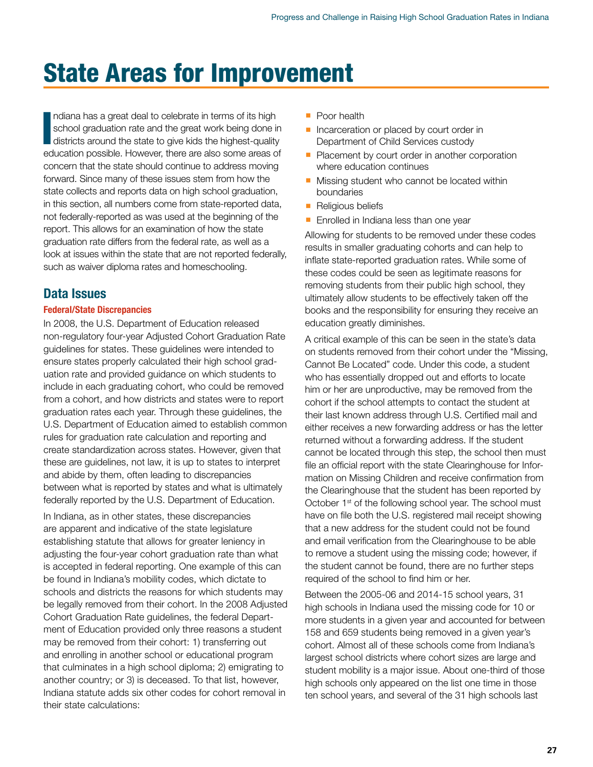# State Areas for Improvement

Indiana has a great deal to celebrate in terms of its high school graduation rate and the great work being done in districts around the state to give kids the highest-quality education possible. However, there are also some areas of concern that the state should continue to address moving forward. Since many of these issues stem from how the state collects and reports data on high school graduation, in this section, all numbers come from state-reported data, not federally-reported as was used at the beginning of the report. This allows for an examination of how the state graduation rate differs from the federal rate, as well as a look at issues within the state that are not reported federally, such as waiver diploma rates and homeschooling.

## Data Issues

### Federal/State Discrepancies

In 2008, the U.S. Department of Education released non-regulatory four-year Adjusted Cohort Graduation Rate guidelines for states. These guidelines were intended to ensure states properly calculated their high school graduation rate and provided guidance on which students to include in each graduating cohort, who could be removed from a cohort, and how districts and states were to report graduation rates each year. Through these guidelines, the U.S. Department of Education aimed to establish common rules for graduation rate calculation and reporting and create standardization across states. However, given that these are guidelines, not law, it is up to states to interpret and abide by them, often leading to discrepancies between what is reported by states and what is ultimately federally reported by the U.S. Department of Education.

In Indiana, as in other states, these discrepancies are apparent and indicative of the state legislature establishing statute that allows for greater leniency in adjusting the four-year cohort graduation rate than what is accepted in federal reporting. One example of this can be found in Indiana's mobility codes, which dictate to schools and districts the reasons for which students may be legally removed from their cohort. In the 2008 Adjusted Cohort Graduation Rate guidelines, the federal Department of Education provided only three reasons a student may be removed from their cohort: 1) transferring out and enrolling in another school or educational program that culminates in a high school diploma; 2) emigrating to another country; or 3) is deceased. To that list, however, Indiana statute adds six other codes for cohort removal in their state calculations:

- Poor health
- Incarceration or placed by court order in Department of Child Services custody
- Placement by court order in another corporation where education continues
- Missing student who cannot be located within boundaries
- Religious beliefs
- Enrolled in Indiana less than one year

Allowing for students to be removed under these codes results in smaller graduating cohorts and can help to inflate state-reported graduation rates. While some of these codes could be seen as legitimate reasons for removing students from their public high school, they ultimately allow students to be effectively taken off the books and the responsibility for ensuring they receive an education greatly diminishes.

A critical example of this can be seen in the state's data on students removed from their cohort under the "Missing, Cannot Be Located" code. Under this code, a student who has essentially dropped out and efforts to locate him or her are unproductive, may be removed from the cohort if the school attempts to contact the student at their last known address through U.S. Certified mail and either receives a new forwarding address or has the letter returned without a forwarding address. If the student cannot be located through this step, the school then must file an official report with the state Clearinghouse for Information on Missing Children and receive confirmation from the Clearinghouse that the student has been reported by October 1st of the following school year. The school must have on file both the U.S. registered mail receipt showing that a new address for the student could not be found and email verification from the Clearinghouse to be able to remove a student using the missing code; however, if the student cannot be found, there are no further steps required of the school to find him or her.

Between the 2005-06 and 2014-15 school years, 31 high schools in Indiana used the missing code for 10 or more students in a given year and accounted for between 158 and 659 students being removed in a given year's cohort. Almost all of these schools come from Indiana's largest school districts where cohort sizes are large and student mobility is a major issue. About one-third of those high schools only appeared on the list one time in those ten school years, and several of the 31 high schools last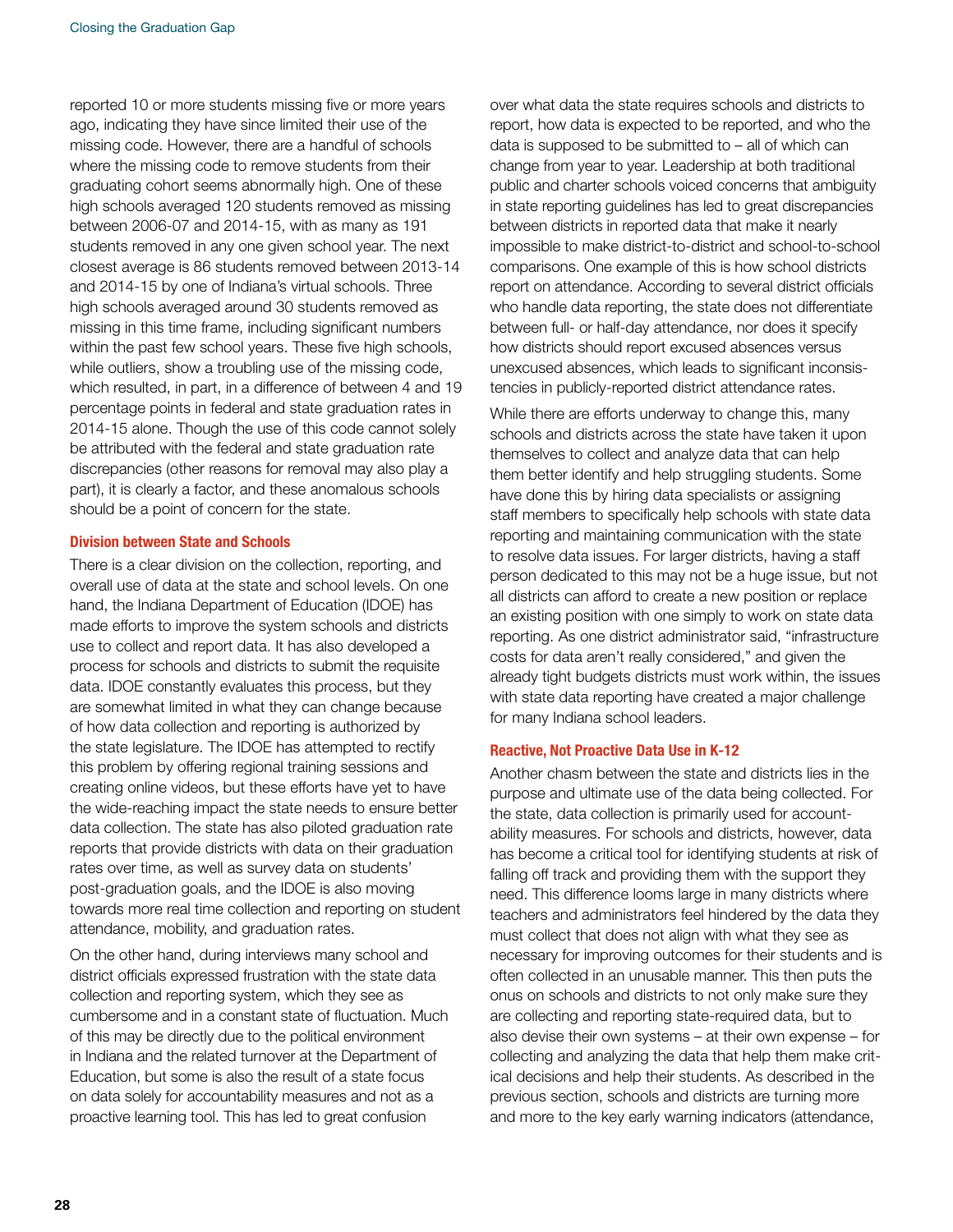reported 10 or more students missing five or more years ago, indicating they have since limited their use of the missing code. However, there are a handful of schools where the missing code to remove students from their graduating cohort seems abnormally high. One of these high schools averaged 120 students removed as missing between 2006-07 and 2014-15, with as many as 191 students removed in any one given school year. The next closest average is 86 students removed between 2013-14 and 2014-15 by one of Indiana's virtual schools. Three high schools averaged around 30 students removed as missing in this time frame, including significant numbers within the past few school years. These five high schools, while outliers, show a troubling use of the missing code, which resulted, in part, in a difference of between 4 and 19 percentage points in federal and state graduation rates in 2014-15 alone. Though the use of this code cannot solely be attributed with the federal and state graduation rate discrepancies (other reasons for removal may also play a part), it is clearly a factor, and these anomalous schools should be a point of concern for the state.

#### Division between State and Schools

There is a clear division on the collection, reporting, and overall use of data at the state and school levels. On one hand, the Indiana Department of Education (IDOE) has made efforts to improve the system schools and districts use to collect and report data. It has also developed a process for schools and districts to submit the requisite data. IDOE constantly evaluates this process, but they are somewhat limited in what they can change because of how data collection and reporting is authorized by the state legislature. The IDOE has attempted to rectify this problem by offering regional training sessions and creating online videos, but these efforts have yet to have the wide-reaching impact the state needs to ensure better data collection. The state has also piloted graduation rate reports that provide districts with data on their graduation rates over time, as well as survey data on students' post-graduation goals, and the IDOE is also moving towards more real time collection and reporting on student attendance, mobility, and graduation rates.

On the other hand, during interviews many school and district officials expressed frustration with the state data collection and reporting system, which they see as cumbersome and in a constant state of fluctuation. Much of this may be directly due to the political environment in Indiana and the related turnover at the Department of Education, but some is also the result of a state focus on data solely for accountability measures and not as a proactive learning tool. This has led to great confusion over what data the state requires schools and districts to report, how data is expected to be reported, and who the data is supposed to be submitted to – all of which can change from year to year. Leadership at both traditional public and charter schools voiced concerns that ambiguity in state reporting guidelines has led to great discrepancies between districts in reported data that make it nearly impossible to make district-to-district and school-to-school comparisons. One example of this is how school districts report on attendance. According to several district officials who handle data reporting, the state does not differentiate between full- or half-day attendance, nor does it specify how districts should report excused absences versus unexcused absences, which leads to significant inconsistencies in publicly-reported district attendance rates.

While there are efforts underway to change this, many schools and districts across the state have taken it upon themselves to collect and analyze data that can help them better identify and help struggling students. Some have done this by hiring data specialists or assigning staff members to specifically help schools with state data reporting and maintaining communication with the state to resolve data issues. For larger districts, having a staff person dedicated to this may not be a huge issue, but not all districts can afford to create a new position or replace an existing position with one simply to work on state data reporting. As one district administrator said, "infrastructure costs for data aren't really considered," and given the already tight budgets districts must work within, the issues with state data reporting have created a major challenge for many Indiana school leaders.

#### Reactive, Not Proactive Data Use in K-12

Another chasm between the state and districts lies in the purpose and ultimate use of the data being collected. For the state, data collection is primarily used for accountability measures. For schools and districts, however, data has become a critical tool for identifying students at risk of falling off track and providing them with the support they need. This difference looms large in many districts where teachers and administrators feel hindered by the data they must collect that does not align with what they see as necessary for improving outcomes for their students and is often collected in an unusable manner. This then puts the onus on schools and districts to not only make sure they are collecting and reporting state-required data, but to also devise their own systems – at their own expense – for collecting and analyzing the data that help them make critical decisions and help their students. As described in the previous section, schools and districts are turning more and more to the key early warning indicators (attendance,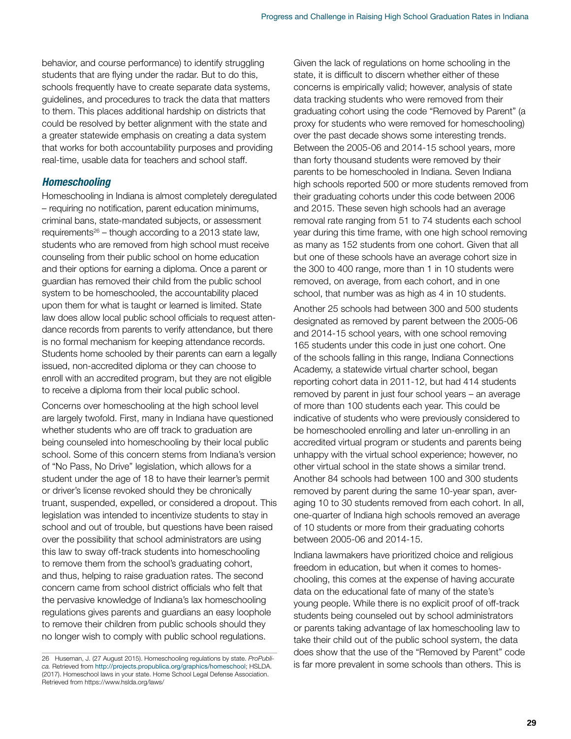behavior, and course performance) to identify struggling students that are flying under the radar. But to do this, schools frequently have to create separate data systems, guidelines, and procedures to track the data that matters to them. This places additional hardship on districts that could be resolved by better alignment with the state and a greater statewide emphasis on creating a data system that works for both accountability purposes and providing real-time, usable data for teachers and school staff.

### *Homeschooling*

Homeschooling in Indiana is almost completely deregulated – requiring no notification, parent education minimums, criminal bans, state-mandated subjects, or assessment requirements[26] – though according to a 2013 state law, students who are removed from high school must receive counseling from their public school on home education and their options for earning a diploma. Once a parent or guardian has removed their child from the public school system to be homeschooled, the accountability placed upon them for what is taught or learned is limited. State law does allow local public school officials to request attendance records from parents to verify attendance, but there is no formal mechanism for keeping attendance records. Students home schooled by their parents can earn a legally issued, non-accredited diploma or they can choose to enroll with an accredited program, but they are not eligible to receive a diploma from their local public school.

Concerns over homeschooling at the high school level are largely twofold. First, many in Indiana have questioned whether students who are off track to graduation are being counseled into homeschooling by their local public school. Some of this concern stems from Indiana's version of "No Pass, No Drive" legislation, which allows for a student under the age of 18 to have their learner's permit or driver's license revoked should they be chronically truant, suspended, expelled, or considered a dropout. This legislation was intended to incentivize students to stay in school and out of trouble, but questions have been raised over the possibility that school administrators are using this law to sway off-track students into homeschooling to remove them from the school's graduating cohort, and thus, helping to raise graduation rates. The second concern came from school district officials who felt that the pervasive knowledge of Indiana's lax homeschooling regulations gives parents and guardians an easy loophole to remove their children from public schools should they no longer wish to comply with public school regulations.

Given the lack of regulations on home schooling in the state, it is difficult to discern whether either of these concerns is empirically valid; however, analysis of state data tracking students who were removed from their graduating cohort using the code "Removed by Parent" (a proxy for students who were removed for homeschooling) over the past decade shows some interesting trends. Between the 2005-06 and 2014-15 school years, more than forty thousand students were removed by their parents to be homeschooled in Indiana. Seven Indiana high schools reported 500 or more students removed from their graduating cohorts under this code between 2006 and 2015. These seven high schools had an average removal rate ranging from 51 to 74 students each school year during this time frame, with one high school removing as many as 152 students from one cohort. Given that all but one of these schools have an average cohort size in the 300 to 400 range, more than 1 in 10 students were removed, on average, from each cohort, and in one school, that number was as high as 4 in 10 students.

Another 25 schools had between 300 and 500 students designated as removed by parent between the 2005-06 and 2014-15 school years, with one school removing 165 students under this code in just one cohort. One of the schools falling in this range, Indiana Connections Academy, a statewide virtual charter school, began reporting cohort data in 2011-12, but had 414 students removed by parent in just four school years – an average of more than 100 students each year. This could be indicative of students who were previously considered to be homeschooled enrolling and later un-enrolling in an accredited virtual program or students and parents being unhappy with the virtual school experience; however, no other virtual school in the state shows a similar trend. Another 84 schools had between 100 and 300 students removed by parent during the same 10-year span, averaging 10 to 30 students removed from each cohort. In all, one-quarter of Indiana high schools removed an average of 10 students or more from their graduating cohorts between 2005-06 and 2014-15.

Indiana lawmakers have prioritized choice and religious freedom in education, but when it comes to homeschooling, this comes at the expense of having accurate data on the educational fate of many of the state's young people. While there is no explicit proof of off-track students being counseled out by school administrators or parents taking advantage of lax homeschooling law to take their child out of the public school system, the data does show that the use of the "Removed by Parent" code is far more prevalent in some schools than others. This is

---

26 Huseman, J. (27 August 2015). Homeschooling regulations by state. *ProPublica.* Retrieved from http://projects.propublica.org/graphics/homeschool; HSLDA. (2017). Homeschool laws in your state. Home School Legal Defense Association. Retrieved from https://www.hslda.org/laws/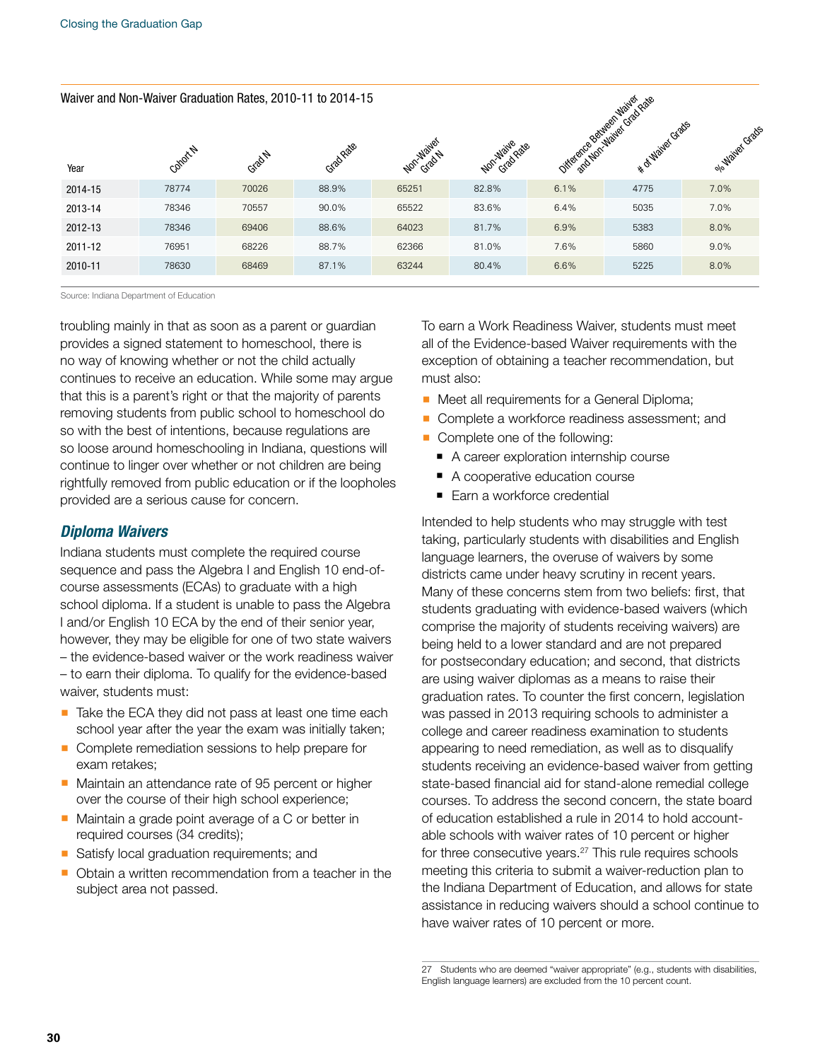Waiver and Non-Waiver Graduation Rates, 2010-11 to 2014-15

| Year | Cohort N | Grad N | Grad Rate | Non-Waiver Grad N | Non-Waive Grad Rate | Difference Between Waiver and Non-Waiver Grad Rate | # of Waiver Grads | % Waiver Grads |
|---|---|---|---|---|---|---|---|---|
| 2014-15 | 78774 | 70026 | 88.9% | 65251 | 82.8% | 6.1% | 4775 | 7.0% |
| 2013-14 | 78346 | 70557 | 90.0% | 65522 | 83.6% | 6.4% | 5035 | 7.0% |
| 2012-13 | 78346 | 69406 | 88.6% | 64023 | 81.7% | 6.9% | 5383 | 8.0% |
| 2011-12 | 76951 | 68226 | 88.7% | 62366 | 81.0% | 7.6% | 5860 | 9.0% |
| 2010-11 | 78630 | 68469 | 87.1% | 63244 | 80.4% | 6.6% | 5225 | 8.0% |

Source: Indiana Department of Education

troubling mainly in that as soon as a parent or guardian provides a signed statement to homeschool, there is no way of knowing whether or not the child actually continues to receive an education. While some may argue that this is a parent's right or that the majority of parents removing students from public school to homeschool do so with the best of intentions, because regulations are so loose around homeschooling in Indiana, questions will continue to linger over whether or not children are being rightfully removed from public education or if the loopholes provided are a serious cause for concern.

## *Diploma Waivers*

Indiana students must complete the required course sequence and pass the Algebra I and English 10 end-of-course assessments (ECAs) to graduate with a high school diploma. If a student is unable to pass the Algebra I and/or English 10 ECA by the end of their senior year, however, they may be eligible for one of two state waivers – the evidence-based waiver or the work readiness waiver – to earn their diploma. To qualify for the evidence-based waiver, students must:

- Take the ECA they did not pass at least one time each school year after the year the exam was initially taken;
- Complete remediation sessions to help prepare for exam retakes;
- Maintain an attendance rate of 95 percent or higher over the course of their high school experience;
- Maintain a grade point average of a C or better in required courses (34 credits);
- Satisfy local graduation requirements; and
- Obtain a written recommendation from a teacher in the subject area not passed.

To earn a Work Readiness Waiver, students must meet all of the Evidence-based Waiver requirements with the exception of obtaining a teacher recommendation, but must also:

- Meet all requirements for a General Diploma;
- Complete a workforce readiness assessment; and
- Complete one of the following:
  - A career exploration internship course
  - A cooperative education course
  - Earn a workforce credential

Intended to help students who may struggle with test taking, particularly students with disabilities and English language learners, the overuse of waivers by some districts came under heavy scrutiny in recent years. Many of these concerns stem from two beliefs: first, that students graduating with evidence-based waivers (which comprise the majority of students receiving waivers) are being held to a lower standard and are not prepared for postsecondary education; and second, that districts are using waiver diplomas as a means to raise their graduation rates. To counter the first concern, legislation was passed in 2013 requiring schools to administer a college and career readiness examination to students appearing to need remediation, as well as to disqualify students receiving an evidence-based waiver from getting state-based financial aid for stand-alone remedial college courses. To address the second concern, the state board of education established a rule in 2014 to hold accountable schools with waiver rates of 10 percent or higher for three consecutive years.[27] This rule requires schools meeting this criteria to submit a waiver-reduction plan to the Indiana Department of Education, and allows for state assistance in reducing waivers should a school continue to have waiver rates of 10 percent or more.

27 Students who are deemed "waiver appropriate" (e.g., students with disabilities, English language learners) are excluded from the 10 percent count.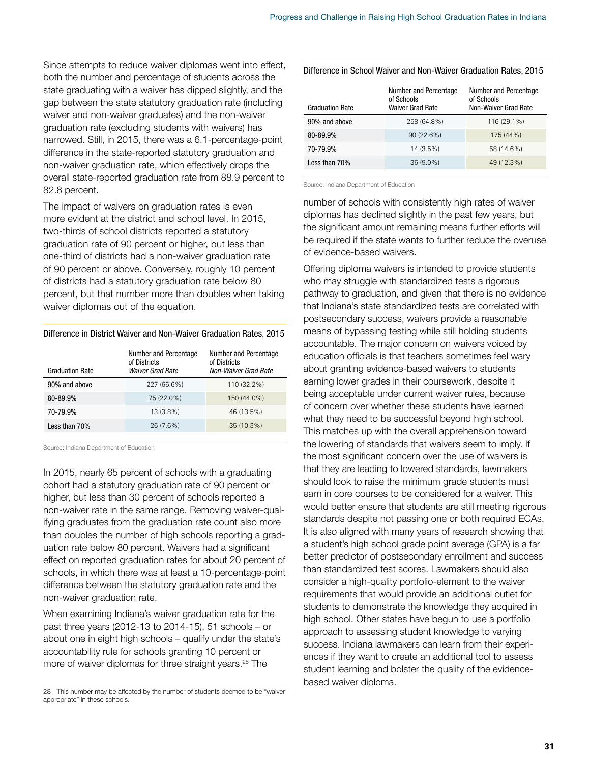Since attempts to reduce waiver diplomas went into effect, both the number and percentage of students across the state graduating with a waiver has dipped slightly, and the gap between the state statutory graduation rate (including waiver and non-waiver graduates) and the non-waiver graduation rate (excluding students with waivers) has narrowed. Still, in 2015, there was a 6.1-percentage-point difference in the state-reported statutory graduation and non-waiver graduation rate, which effectively drops the overall state-reported graduation rate from 88.9 percent to 82.8 percent.

The impact of waivers on graduation rates is even more evident at the district and school level. In 2015, two-thirds of school districts reported a statutory graduation rate of 90 percent or higher, but less than one-third of districts had a non-waiver graduation rate of 90 percent or above. Conversely, roughly 10 percent of districts had a statutory graduation rate below 80 percent, but that number more than doubles when taking waiver diplomas out of the equation.

Difference in District Waiver and Non-Waiver Graduation Rates, 2015

| Graduation Rate | Number and Percentage of Districts *Waiver Grad Rate* | Number and Percentage of Districts *Non-Waiver Grad Rate* |
|---|---|---|
| 90% and above | 227 (66.6%) | 110 (32.2%) |
| 80-89.9% | 75 (22.0%) | 150 (44.0%) |
| 70-79.9% | 13 (3.8%) | 46 (13.5%) |
| Less than 70% | 26 (7.6%) | 35 (10.3%) |

Source: Indiana Department of Education

In 2015, nearly 65 percent of schools with a graduating cohort had a statutory graduation rate of 90 percent or higher, but less than 30 percent of schools reported a non-waiver rate in the same range. Removing waiver-qualifying graduates from the graduation rate count also more than doubles the number of high schools reporting a graduation rate below 80 percent. Waivers had a significant effect on reported graduation rates for about 20 percent of schools, in which there was at least a 10-percentage-point difference between the statutory graduation rate and the non-waiver graduation rate.

When examining Indiana's waiver graduation rate for the past three years (2012-13 to 2014-15), 51 schools – or about one in eight high schools – qualify under the state's accountability rule for schools granting 10 percent or more of waiver diplomas for three straight years.[28] The number of schools with consistently high rates of waiver diplomas has declined slightly in the past few years, but the significant amount remaining means further efforts will be required if the state wants to further reduce the overuse of evidence-based waivers.

Difference in School Waiver and Non-Waiver Graduation Rates, 2015

| Graduation Rate | Number and Percentage of Schools Waiver Grad Rate | Number and Percentage of Schools Non-Waiver Grad Rate |
|---|---|---|
| 90% and above | 258 (64.8%) | 116 (29.1%) |
| 80-89.9% | 90 (22.6%) | 175 (44%) |
| 70-79.9% | 14 (3.5%) | 58 (14.6%) |
| Less than 70% | 36 (9.0%) | 49 (12.3%) |

Source: Indiana Department of Education

Offering diploma waivers is intended to provide students who may struggle with standardized tests a rigorous pathway to graduation, and given that there is no evidence that Indiana's state standardized tests are correlated with postsecondary success, waivers provide a reasonable means of bypassing testing while still holding students accountable. The major concern on waivers voiced by education officials is that teachers sometimes feel wary about granting evidence-based waivers to students earning lower grades in their coursework, despite it being acceptable under current waiver rules, because of concern over whether these students have learned what they need to be successful beyond high school. This matches up with the overall apprehension toward the lowering of standards that waivers seem to imply. If the most significant concern over the use of waivers is that they are leading to lowered standards, lawmakers should look to raise the minimum grade students must earn in core courses to be considered for a waiver. This would better ensure that students are still meeting rigorous standards despite not passing one or both required ECAs. It is also aligned with many years of research showing that a student's high school grade point average (GPA) is a far better predictor of postsecondary enrollment and success than standardized test scores. Lawmakers should also consider a high-quality portfolio-element to the waiver requirements that would provide an additional outlet for students to demonstrate the knowledge they acquired in high school. Other states have begun to use a portfolio approach to assessing student knowledge to varying success. Indiana lawmakers can learn from their experiences if they want to create an additional tool to assess student learning and bolster the quality of the evidence-based waiver diploma.

28 This number may be affected by the number of students deemed to be "waiver appropriate" in these schools.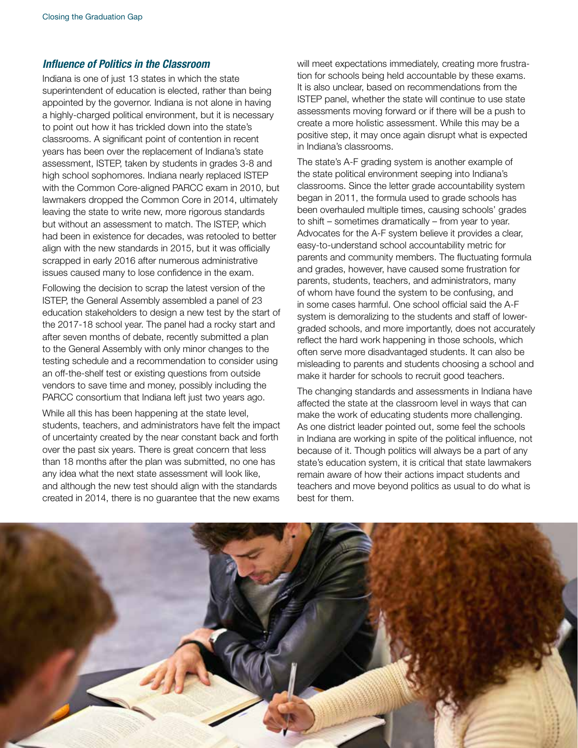### *Influence of Politics in the Classroom*

Indiana is one of just 13 states in which the state superintendent of education is elected, rather than being appointed by the governor. Indiana is not alone in having a highly-charged political environment, but it is necessary to point out how it has trickled down into the state's classrooms. A significant point of contention in recent years has been over the replacement of Indiana's state assessment, ISTEP, taken by students in grades 3-8 and high school sophomores. Indiana nearly replaced ISTEP with the Common Core-aligned PARCC exam in 2010, but lawmakers dropped the Common Core in 2014, ultimately leaving the state to write new, more rigorous standards but without an assessment to match. The ISTEP, which had been in existence for decades, was retooled to better align with the new standards in 2015, but it was officially scrapped in early 2016 after numerous administrative issues caused many to lose confidence in the exam.

Following the decision to scrap the latest version of the ISTEP, the General Assembly assembled a panel of 23 education stakeholders to design a new test by the start of the 2017-18 school year. The panel had a rocky start and after seven months of debate, recently submitted a plan to the General Assembly with only minor changes to the testing schedule and a recommendation to consider using an off-the-shelf test or existing questions from outside vendors to save time and money, possibly including the PARCC consortium that Indiana left just two years ago.

While all this has been happening at the state level, students, teachers, and administrators have felt the impact of uncertainty created by the near constant back and forth over the past six years. There is great concern that less than 18 months after the plan was submitted, no one has any idea what the next state assessment will look like, and although the new test should align with the standards created in 2014, there is no guarantee that the new exams will meet expectations immediately, creating more frustration for schools being held accountable by these exams. It is also unclear, based on recommendations from the ISTEP panel, whether the state will continue to use state assessments moving forward or if there will be a push to create a more holistic assessment. While this may be a positive step, it may once again disrupt what is expected in Indiana's classrooms.

The state's A-F grading system is another example of the state political environment seeping into Indiana's classrooms. Since the letter grade accountability system began in 2011, the formula used to grade schools has been overhauled multiple times, causing schools' grades to shift – sometimes dramatically – from year to year. Advocates for the A-F system believe it provides a clear, easy-to-understand school accountability metric for parents and community members. The fluctuating formula and grades, however, have caused some frustration for parents, students, teachers, and administrators, many of whom have found the system to be confusing, and in some cases harmful. One school official said the A-F system is demoralizing to the students and staff of lower-graded schools, and more importantly, does not accurately reflect the hard work happening in those schools, which often serve more disadvantaged students. It can also be misleading to parents and students choosing a school and make it harder for schools to recruit good teachers.

The changing standards and assessments in Indiana have affected the state at the classroom level in ways that can make the work of educating students more challenging. As one district leader pointed out, some feel the schools in Indiana are working in spite of the political influence, not because of it. Though politics will always be a part of any state's education system, it is critical that state lawmakers remain aware of how their actions impact students and teachers and move beyond politics as usual to do what is best for them.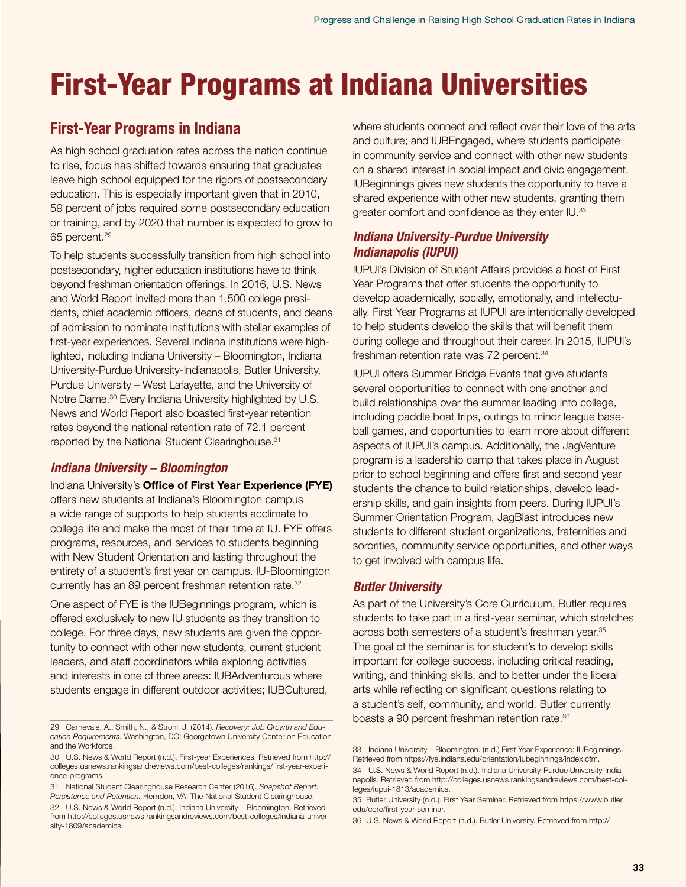# First-Year Programs at Indiana Universities

## First-Year Programs in Indiana

As high school graduation rates across the nation continue to rise, focus has shifted towards ensuring that graduates leave high school equipped for the rigors of postsecondary education. This is especially important given that in 2010, 59 percent of jobs required some postsecondary education or training, and by 2020 that number is expected to grow to 65 percent.[29]

To help students successfully transition from high school into postsecondary, higher education institutions have to think beyond freshman orientation offerings. In 2016, U.S. News and World Report invited more than 1,500 college presidents, chief academic officers, deans of students, and deans of admission to nominate institutions with stellar examples of first-year experiences. Several Indiana institutions were highlighted, including Indiana University – Bloomington, Indiana University-Purdue University-Indianapolis, Butler University, Purdue University – West Lafayette, and the University of Notre Dame.[30] Every Indiana University highlighted by U.S. News and World Report also boasted first-year retention rates beyond the national retention rate of 72.1 percent reported by the National Student Clearinghouse.[31]

### *Indiana University – Bloomington*

Indiana University's **Office of First Year Experience (FYE)** offers new students at Indiana's Bloomington campus a wide range of supports to help students acclimate to college life and make the most of their time at IU. FYE offers programs, resources, and services to students beginning with New Student Orientation and lasting throughout the entirety of a student's first year on campus. IU-Bloomington currently has an 89 percent freshman retention rate.[32]

One aspect of FYE is the IUBeginnings program, which is offered exclusively to new IU students as they transition to college. For three days, new students are given the opportunity to connect with other new students, current student leaders, and staff coordinators while exploring activities and interests in one of three areas: IUBAdventurous where students engage in different outdoor activities; IUBCultured, where students connect and reflect over their love of the arts and culture; and IUBEngaged, where students participate in community service and connect with other new students on a shared interest in social impact and civic engagement. IUBeginnings gives new students the opportunity to have a shared experience with other new students, granting them greater comfort and confidence as they enter IU.[33]

### *Indiana University-Purdue University Indianapolis (IUPUI)*

IUPUI's Division of Student Affairs provides a host of First Year Programs that offer students the opportunity to develop academically, socially, emotionally, and intellectually. First Year Programs at IUPUI are intentionally developed to help students develop the skills that will benefit them during college and throughout their career. In 2015, IUPUI's freshman retention rate was 72 percent.[34]

IUPUI offers Summer Bridge Events that give students several opportunities to connect with one another and build relationships over the summer leading into college, including paddle boat trips, outings to minor league baseball games, and opportunities to learn more about different aspects of IUPUI's campus. Additionally, the JagVenture program is a leadership camp that takes place in August prior to school beginning and offers first and second year students the chance to build relationships, develop leadership skills, and gain insights from peers. During IUPUI's Summer Orientation Program, JagBlast introduces new students to different student organizations, fraternities and sororities, community service opportunities, and other ways to get involved with campus life.

### *Butler University*

As part of the University's Core Curriculum, Butler requires students to take part in a first-year seminar, which stretches across both semesters of a student's freshman year.[35] The goal of the seminar is for student's to develop skills important for college success, including critical reading, writing, and thinking skills, and to better under the liberal arts while reflecting on significant questions relating to a student's self, community, and world. Butler currently boasts a 90 percent freshman retention rate.[36]

---

29 Carnevale, A., Smith, N., & Strohl, J. (2014). *Recovery: Job Growth and Education Requirements.* Washington, DC: Georgetown University Center on Education and the Workforce.

30 U.S. News & World Report (n.d.). First-year Experiences. Retrieved from http://colleges.usnews.rankingsandreviews.com/best-colleges/rankings/first-year-experience-programs.

31 National Student Clearinghouse Research Center (2016). *Snapshot Report: Persistence and Retention.* Herndon, VA: The National Student Clearinghouse.

32 U.S. News & World Report (n.d.). Indiana University – Bloomington. Retrieved from http://colleges.usnews.rankingsandreviews.com/best-colleges/indiana-university-1809/academics.

33 Indiana University – Bloomington. (n.d.) First Year Experience: IUBeginnings. Retrieved from https://fye.indiana.edu/orientation/iubeginnings/index.cfm.

34 U.S. News & World Report (n.d.). Indiana University-Purdue University-Indianapolis. Retrieved from http://colleges.usnews.rankingsandreviews.com/best-colleges/iupui-1813/academics.

35 Butler University (n.d.). First Year Seminar. Retrieved from https://www.butler.edu/core/first-year-seminar.

36 U.S. News & World Report (n.d.). Butler University. Retrieved from http://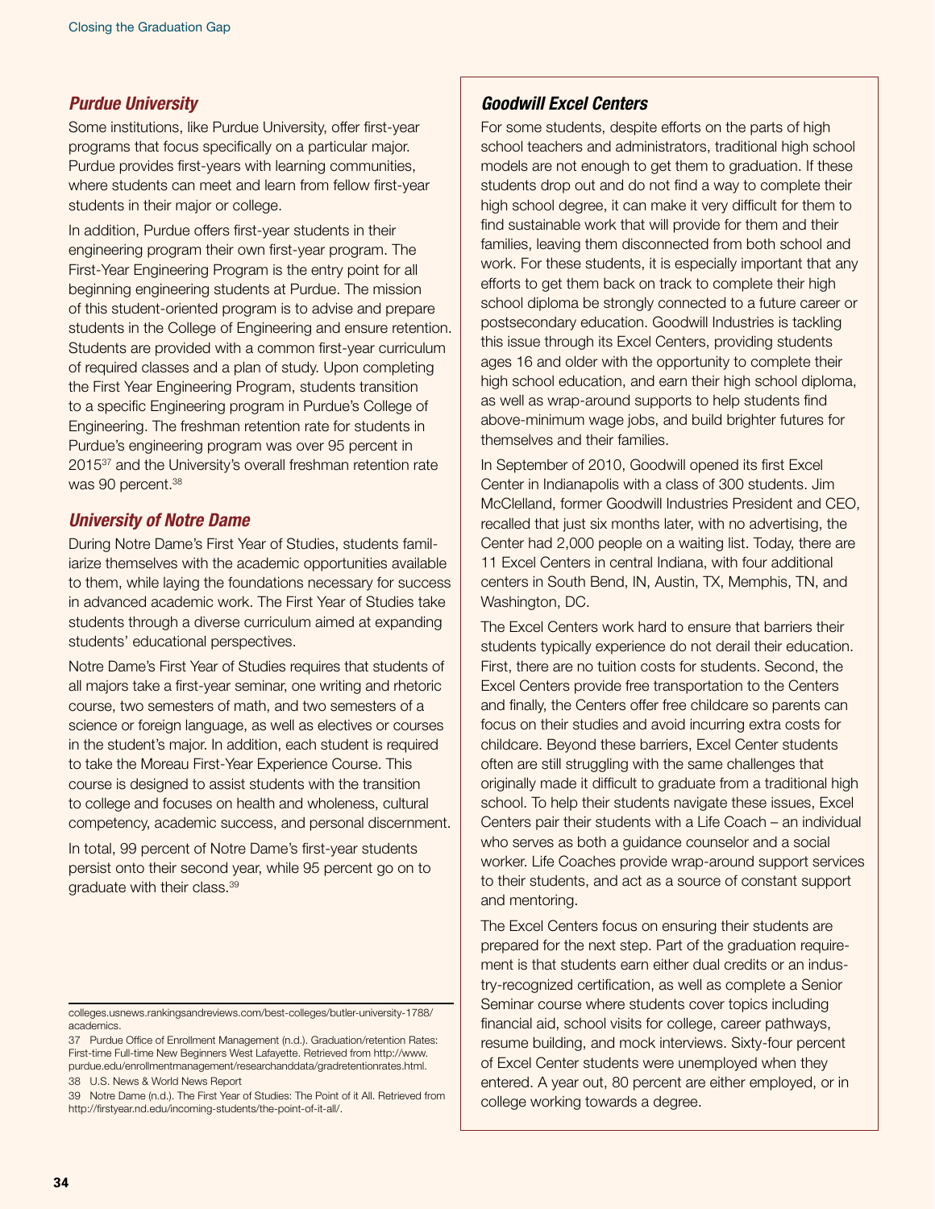### *Purdue University*

Some institutions, like Purdue University, offer first-year programs that focus specifically on a particular major. Purdue provides first-years with learning communities, where students can meet and learn from fellow first-year students in their major or college.

In addition, Purdue offers first-year students in their engineering program their own first-year program. The First-Year Engineering Program is the entry point for all beginning engineering students at Purdue. The mission of this student-oriented program is to advise and prepare students in the College of Engineering and ensure retention. Students are provided with a common first-year curriculum of required classes and a plan of study. Upon completing the First Year Engineering Program, students transition to a specific Engineering program in Purdue's College of Engineering. The freshman retention rate for students in Purdue's engineering program was over 95 percent in 2015[37] and the University's overall freshman retention rate was 90 percent.[38]

### *University of Notre Dame*

During Notre Dame's First Year of Studies, students familiarize themselves with the academic opportunities available to them, while laying the foundations necessary for success in advanced academic work. The First Year of Studies take students through a diverse curriculum aimed at expanding students' educational perspectives.

Notre Dame's First Year of Studies requires that students of all majors take a first-year seminar, one writing and rhetoric course, two semesters of math, and two semesters of a science or foreign language, as well as electives or courses in the student's major. In addition, each student is required to take the Moreau First-Year Experience Course. This course is designed to assist students with the transition to college and focuses on health and wholeness, cultural competency, academic success, and personal discernment.

In total, 99 percent of Notre Dame's first-year students persist onto their second year, while 95 percent go on to graduate with their class.[39]

### *Goodwill Excel Centers*

For some students, despite efforts on the parts of high school teachers and administrators, traditional high school models are not enough to get them to graduation. If these students drop out and do not find a way to complete their high school degree, it can make it very difficult for them to find sustainable work that will provide for them and their families, leaving them disconnected from both school and work. For these students, it is especially important that any efforts to get them back on track to complete their high school diploma be strongly connected to a future career or postsecondary education. Goodwill Industries is tackling this issue through its Excel Centers, providing students ages 16 and older with the opportunity to complete their high school education, and earn their high school diploma, as well as wrap-around supports to help students find above-minimum wage jobs, and build brighter futures for themselves and their families.

In September of 2010, Goodwill opened its first Excel Center in Indianapolis with a class of 300 students. Jim McClelland, former Goodwill Industries President and CEO, recalled that just six months later, with no advertising, the Center had 2,000 people on a waiting list. Today, there are 11 Excel Centers in central Indiana, with four additional centers in South Bend, IN, Austin, TX, Memphis, TN, and Washington, DC.

The Excel Centers work hard to ensure that barriers their students typically experience do not derail their education. First, there are no tuition costs for students. Second, the Excel Centers provide free transportation to the Centers and finally, the Centers offer free childcare so parents can focus on their studies and avoid incurring extra costs for childcare. Beyond these barriers, Excel Center students often are still struggling with the same challenges that originally made it difficult to graduate from a traditional high school. To help their students navigate these issues, Excel Centers pair their students with a Life Coach – an individual who serves as both a guidance counselor and a social worker. Life Coaches provide wrap-around support services to their students, and act as a source of constant support and mentoring.

The Excel Centers focus on ensuring their students are prepared for the next step. Part of the graduation requirement is that students earn either dual credits or an industry-recognized certification, as well as complete a Senior Seminar course where students cover topics including financial aid, school visits for college, career pathways, resume building, and mock interviews. Sixty-four percent of Excel Center students were unemployed when they entered. A year out, 80 percent are either employed, or in college working towards a degree.

---

colleges.usnews.rankingsandreviews.com/best-colleges/butler-university-1788/academics.

37 Purdue Office of Enrollment Management (n.d.). Graduation/retention Rates: First-time Full-time New Beginners West Lafayette. Retrieved from http://www.purdue.edu/enrollmentmanagement/researchanddata/gradretentionrates.html.

38 U.S. News & World News Report

39 Notre Dame (n.d.). The First Year of Studies: The Point of it All. Retrieved from http://firstyear.nd.edu/incoming-students/the-point-of-it-all/.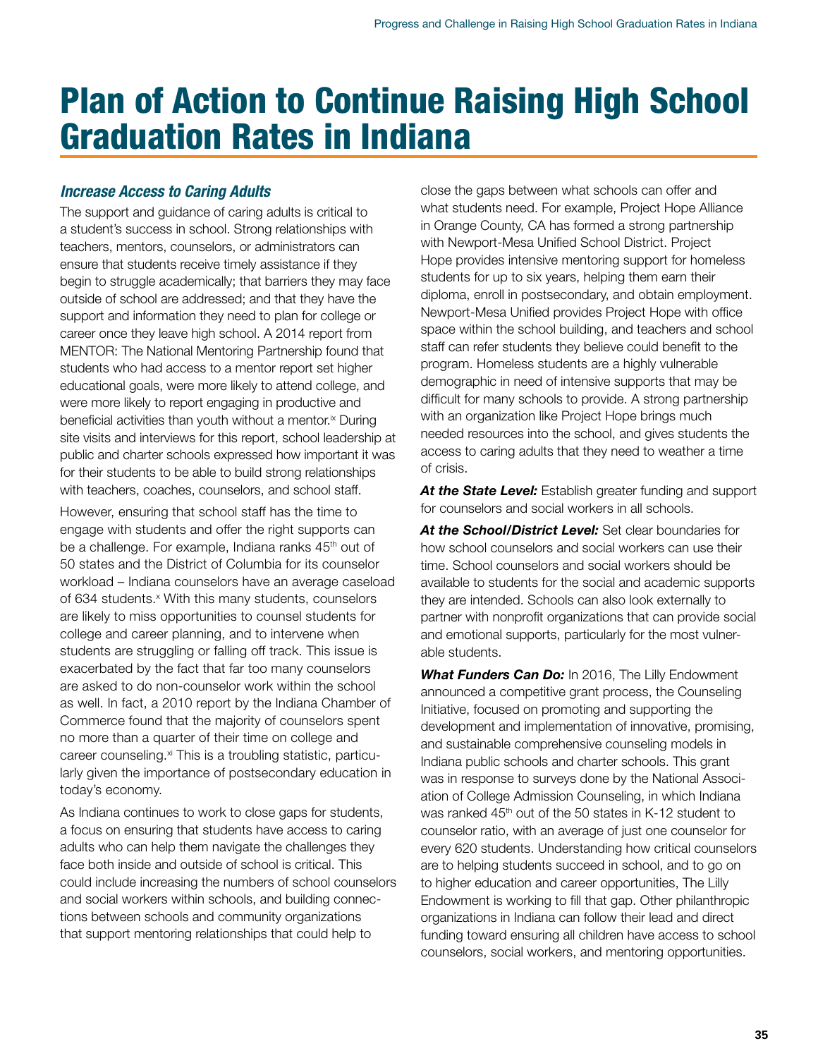# Plan of Action to Continue Raising High School Graduation Rates in Indiana

### *Increase Access to Caring Adults*

The support and guidance of caring adults is critical to a student's success in school. Strong relationships with teachers, mentors, counselors, or administrators can ensure that students receive timely assistance if they begin to struggle academically; that barriers they may face outside of school are addressed; and that they have the support and information they need to plan for college or career once they leave high school. A 2014 report from MENTOR: The National Mentoring Partnership found that students who had access to a mentor report set higher educational goals, were more likely to attend college, and were more likely to report engaging in productive and beneficial activities than youth without a mentor.[ix] During site visits and interviews for this report, school leadership at public and charter schools expressed how important it was for their students to be able to build strong relationships with teachers, coaches, counselors, and school staff.

However, ensuring that school staff has the time to engage with students and offer the right supports can be a challenge. For example, Indiana ranks 45th out of 50 states and the District of Columbia for its counselor workload – Indiana counselors have an average caseload of 634 students.[x] With this many students, counselors are likely to miss opportunities to counsel students for college and career planning, and to intervene when students are struggling or falling off track. This issue is exacerbated by the fact that far too many counselors are asked to do non-counselor work within the school as well. In fact, a 2010 report by the Indiana Chamber of Commerce found that the majority of counselors spent no more than a quarter of their time on college and career counseling.[xi] This is a troubling statistic, particularly given the importance of postsecondary education in today's economy.

As Indiana continues to work to close gaps for students, a focus on ensuring that students have access to caring adults who can help them navigate the challenges they face both inside and outside of school is critical. This could include increasing the numbers of school counselors and social workers within schools, and building connections between schools and community organizations that support mentoring relationships that could help to close the gaps between what schools can offer and what students need. For example, Project Hope Alliance in Orange County, CA has formed a strong partnership with Newport-Mesa Unified School District. Project Hope provides intensive mentoring support for homeless students for up to six years, helping them earn their diploma, enroll in postsecondary, and obtain employment. Newport-Mesa Unified provides Project Hope with office space within the school building, and teachers and school staff can refer students they believe could benefit to the program. Homeless students are a highly vulnerable demographic in need of intensive supports that may be difficult for many schools to provide. A strong partnership with an organization like Project Hope brings much needed resources into the school, and gives students the access to caring adults that they need to weather a time of crisis.

***At the State Level:*** Establish greater funding and support for counselors and social workers in all schools.

***At the School/District Level:*** Set clear boundaries for how school counselors and social workers can use their time. School counselors and social workers should be available to students for the social and academic supports they are intended. Schools can also look externally to partner with nonprofit organizations that can provide social and emotional supports, particularly for the most vulnerable students.

***What Funders Can Do:*** In 2016, The Lilly Endowment announced a competitive grant process, the Counseling Initiative, focused on promoting and supporting the development and implementation of innovative, promising, and sustainable comprehensive counseling models in Indiana public schools and charter schools. This grant was in response to surveys done by the National Association of College Admission Counseling, in which Indiana was ranked 45th out of the 50 states in K-12 student to counselor ratio, with an average of just one counselor for every 620 students. Understanding how critical counselors are to helping students succeed in school, and to go on to higher education and career opportunities, The Lilly Endowment is working to fill that gap. Other philanthropic organizations in Indiana can follow their lead and direct funding toward ensuring all children have access to school counselors, social workers, and mentoring opportunities.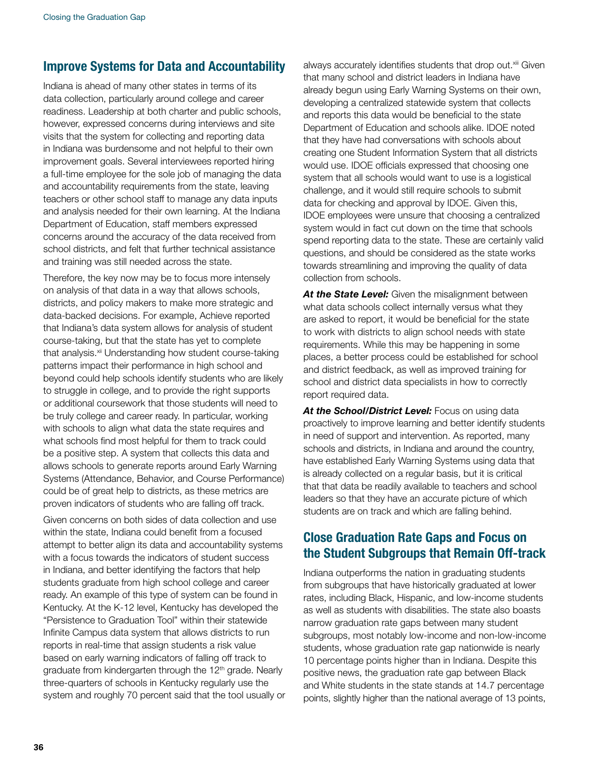## Improve Systems for Data and Accountability

Indiana is ahead of many other states in terms of its data collection, particularly around college and career readiness. Leadership at both charter and public schools, however, expressed concerns during interviews and site visits that the system for collecting and reporting data in Indiana was burdensome and not helpful to their own improvement goals. Several interviewees reported hiring a full-time employee for the sole job of managing the data and accountability requirements from the state, leaving teachers or other school staff to manage any data inputs and analysis needed for their own learning. At the Indiana Department of Education, staff members expressed concerns around the accuracy of the data received from school districts, and felt that further technical assistance and training was still needed across the state.

Therefore, the key now may be to focus more intensely on analysis of that data in a way that allows schools, districts, and policy makers to make more strategic and data-backed decisions. For example, Achieve reported that Indiana's data system allows for analysis of student course-taking, but that the state has yet to complete that analysis.[xii] Understanding how student course-taking patterns impact their performance in high school and beyond could help schools identify students who are likely to struggle in college, and to provide the right supports or additional coursework that those students will need to be truly college and career ready. In particular, working with schools to align what data the state requires and what schools find most helpful for them to track could be a positive step. A system that collects this data and allows schools to generate reports around Early Warning Systems (Attendance, Behavior, and Course Performance) could be of great help to districts, as these metrics are proven indicators of students who are falling off track.

Given concerns on both sides of data collection and use within the state, Indiana could benefit from a focused attempt to better align its data and accountability systems with a focus towards the indicators of student success in Indiana, and better identifying the factors that help students graduate from high school college and career ready. An example of this type of system can be found in Kentucky. At the K-12 level, Kentucky has developed the "Persistence to Graduation Tool" within their statewide Infinite Campus data system that allows districts to run reports in real-time that assign students a risk value based on early warning indicators of falling off track to graduate from kindergarten through the 12th grade. Nearly three-quarters of schools in Kentucky regularly use the system and roughly 70 percent said that the tool usually or always accurately identifies students that drop out.[xiii] Given that many school and district leaders in Indiana have already begun using Early Warning Systems on their own, developing a centralized statewide system that collects and reports this data would be beneficial to the state Department of Education and schools alike. IDOE noted that they have had conversations with schools about creating one Student Information System that all districts would use. IDOE officials expressed that choosing one system that all schools would want to use is a logistical challenge, and it would still require schools to submit data for checking and approval by IDOE. Given this, IDOE employees were unsure that choosing a centralized system would in fact cut down on the time that schools spend reporting data to the state. These are certainly valid questions, and should be considered as the state works towards streamlining and improving the quality of data collection from schools.

***At the State Level:*** Given the misalignment between what data schools collect internally versus what they are asked to report, it would be beneficial for the state to work with districts to align school needs with state requirements. While this may be happening in some places, a better process could be established for school and district feedback, as well as improved training for school and district data specialists in how to correctly report required data.

***At the School/District Level:*** Focus on using data proactively to improve learning and better identify students in need of support and intervention. As reported, many schools and districts, in Indiana and around the country, have established Early Warning Systems using data that is already collected on a regular basis, but it is critical that that data be readily available to teachers and school leaders so that they have an accurate picture of which students are on track and which are falling behind.

## Close Graduation Rate Gaps and Focus on the Student Subgroups that Remain Off-track

Indiana outperforms the nation in graduating students from subgroups that have historically graduated at lower rates, including Black, Hispanic, and low-income students as well as students with disabilities. The state also boasts narrow graduation rate gaps between many student subgroups, most notably low-income and non-low-income students, whose graduation rate gap nationwide is nearly 10 percentage points higher than in Indiana. Despite this positive news, the graduation rate gap between Black and White students in the state stands at 14.7 percentage points, slightly higher than the national average of 13 points,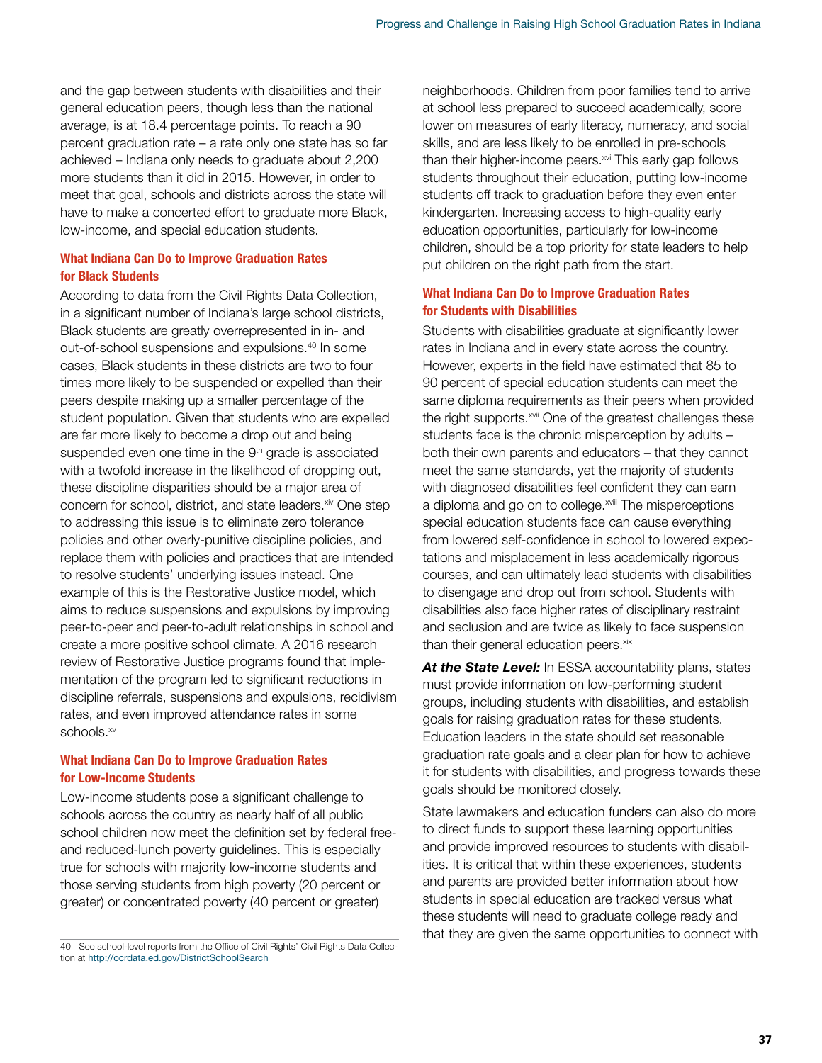and the gap between students with disabilities and their general education peers, though less than the national average, is at 18.4 percentage points. To reach a 90 percent graduation rate – a rate only one state has so far achieved – Indiana only needs to graduate about 2,200 more students than it did in 2015. However, in order to meet that goal, schools and districts across the state will have to make a concerted effort to graduate more Black, low-income, and special education students.

### What Indiana Can Do to Improve Graduation Rates for Black Students

According to data from the Civil Rights Data Collection, in a significant number of Indiana's large school districts, Black students are greatly overrepresented in in- and out-of-school suspensions and expulsions.[40] In some cases, Black students in these districts are two to four times more likely to be suspended or expelled than their peers despite making up a smaller percentage of the student population. Given that students who are expelled are far more likely to become a drop out and being suspended even one time in the 9th grade is associated with a twofold increase in the likelihood of dropping out, these discipline disparities should be a major area of concern for school, district, and state leaders.[xiv] One step to addressing this issue is to eliminate zero tolerance policies and other overly-punitive discipline policies, and replace them with policies and practices that are intended to resolve students' underlying issues instead. One example of this is the Restorative Justice model, which aims to reduce suspensions and expulsions by improving peer-to-peer and peer-to-adult relationships in school and create a more positive school climate. A 2016 research review of Restorative Justice programs found that implementation of the program led to significant reductions in discipline referrals, suspensions and expulsions, recidivism rates, and even improved attendance rates in some schools.[xv]

### What Indiana Can Do to Improve Graduation Rates for Low-Income Students

Low-income students pose a significant challenge to schools across the country as nearly half of all public school children now meet the definition set by federal free- and reduced-lunch poverty guidelines. This is especially true for schools with majority low-income students and those serving students from high poverty (20 percent or greater) or concentrated poverty (40 percent or greater) neighborhoods. Children from poor families tend to arrive at school less prepared to succeed academically, score lower on measures of early literacy, numeracy, and social skills, and are less likely to be enrolled in pre-schools than their higher-income peers.[xvi] This early gap follows students throughout their education, putting low-income students off track to graduation before they even enter kindergarten. Increasing access to high-quality early education opportunities, particularly for low-income children, should be a top priority for state leaders to help put children on the right path from the start.

### What Indiana Can Do to Improve Graduation Rates for Students with Disabilities

Students with disabilities graduate at significantly lower rates in Indiana and in every state across the country. However, experts in the field have estimated that 85 to 90 percent of special education students can meet the same diploma requirements as their peers when provided the right supports.[xvii] One of the greatest challenges these students face is the chronic misperception by adults – both their own parents and educators – that they cannot meet the same standards, yet the majority of students with diagnosed disabilities feel confident they can earn a diploma and go on to college.[xviii] The misperceptions special education students face can cause everything from lowered self-confidence in school to lowered expectations and misplacement in less academically rigorous courses, and can ultimately lead students with disabilities to disengage and drop out from school. Students with disabilities also face higher rates of disciplinary restraint and seclusion and are twice as likely to face suspension than their general education peers.[xix]

***At the State Level:*** In ESSA accountability plans, states must provide information on low-performing student groups, including students with disabilities, and establish goals for raising graduation rates for these students. Education leaders in the state should set reasonable graduation rate goals and a clear plan for how to achieve it for students with disabilities, and progress towards these goals should be monitored closely.

State lawmakers and education funders can also do more to direct funds to support these learning opportunities and provide improved resources to students with disabilities. It is critical that within these experiences, students and parents are provided better information about how students in special education are tracked versus what these students will need to graduate college ready and that they are given the same opportunities to connect with

---

40 See school-level reports from the Office of Civil Rights' Civil Rights Data Collection at http://ocrdata.ed.gov/DistrictSchoolSearch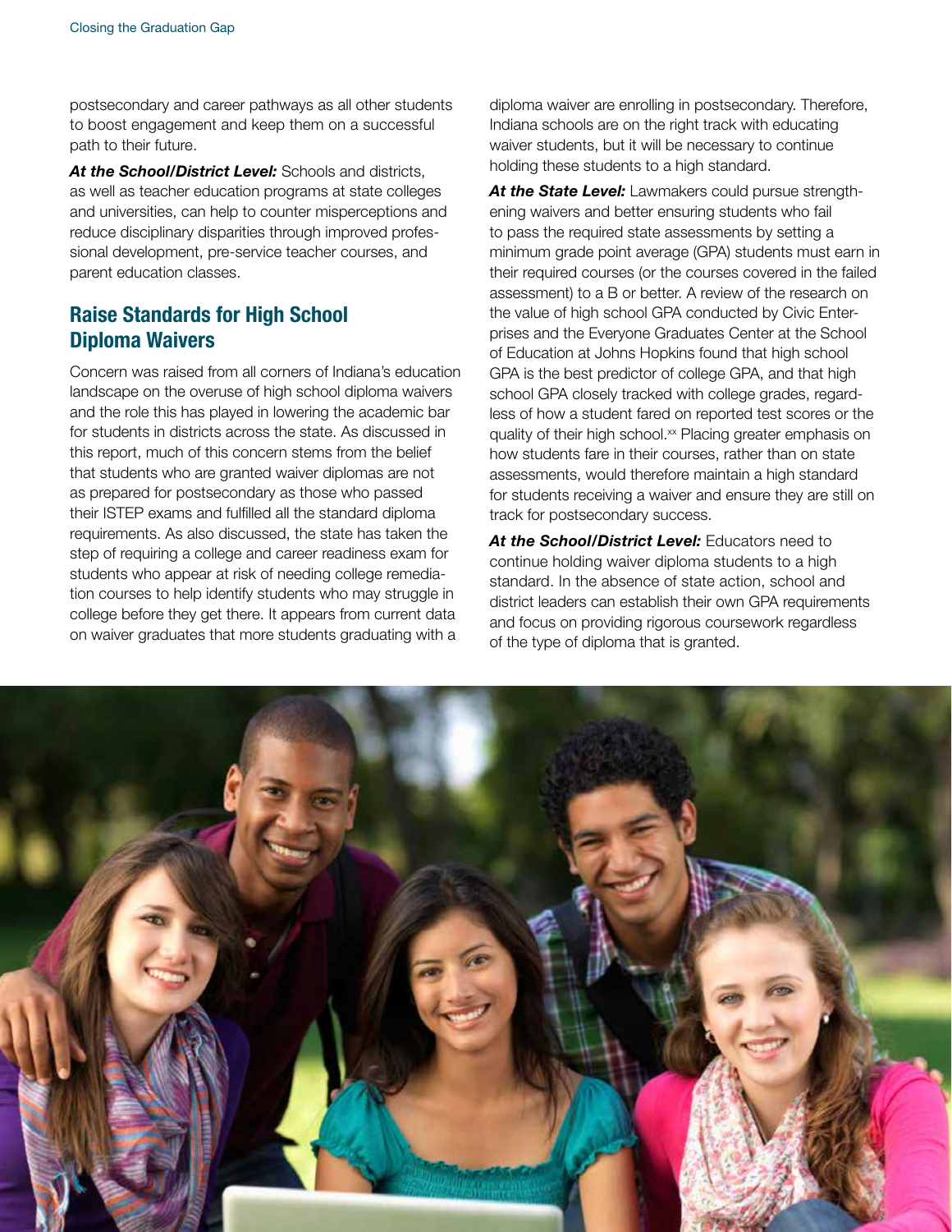postsecondary and career pathways as all other students to boost engagement and keep them on a successful path to their future.

***At the School/District Level:*** Schools and districts, as well as teacher education programs at state colleges and universities, can help to counter misperceptions and reduce disciplinary disparities through improved professional development, pre-service teacher courses, and parent education classes.

## Raise Standards for High School Diploma Waivers

Concern was raised from all corners of Indiana's education landscape on the overuse of high school diploma waivers and the role this has played in lowering the academic bar for students in districts across the state. As discussed in this report, much of this concern stems from the belief that students who are granted waiver diplomas are not as prepared for postsecondary as those who passed their ISTEP exams and fulfilled all the standard diploma requirements. As also discussed, the state has taken the step of requiring a college and career readiness exam for students who appear at risk of needing college remediation courses to help identify students who may struggle in college before they get there. It appears from current data on waiver graduates that more students graduating with a diploma waiver are enrolling in postsecondary. Therefore, Indiana schools are on the right track with educating waiver students, but it will be necessary to continue holding these students to a high standard.

***At the State Level:*** Lawmakers could pursue strengthening waivers and better ensuring students who fail to pass the required state assessments by setting a minimum grade point average (GPA) students must earn in their required courses (or the courses covered in the failed assessment) to a B or better. A review of the research on the value of high school GPA conducted by Civic Enterprises and the Everyone Graduates Center at the School of Education at Johns Hopkins found that high school GPA is the best predictor of college GPA, and that high school GPA closely tracked with college grades, regardless of how a student fared on reported test scores or the quality of their high school.[xx] Placing greater emphasis on how students fare in their courses, rather than on state assessments, would therefore maintain a high standard for students receiving a waiver and ensure they are still on track for postsecondary success.

***At the School/District Level:*** Educators need to continue holding waiver diploma students to a high standard. In the absence of state action, school and district leaders can establish their own GPA requirements and focus on providing rigorous coursework regardless of the type of diploma that is granted.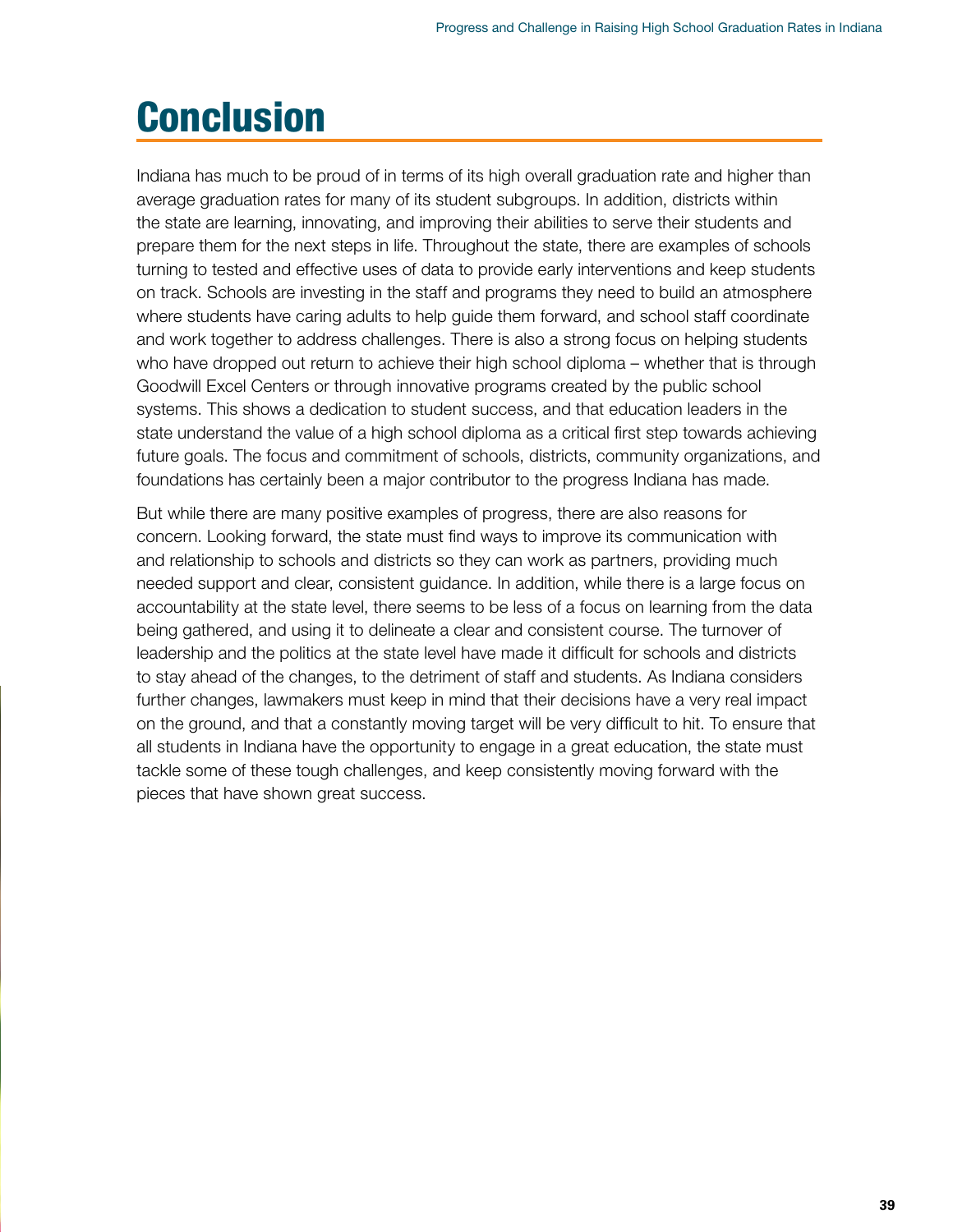# Conclusion

Indiana has much to be proud of in terms of its high overall graduation rate and higher than average graduation rates for many of its student subgroups. In addition, districts within the state are learning, innovating, and improving their abilities to serve their students and prepare them for the next steps in life. Throughout the state, there are examples of schools turning to tested and effective uses of data to provide early interventions and keep students on track. Schools are investing in the staff and programs they need to build an atmosphere where students have caring adults to help guide them forward, and school staff coordinate and work together to address challenges. There is also a strong focus on helping students who have dropped out return to achieve their high school diploma – whether that is through Goodwill Excel Centers or through innovative programs created by the public school systems. This shows a dedication to student success, and that education leaders in the state understand the value of a high school diploma as a critical first step towards achieving future goals. The focus and commitment of schools, districts, community organizations, and foundations has certainly been a major contributor to the progress Indiana has made.

But while there are many positive examples of progress, there are also reasons for concern. Looking forward, the state must find ways to improve its communication with and relationship to schools and districts so they can work as partners, providing much needed support and clear, consistent guidance. In addition, while there is a large focus on accountability at the state level, there seems to be less of a focus on learning from the data being gathered, and using it to delineate a clear and consistent course. The turnover of leadership and the politics at the state level have made it difficult for schools and districts to stay ahead of the changes, to the detriment of staff and students. As Indiana considers further changes, lawmakers must keep in mind that their decisions have a very real impact on the ground, and that a constantly moving target will be very difficult to hit. To ensure that all students in Indiana have the opportunity to engage in a great education, the state must tackle some of these tough challenges, and keep consistently moving forward with the pieces that have shown great success.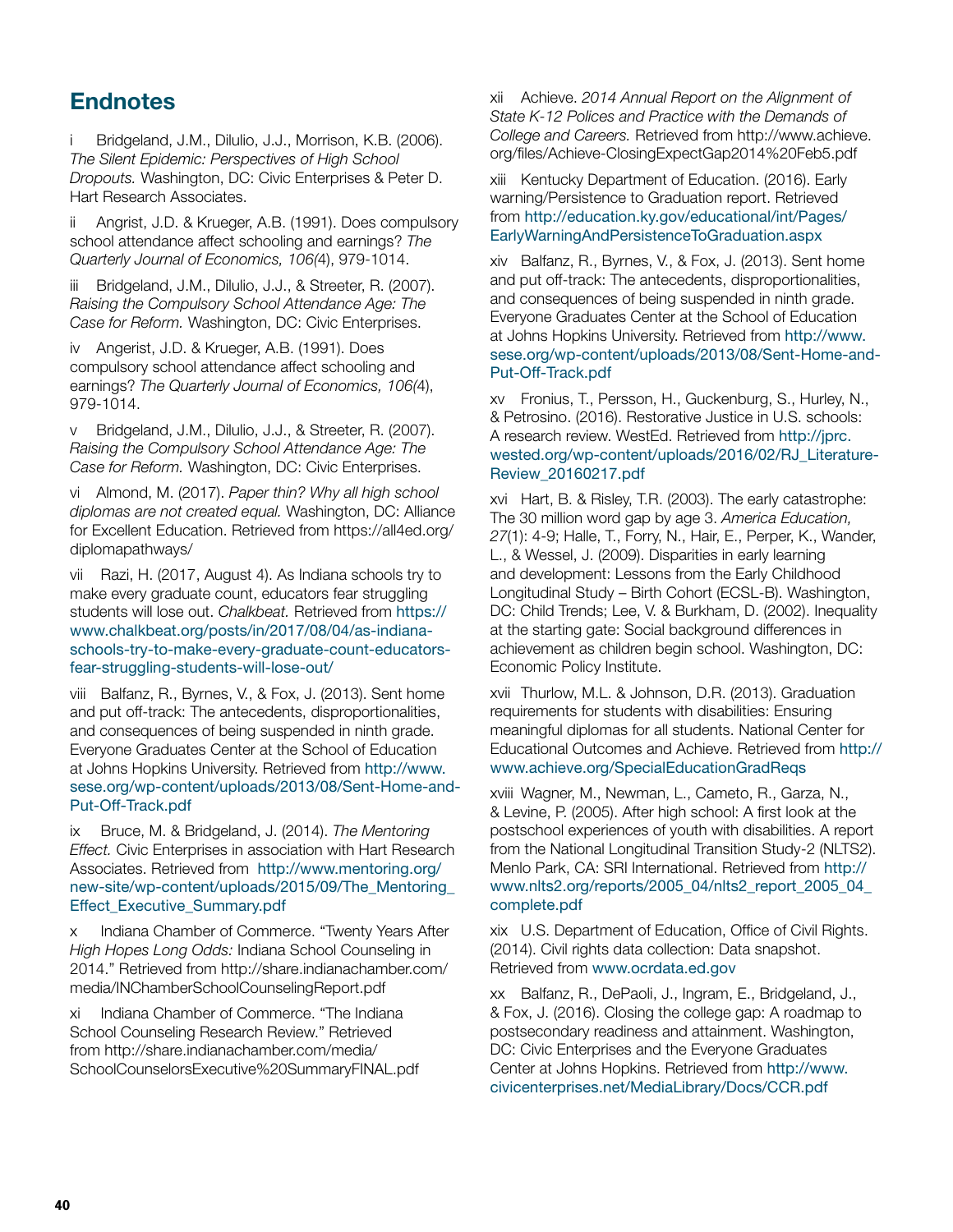## Endnotes

i Bridgeland, J.M., Dilulio, J.J., Morrison, K.B. (2006). *The Silent Epidemic: Perspectives of High School Dropouts.* Washington, DC: Civic Enterprises & Peter D. Hart Research Associates.

ii Angrist, J.D. & Krueger, A.B. (1991). Does compulsory school attendance affect schooling and earnings? *The Quarterly Journal of Economics, 106(*4), 979-1014.

iii Bridgeland, J.M., Dilulio, J.J., & Streeter, R. (2007). *Raising the Compulsory School Attendance Age: The Case for Reform.* Washington, DC: Civic Enterprises.

iv Angerist, J.D. & Krueger, A.B. (1991). Does compulsory school attendance affect schooling and earnings? *The Quarterly Journal of Economics, 106(*4), 979-1014.

v Bridgeland, J.M., Dilulio, J.J., & Streeter, R. (2007). *Raising the Compulsory School Attendance Age: The Case for Reform.* Washington, DC: Civic Enterprises.

vi Almond, M. (2017). *Paper thin? Why all high school diplomas are not created equal.* Washington, DC: Alliance for Excellent Education. Retrieved from https://all4ed.org/diplomapathways/

vii Razi, H. (2017, August 4). As Indiana schools try to make every graduate count, educators fear struggling students will lose out. *Chalkbeat.* Retrieved from https://www.chalkbeat.org/posts/in/2017/08/04/as-indiana-schools-try-to-make-every-graduate-count-educators-fear-struggling-students-will-lose-out/

viii Balfanz, R., Byrnes, V., & Fox, J. (2013). Sent home and put off-track: The antecedents, disproportionalities, and consequences of being suspended in ninth grade. Everyone Graduates Center at the School of Education at Johns Hopkins University. Retrieved from http://www.sese.org/wp-content/uploads/2013/08/Sent-Home-and-Put-Off-Track.pdf

ix Bruce, M. & Bridgeland, J. (2014). *The Mentoring Effect.* Civic Enterprises in association with Hart Research Associates. Retrieved from http://www.mentoring.org/new-site/wp-content/uploads/2015/09/The_Mentoring_Effect_Executive_Summary.pdf

x Indiana Chamber of Commerce. "Twenty Years After *High Hopes Long Odds:* Indiana School Counseling in 2014." Retrieved from http://share.indianachamber.com/media/INChamberSchoolCounselingReport.pdf

xi Indiana Chamber of Commerce. "The Indiana School Counseling Research Review." Retrieved from http://share.indianachamber.com/media/SchoolCounselorsExecutive%20SummaryFINAL.pdf

xii Achieve. *2014 Annual Report on the Alignment of State K-12 Polices and Practice with the Demands of College and Careers.* Retrieved from http://www.achieve.org/files/Achieve-ClosingExpectGap2014%20Feb5.pdf

xiii Kentucky Department of Education. (2016). Early warning/Persistence to Graduation report. Retrieved from http://education.ky.gov/educational/int/Pages/EarlyWarningAndPersistenceToGraduation.aspx

xiv Balfanz, R., Byrnes, V., & Fox, J. (2013). Sent home and put off-track: The antecedents, disproportionalities, and consequences of being suspended in ninth grade. Everyone Graduates Center at the School of Education at Johns Hopkins University. Retrieved from http://www.sese.org/wp-content/uploads/2013/08/Sent-Home-and-Put-Off-Track.pdf

xv Fronius, T., Persson, H., Guckenburg, S., Hurley, N., & Petrosino. (2016). Restorative Justice in U.S. schools: A research review. WestEd. Retrieved from http://jprc.wested.org/wp-content/uploads/2016/02/RJ_Literature-Review_20160217.pdf

xvi Hart, B. & Risley, T.R. (2003). The early catastrophe: The 30 million word gap by age 3. *America Education, 27*(1): 4-9; Halle, T., Forry, N., Hair, E., Perper, K., Wander, L., & Wessel, J. (2009). Disparities in early learning and development: Lessons from the Early Childhood Longitudinal Study – Birth Cohort (ECSL-B). Washington, DC: Child Trends; Lee, V. & Burkham, D. (2002). Inequality at the starting gate: Social background differences in achievement as children begin school. Washington, DC: Economic Policy Institute.

xvii Thurlow, M.L. & Johnson, D.R. (2013). Graduation requirements for students with disabilities: Ensuring meaningful diplomas for all students. National Center for Educational Outcomes and Achieve. Retrieved from http://www.achieve.org/SpecialEducationGradReqs

xviii Wagner, M., Newman, L., Cameto, R., Garza, N., & Levine, P. (2005). After high school: A first look at the postschool experiences of youth with disabilities. A report from the National Longitudinal Transition Study-2 (NLTS2). Menlo Park, CA: SRI International. Retrieved from http://www.nlts2.org/reports/2005_04/nlts2_report_2005_04_complete.pdf

xix U.S. Department of Education, Office of Civil Rights. (2014). Civil rights data collection: Data snapshot. Retrieved from www.ocrdata.ed.gov

xx Balfanz, R., DePaoli, J., Ingram, E., Bridgeland, J., & Fox, J. (2016). Closing the college gap: A roadmap to postsecondary readiness and attainment. Washington, DC: Civic Enterprises and the Everyone Graduates Center at Johns Hopkins. Retrieved from http://www.civicenterprises.net/MediaLibrary/Docs/CCR.pdf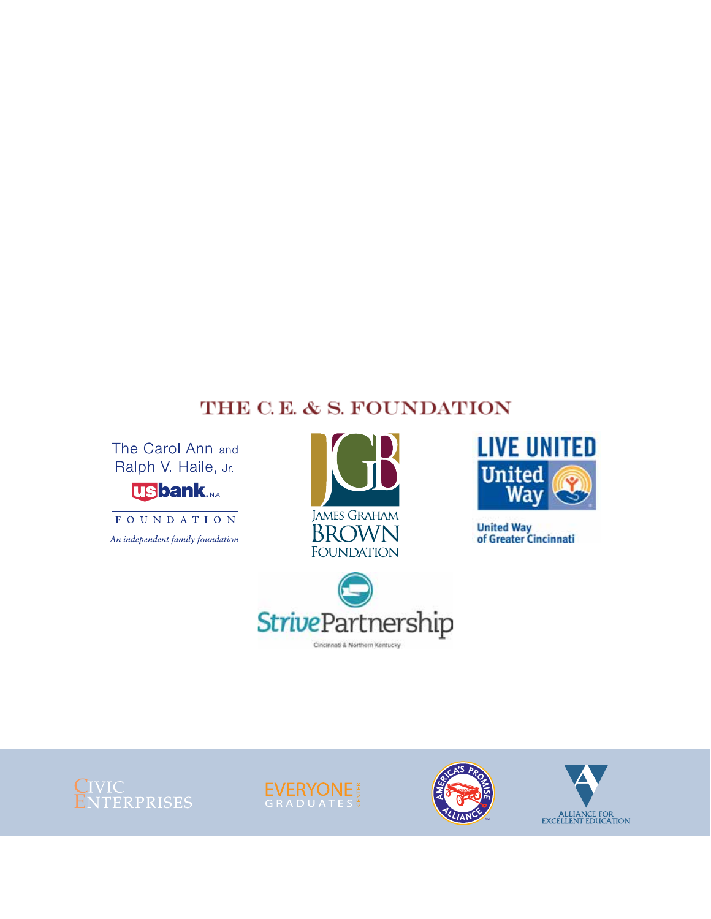THE C. E. & S. FOUNDATION

The Carol Ann and Ralph V. Haile, Jr.

usbank. N.A.

FOUNDATION

*An independent family foundation*

JAMES GRAHAM BROWN FOUNDATION

LIVE UNITED

United Way

United Way of Greater Cincinnati

StrivePartnership

Cincinnati & Northern Kentucky

CIVIC ENTERPRISES

EVERYONE GRADUATES CENTER

AMERICA'S PROMISE ALLIANCE

ALLIANCE FOR EXCELLENT EDUCATION